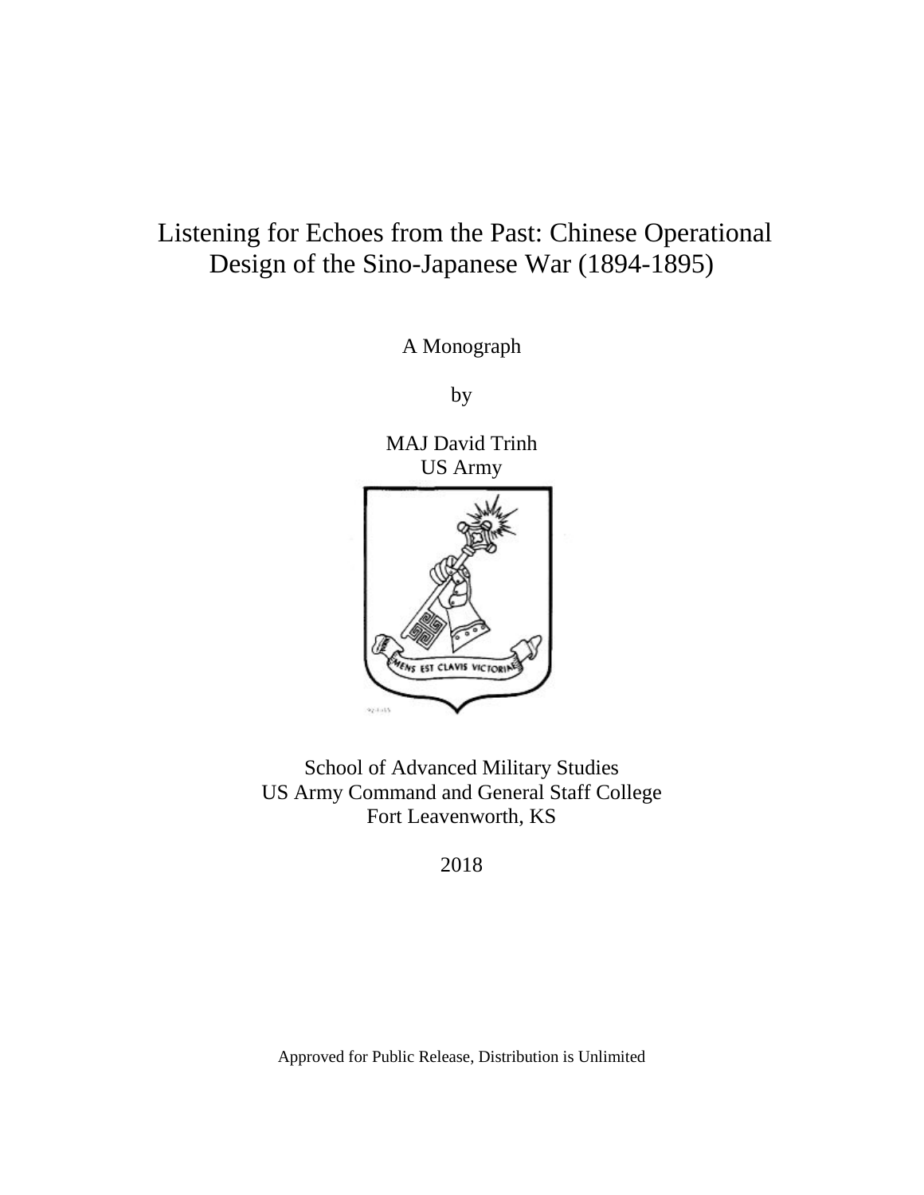# Listening for Echoes from the Past: Chinese Operational Design of the Sino-Japanese War (1894-1895)

A Monograph

by

MAJ David Trinh
US Army

School of Advanced Military Studies
US Army Command and General Staff College
Fort Leavenworth, KS

2018

Approved for Public Release, Distribution is Unlimited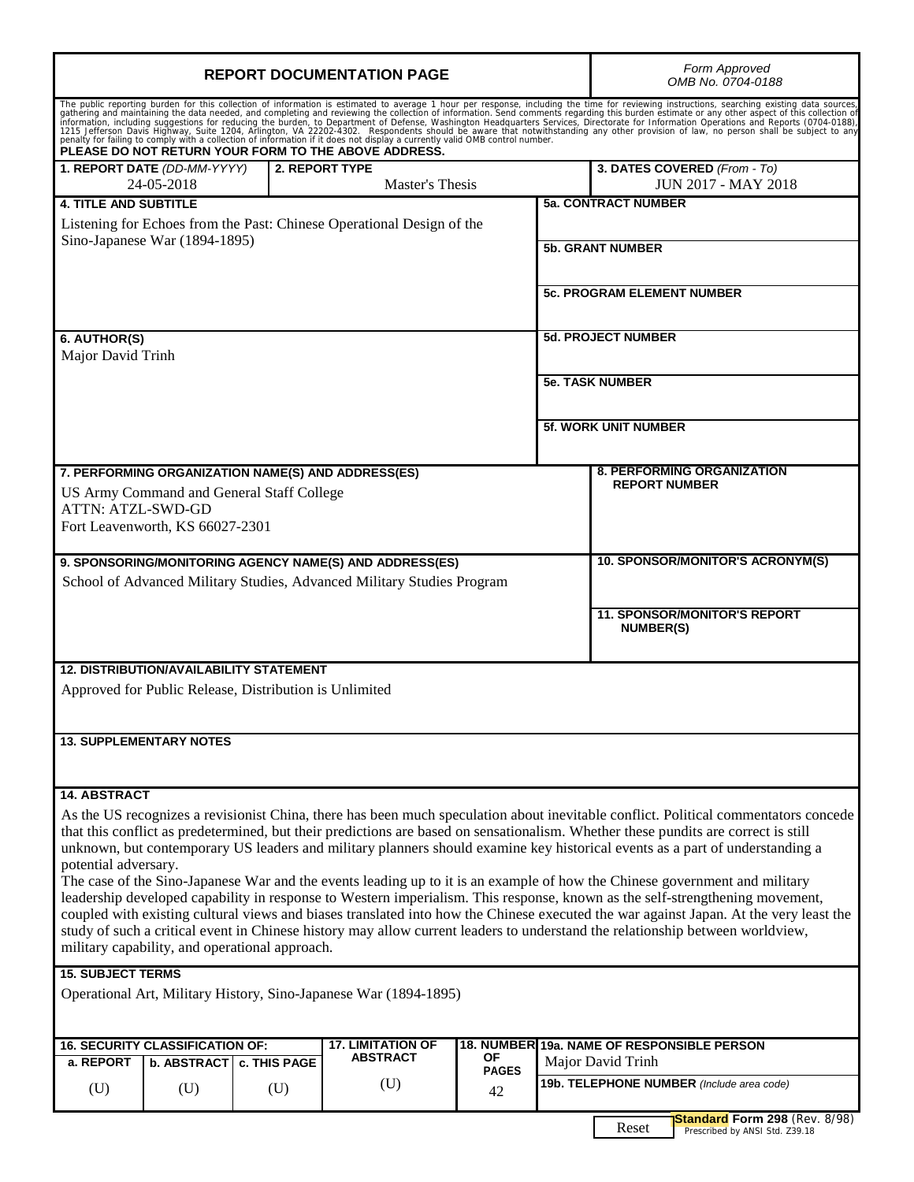# REPORT DOCUMENTATION PAGE

*Form Approved*
*OMB No. 0704-0188*

The public reporting burden for this collection of information is estimated to average 1 hour per response, including the time for reviewing instructions, searching existing data sources, gathering and maintaining the data needed, and completing and reviewing the collection of information. Send comments regarding this burden estimate or any other aspect of this collection of information, including suggestions for reducing the burden, to Department of Defense, Washington Headquarters Services, Directorate for Information Operations and Reports (0704-0188), 1215 Jefferson Davis Highway, Suite 1204, Arlington, VA 22202-4302. Respondents should be aware that notwithstanding any other provision of law, no person shall be subject to any penalty for failing to comply with a collection of information if it does not display a currently valid OMB control number.

**PLEASE DO NOT RETURN YOUR FORM TO THE ABOVE ADDRESS.**

| **1. REPORT DATE** *(DD-MM-YYYY)* | **2. REPORT TYPE** | **3. DATES COVERED** *(From - To)* |
|---|---|---|
| 24-05-2018 | Master's Thesis | JUN 2017 - MAY 2018 |

**4. TITLE AND SUBTITLE**
Listening for Echoes from the Past: Chinese Operational Design of the Sino-Japanese War (1894-1895)

**5a. CONTRACT NUMBER**

**5b. GRANT NUMBER**

**5c. PROGRAM ELEMENT NUMBER**

**6. AUTHOR(S)**
Major David Trinh

**5d. PROJECT NUMBER**

**5e. TASK NUMBER**

**5f. WORK UNIT NUMBER**

**7. PERFORMING ORGANIZATION NAME(S) AND ADDRESS(ES)**
US Army Command and General Staff College
ATTN: ATZL-SWD-GD
Fort Leavenworth, KS 66027-2301

**8. PERFORMING ORGANIZATION REPORT NUMBER**

**9. SPONSORING/MONITORING AGENCY NAME(S) AND ADDRESS(ES)**
School of Advanced Military Studies, Advanced Military Studies Program

**10. SPONSOR/MONITOR'S ACRONYM(S)**

**11. SPONSOR/MONITOR'S REPORT NUMBER(S)**

**12. DISTRIBUTION/AVAILABILITY STATEMENT**
Approved for Public Release, Distribution is Unlimited

**13. SUPPLEMENTARY NOTES**

**14. ABSTRACT**
As the US recognizes a revisionist China, there has been much speculation about inevitable conflict. Political commentators concede that this conflict as predetermined, but their predictions are based on sensationalism. Whether these pundits are correct is still unknown, but contemporary US leaders and military planners should examine key historical events as a part of understanding a potential adversary.
The case of the Sino-Japanese War and the events leading up to it is an example of how the Chinese government and military leadership developed capability in response to Western imperialism. This response, known as the self-strengthening movement, coupled with existing cultural views and biases translated into how the Chinese executed the war against Japan. At the very least the study of such a critical event in Chinese history may allow current leaders to understand the relationship between worldview, military capability, and operational approach.

**15. SUBJECT TERMS**
Operational Art, Military History, Sino-Japanese War (1894-1895)

| **16. SECURITY CLASSIFICATION OF:** | | | **17. LIMITATION OF ABSTRACT** | **18. NUMBER OF PAGES** | **19a. NAME OF RESPONSIBLE PERSON** |
|---|---|---|---|---|---|
| **a. REPORT** | **b. ABSTRACT** | **c. THIS PAGE** | | | Major David Trinh |
| (U) | (U) | (U) | (U) | 42 | **19b. TELEPHONE NUMBER** *(Include area code)* |

**Standard Form 298** (Rev. 8/98)
Prescribed by ANSI Std. Z39.18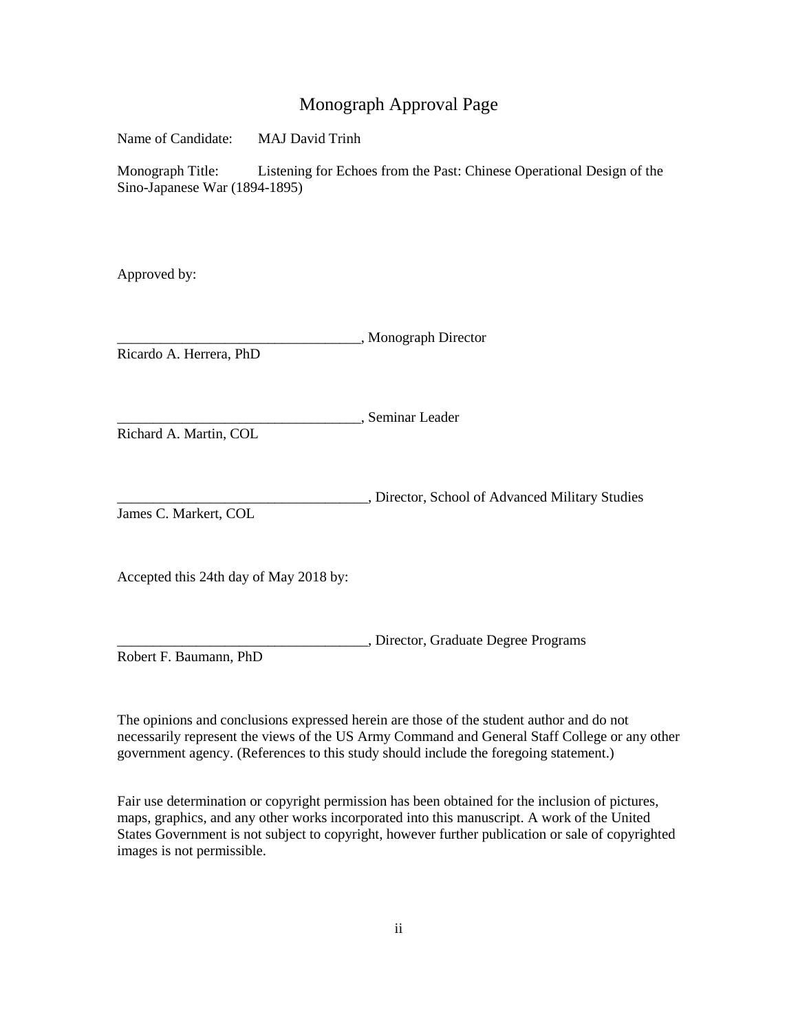# Monograph Approval Page

Name of Candidate: MAJ David Trinh

Monograph Title: Listening for Echoes from the Past: Chinese Operational Design of the Sino-Japanese War (1894-1895)

Approved by:

__________________________________, Monograph Director
Ricardo A. Herrera, PhD

__________________________________, Seminar Leader
Richard A. Martin, COL

___________________________________, Director, School of Advanced Military Studies
James C. Markert, COL

Accepted this 24th day of May 2018 by:

___________________________________, Director, Graduate Degree Programs
Robert F. Baumann, PhD

The opinions and conclusions expressed herein are those of the student author and do not necessarily represent the views of the US Army Command and General Staff College or any other government agency. (References to this study should include the foregoing statement.)

Fair use determination or copyright permission has been obtained for the inclusion of pictures, maps, graphics, and any other works incorporated into this manuscript. A work of the United States Government is not subject to copyright, however further publication or sale of copyrighted images is not permissible.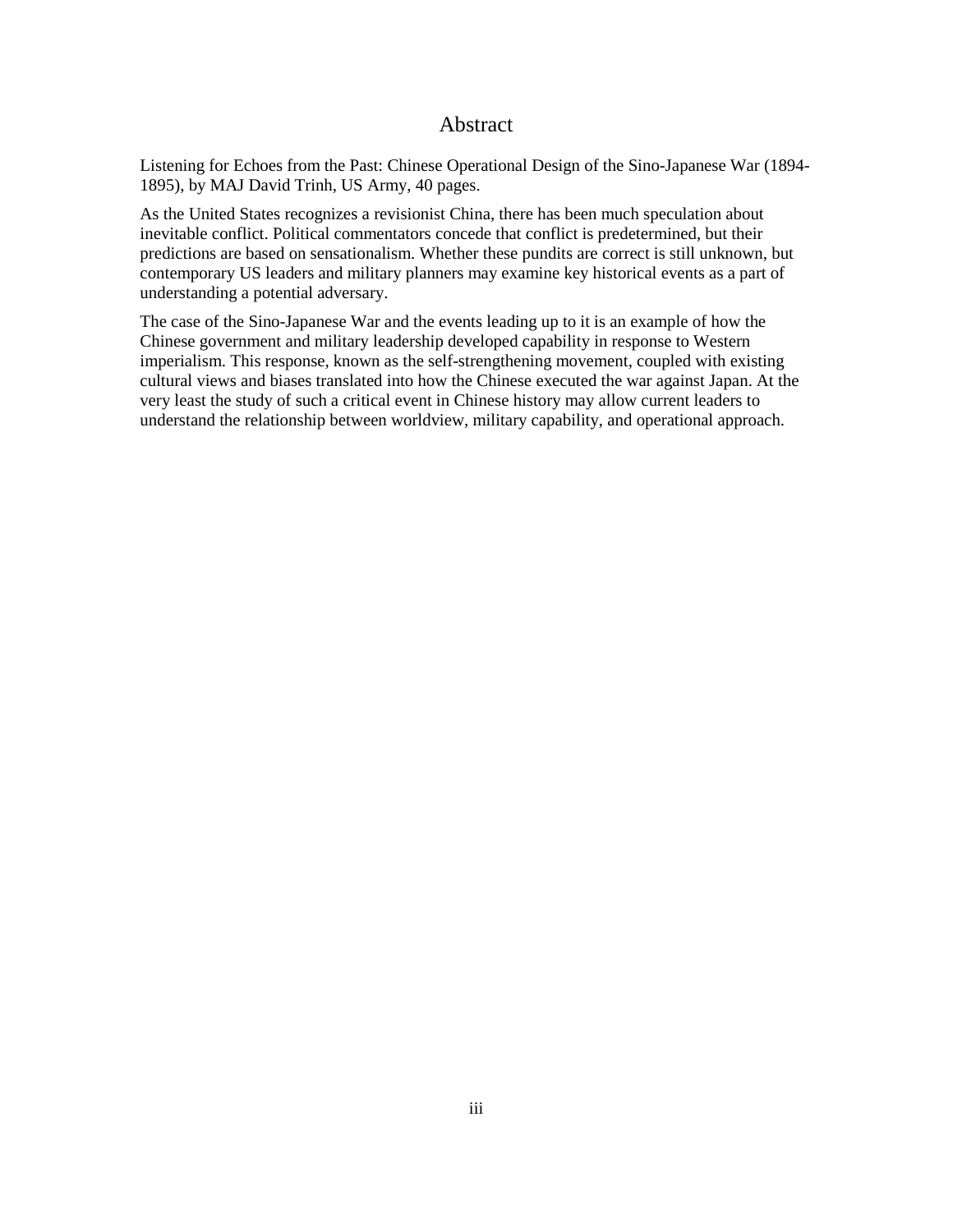# Abstract

Listening for Echoes from the Past: Chinese Operational Design of the Sino-Japanese War (1894-1895), by MAJ David Trinh, US Army, 40 pages.

As the United States recognizes a revisionist China, there has been much speculation about inevitable conflict. Political commentators concede that conflict is predetermined, but their predictions are based on sensationalism. Whether these pundits are correct is still unknown, but contemporary US leaders and military planners may examine key historical events as a part of understanding a potential adversary.

The case of the Sino-Japanese War and the events leading up to it is an example of how the Chinese government and military leadership developed capability in response to Western imperialism. This response, known as the self-strengthening movement, coupled with existing cultural views and biases translated into how the Chinese executed the war against Japan. At the very least the study of such a critical event in Chinese history may allow current leaders to understand the relationship between worldview, military capability, and operational approach.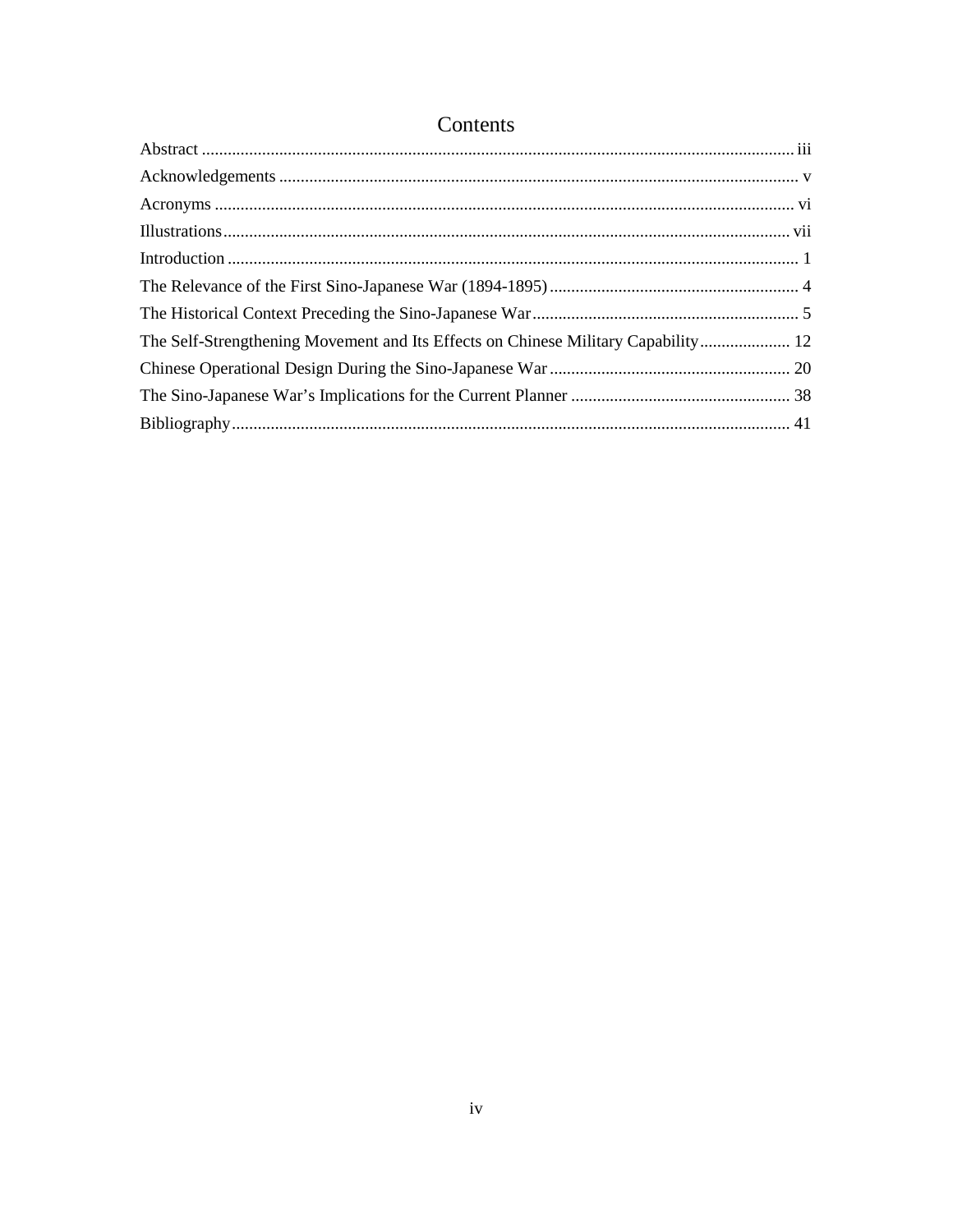# Contents

Abstract ........................................................................................................................................ iii

Acknowledgements ........................................................................................................................ v

Acronyms ...................................................................................................................................... vi

Illustrations................................................................................................................................... vii

Introduction .................................................................................................................................... 1

The Relevance of the First Sino-Japanese War (1894-1895) .......................................................... 4

The Historical Context Preceding the Sino-Japanese War.............................................................. 5

The Self-Strengthening Movement and Its Effects on Chinese Military Capability..................... 12

Chinese Operational Design During the Sino-Japanese War ........................................................ 20

The Sino-Japanese War's Implications for the Current Planner ................................................... 38

Bibliography................................................................................................................................. 41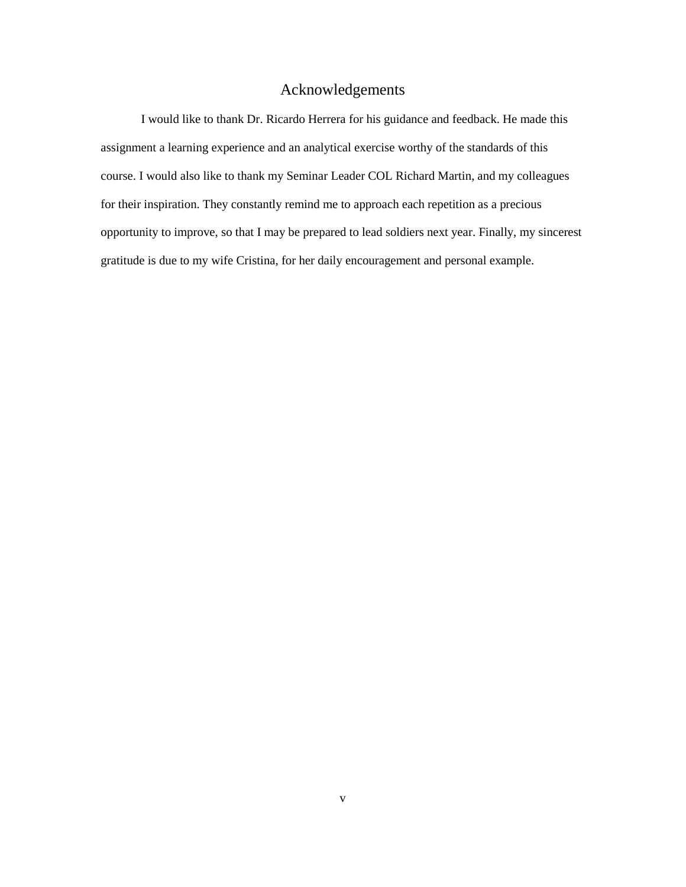# Acknowledgements

I would like to thank Dr. Ricardo Herrera for his guidance and feedback. He made this assignment a learning experience and an analytical exercise worthy of the standards of this course. I would also like to thank my Seminar Leader COL Richard Martin, and my colleagues for their inspiration. They constantly remind me to approach each repetition as a precious opportunity to improve, so that I may be prepared to lead soldiers next year. Finally, my sincerest gratitude is due to my wife Cristina, for her daily encouragement and personal example.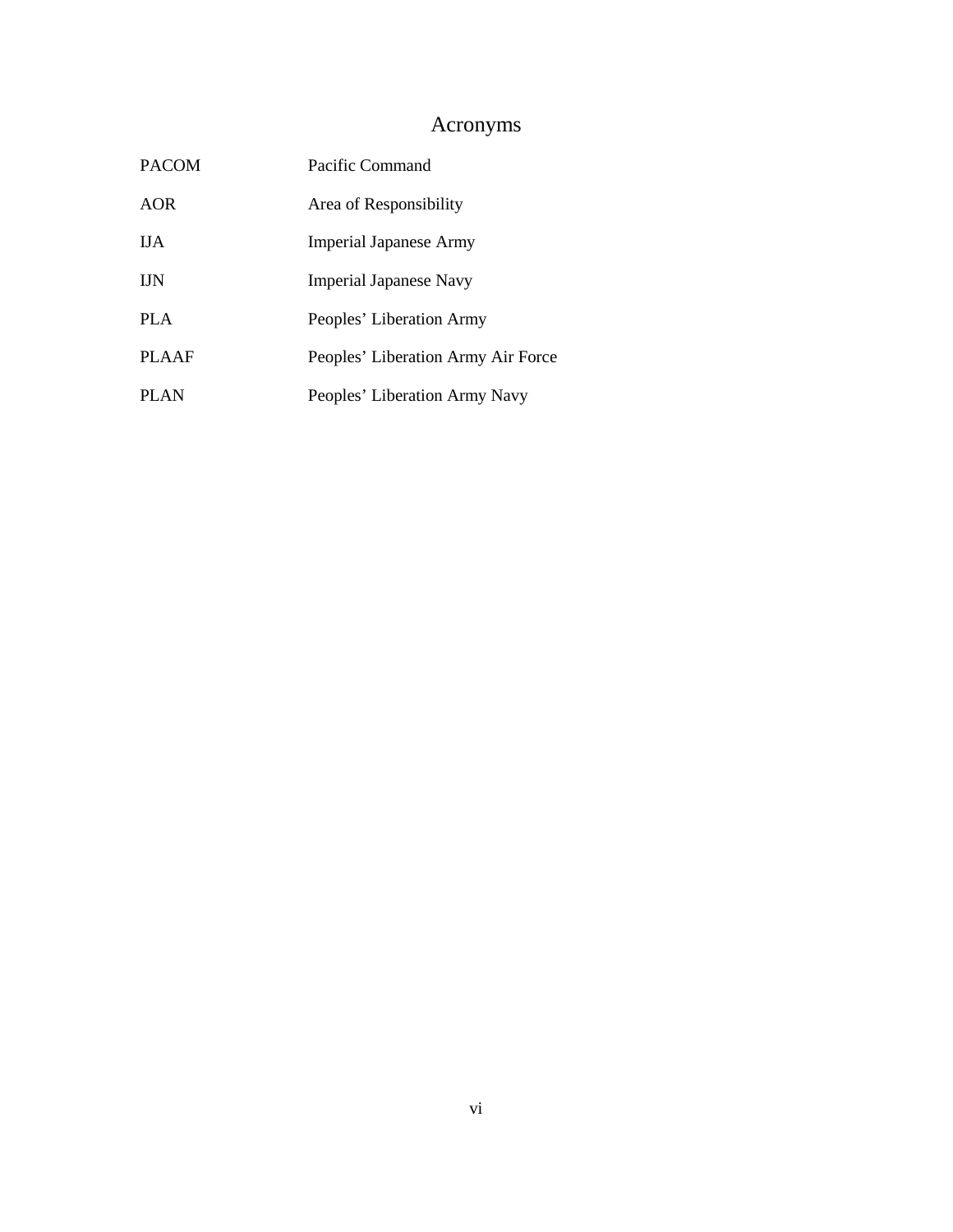# Acronyms

| | |
|---|---|
| PACOM | Pacific Command |
| AOR | Area of Responsibility |
| IJA | Imperial Japanese Army |
| IJN | Imperial Japanese Navy |
| PLA | Peoples' Liberation Army |
| PLAAF | Peoples' Liberation Army Air Force |
| PLAN | Peoples' Liberation Army Navy |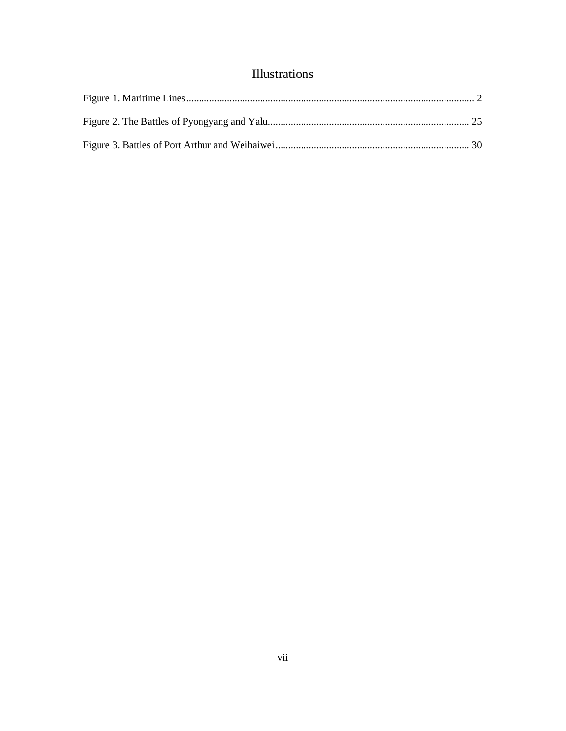# Illustrations

Figure 1. Maritime Lines................................................................................................................. 2

Figure 2. The Battles of Pyongyang and Yalu............................................................................... 25

Figure 3. Battles of Port Arthur and Weihaiwei............................................................................ 30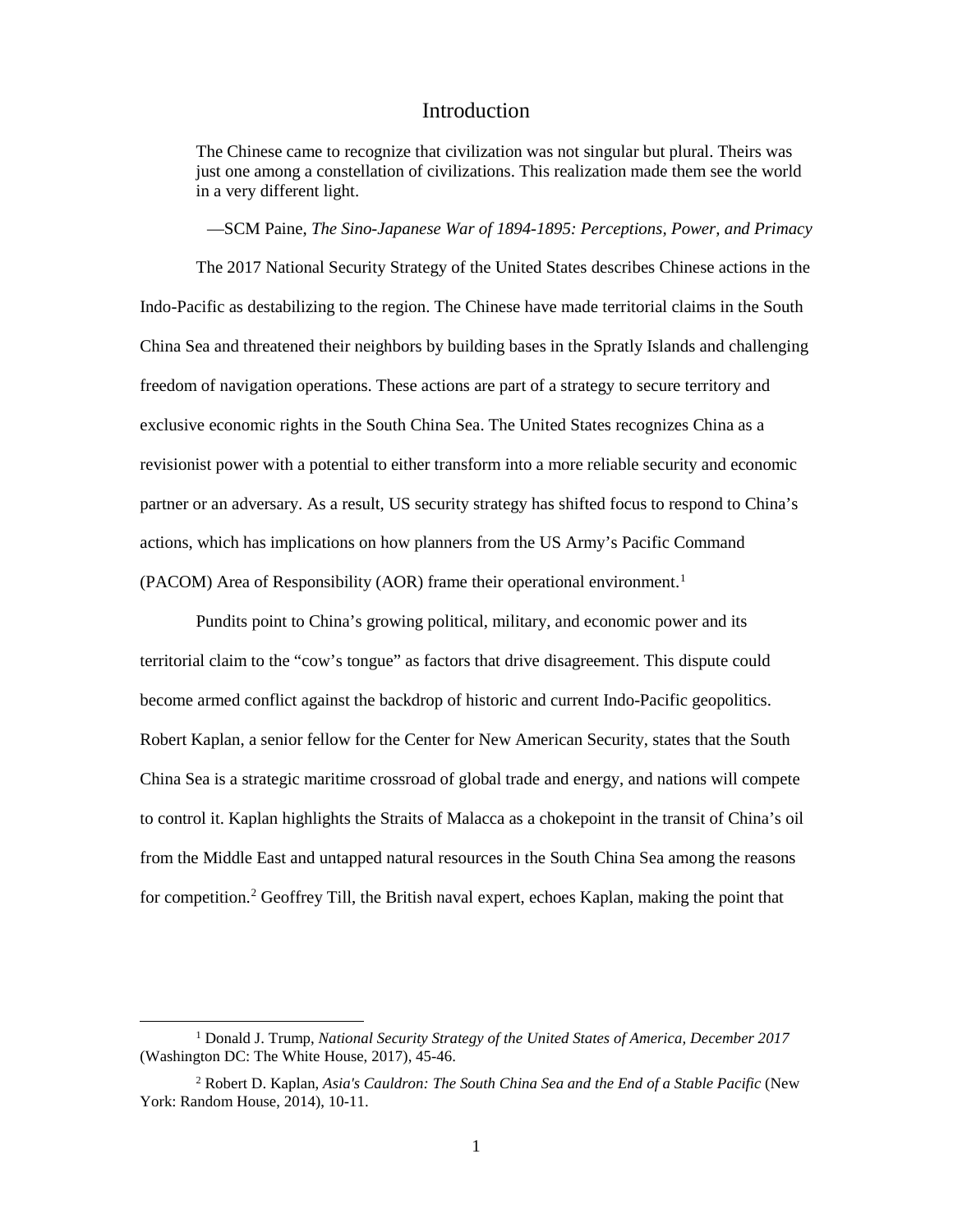# Introduction

> The Chinese came to recognize that civilization was not singular but plural. Theirs was just one among a constellation of civilizations. This realization made them see the world in a very different light.
>
> —SCM Paine, *The Sino-Japanese War of 1894-1895: Perceptions, Power, and Primacy*

The 2017 National Security Strategy of the United States describes Chinese actions in the Indo-Pacific as destabilizing to the region. The Chinese have made territorial claims in the South China Sea and threatened their neighbors by building bases in the Spratly Islands and challenging freedom of navigation operations. These actions are part of a strategy to secure territory and exclusive economic rights in the South China Sea. The United States recognizes China as a revisionist power with a potential to either transform into a more reliable security and economic partner or an adversary. As a result, US security strategy has shifted focus to respond to China's actions, which has implications on how planners from the US Army's Pacific Command (PACOM) Area of Responsibility (AOR) frame their operational environment.[1]

Pundits point to China's growing political, military, and economic power and its territorial claim to the "cow's tongue" as factors that drive disagreement. This dispute could become armed conflict against the backdrop of historic and current Indo-Pacific geopolitics. Robert Kaplan, a senior fellow for the Center for New American Security, states that the South China Sea is a strategic maritime crossroad of global trade and energy, and nations will compete to control it. Kaplan highlights the Straits of Malacca as a chokepoint in the transit of China's oil from the Middle East and untapped natural resources in the South China Sea among the reasons for competition.[2] Geoffrey Till, the British naval expert, echoes Kaplan, making the point that

---

[1] Donald J. Trump, *National Security Strategy of the United States of America, December 2017* (Washington DC: The White House, 2017), 45-46.

[2] Robert D. Kaplan, *Asia's Cauldron: The South China Sea and the End of a Stable Pacific* (New York: Random House, 2014), 10-11.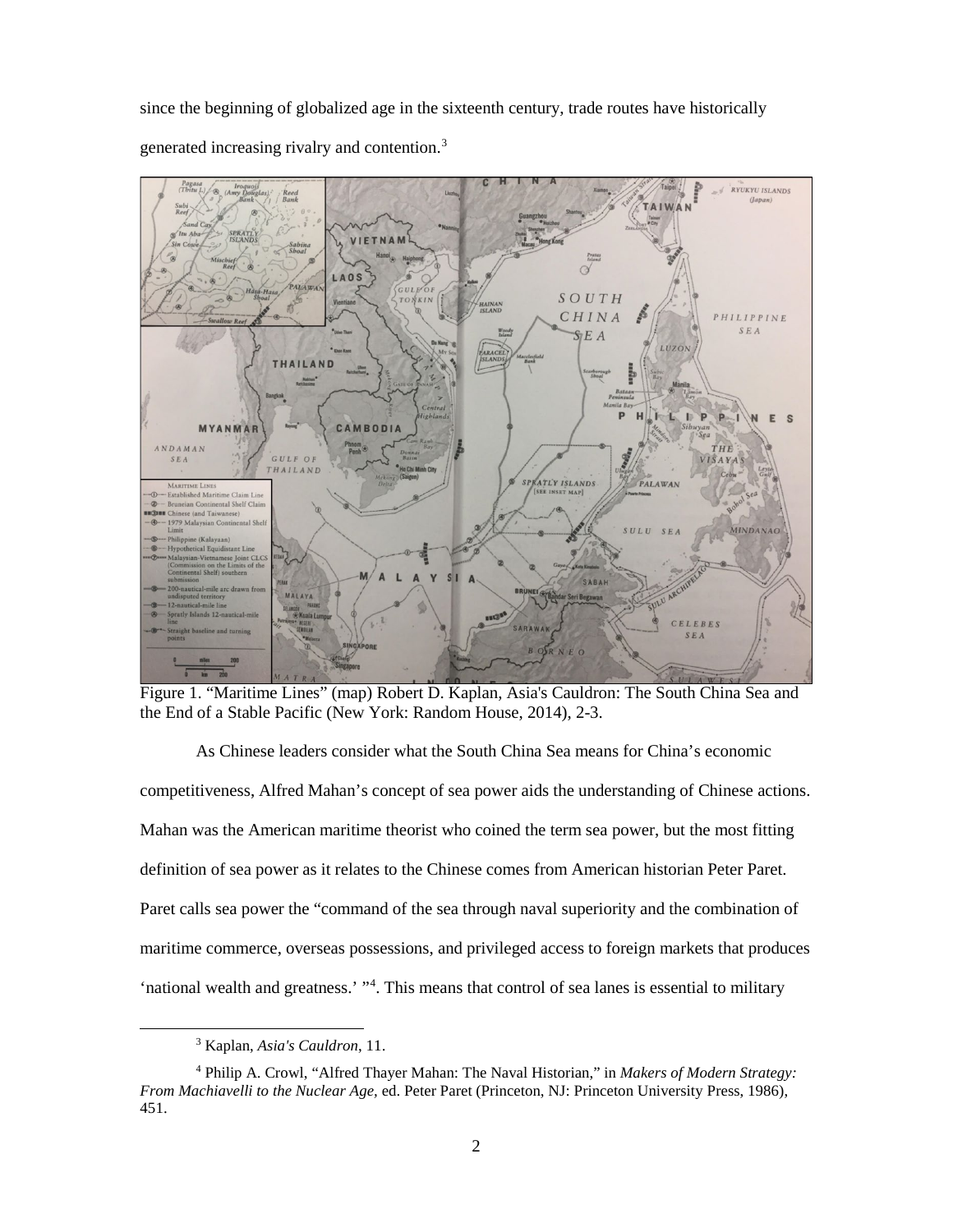since the beginning of globalized age in the sixteenth century, trade routes have historically generated increasing rivalry and contention.[3]

Figure 1. "Maritime Lines" (map) Robert D. Kaplan, Asia's Cauldron: The South China Sea and the End of a Stable Pacific (New York: Random House, 2014), 2-3.

As Chinese leaders consider what the South China Sea means for China's economic competitiveness, Alfred Mahan's concept of sea power aids the understanding of Chinese actions. Mahan was the American maritime theorist who coined the term sea power, but the most fitting definition of sea power as it relates to the Chinese comes from American historian Peter Paret. Paret calls sea power the "command of the sea through naval superiority and the combination of maritime commerce, overseas possessions, and privileged access to foreign markets that produces 'national wealth and greatness.' "[4]. This means that control of sea lanes is essential to military

---

[3] Kaplan, *Asia's Cauldron*, 11.

[4] Philip A. Crowl, "Alfred Thayer Mahan: The Naval Historian," in *Makers of Modern Strategy: From Machiavelli to the Nuclear Age,* ed. Peter Paret (Princeton, NJ: Princeton University Press, 1986), 451.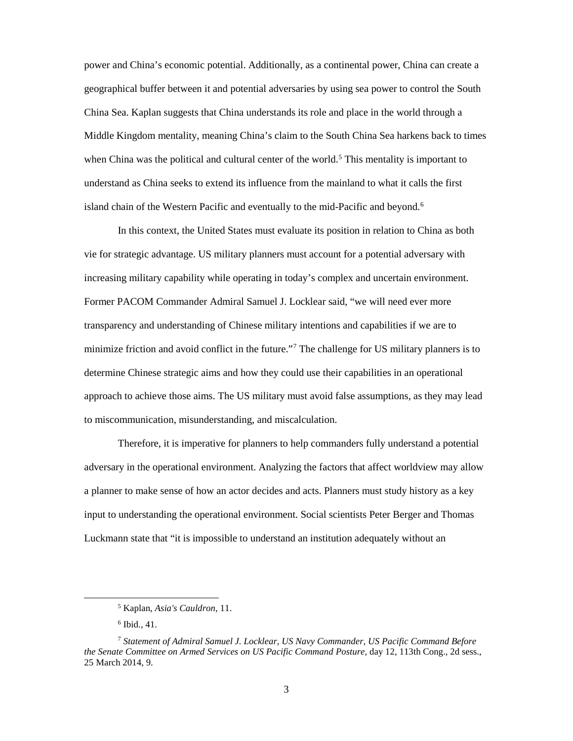power and China's economic potential. Additionally, as a continental power, China can create a geographical buffer between it and potential adversaries by using sea power to control the South China Sea. Kaplan suggests that China understands its role and place in the world through a Middle Kingdom mentality, meaning China's claim to the South China Sea harkens back to times when China was the political and cultural center of the world.[5] This mentality is important to understand as China seeks to extend its influence from the mainland to what it calls the first island chain of the Western Pacific and eventually to the mid-Pacific and beyond.[6]

In this context, the United States must evaluate its position in relation to China as both vie for strategic advantage. US military planners must account for a potential adversary with increasing military capability while operating in today's complex and uncertain environment. Former PACOM Commander Admiral Samuel J. Locklear said, "we will need ever more transparency and understanding of Chinese military intentions and capabilities if we are to minimize friction and avoid conflict in the future."[7] The challenge for US military planners is to determine Chinese strategic aims and how they could use their capabilities in an operational approach to achieve those aims. The US military must avoid false assumptions, as they may lead to miscommunication, misunderstanding, and miscalculation.

Therefore, it is imperative for planners to help commanders fully understand a potential adversary in the operational environment. Analyzing the factors that affect worldview may allow a planner to make sense of how an actor decides and acts. Planners must study history as a key input to understanding the operational environment. Social scientists Peter Berger and Thomas Luckmann state that "it is impossible to understand an institution adequately without an

---

[5] Kaplan, *Asia's Cauldron*, 11.

[6] Ibid., 41.

[7] *Statement of Admiral Samuel J. Locklear, US Navy Commander, US Pacific Command Before the Senate Committee on Armed Services on US Pacific Command Posture*, day 12, 113th Cong., 2d sess., 25 March 2014, 9.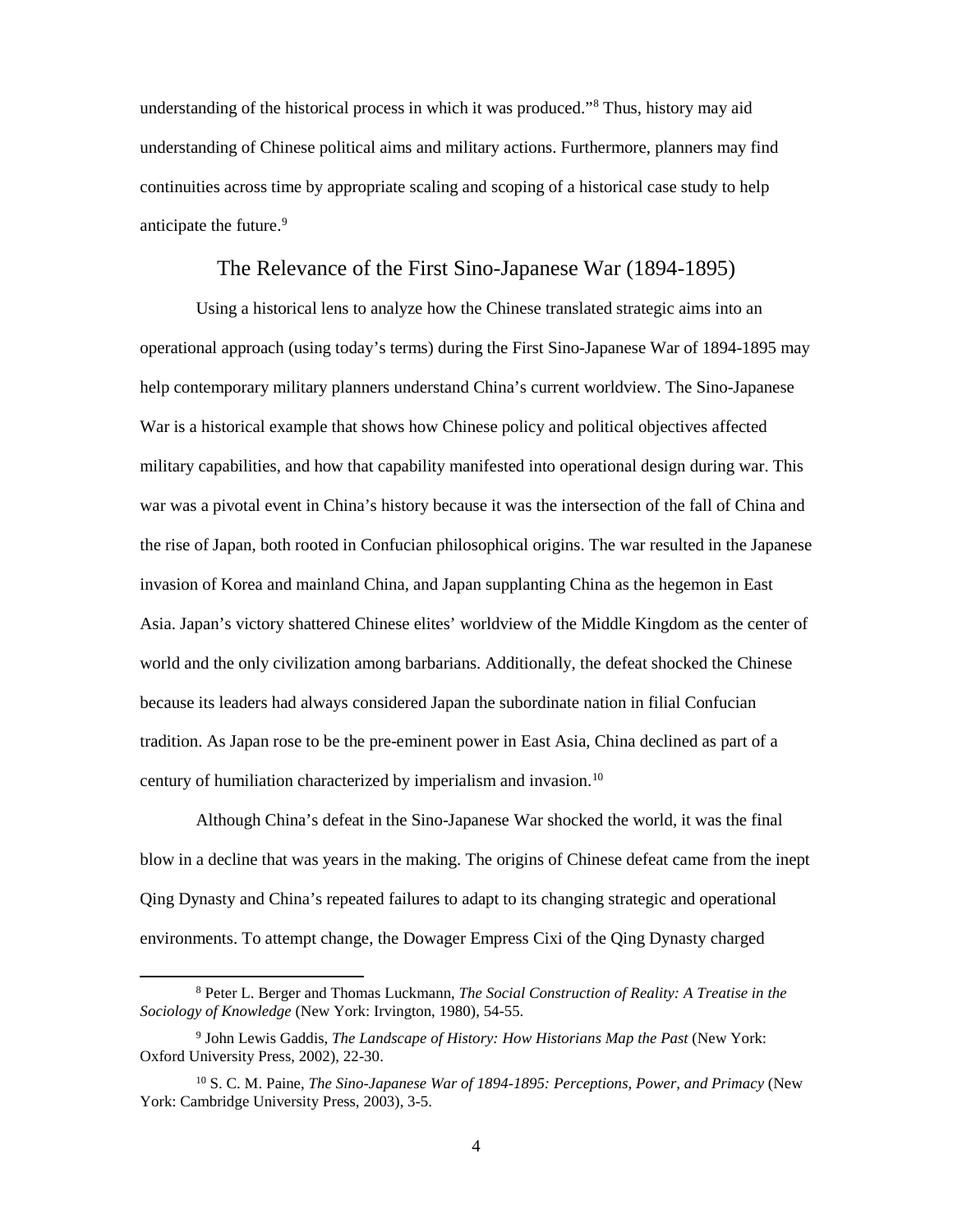understanding of the historical process in which it was produced."[8] Thus, history may aid understanding of Chinese political aims and military actions. Furthermore, planners may find continuities across time by appropriate scaling and scoping of a historical case study to help anticipate the future.[9]

## The Relevance of the First Sino-Japanese War (1894-1895)

Using a historical lens to analyze how the Chinese translated strategic aims into an operational approach (using today's terms) during the First Sino-Japanese War of 1894-1895 may help contemporary military planners understand China's current worldview. The Sino-Japanese War is a historical example that shows how Chinese policy and political objectives affected military capabilities, and how that capability manifested into operational design during war. This war was a pivotal event in China's history because it was the intersection of the fall of China and the rise of Japan, both rooted in Confucian philosophical origins. The war resulted in the Japanese invasion of Korea and mainland China, and Japan supplanting China as the hegemon in East Asia. Japan's victory shattered Chinese elites' worldview of the Middle Kingdom as the center of world and the only civilization among barbarians. Additionally, the defeat shocked the Chinese because its leaders had always considered Japan the subordinate nation in filial Confucian tradition. As Japan rose to be the pre-eminent power in East Asia, China declined as part of a century of humiliation characterized by imperialism and invasion.[10]

Although China's defeat in the Sino-Japanese War shocked the world, it was the final blow in a decline that was years in the making. The origins of Chinese defeat came from the inept Qing Dynasty and China's repeated failures to adapt to its changing strategic and operational environments. To attempt change, the Dowager Empress Cixi of the Qing Dynasty charged

---

[8] Peter L. Berger and Thomas Luckmann, *The Social Construction of Reality: A Treatise in the Sociology of Knowledge* (New York: Irvington, 1980), 54-55.

[9] John Lewis Gaddis, *The Landscape of History: How Historians Map the Past* (New York: Oxford University Press, 2002), 22-30.

[10] S. C. M. Paine, *The Sino-Japanese War of 1894-1895: Perceptions, Power, and Primacy* (New York: Cambridge University Press, 2003), 3-5.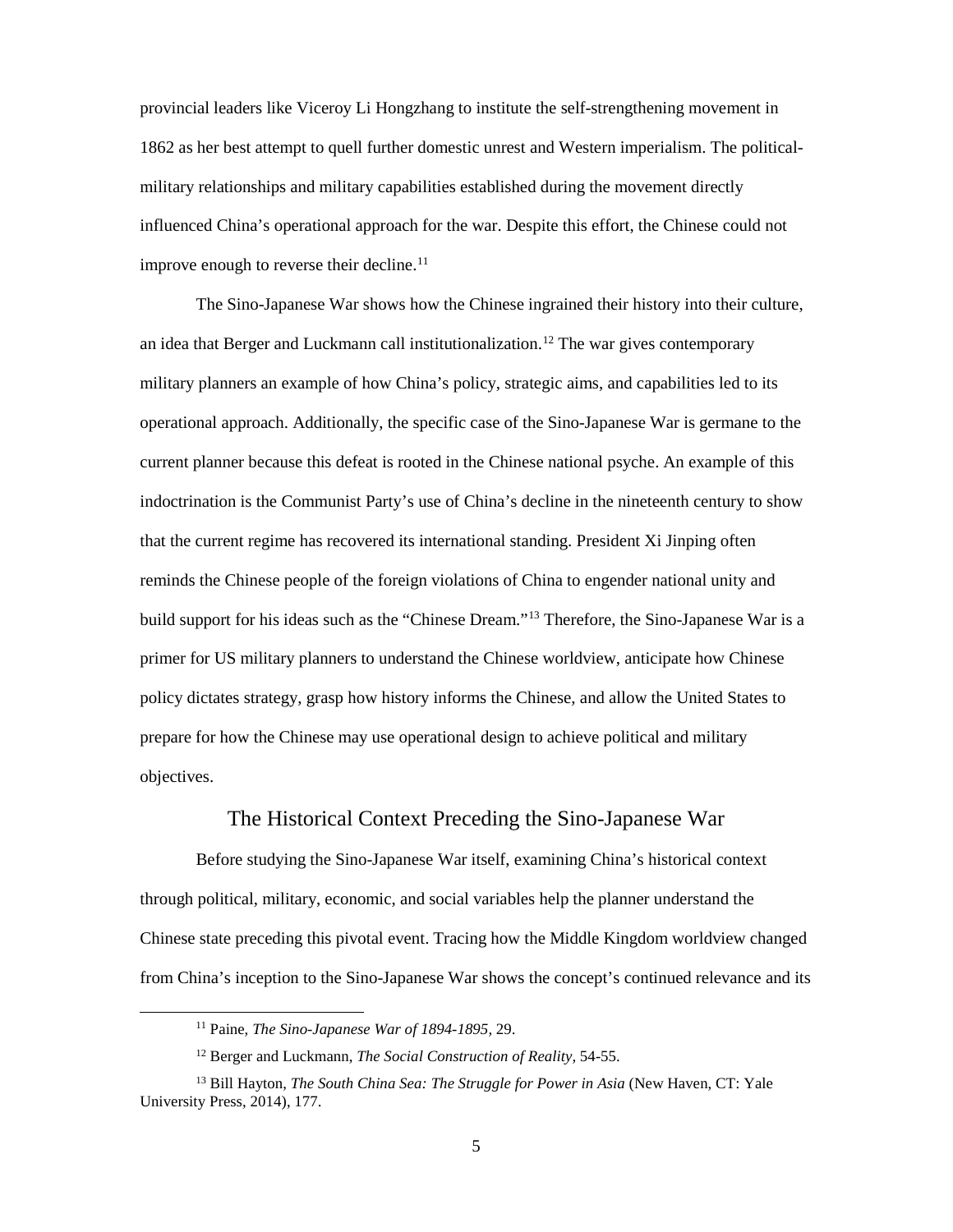provincial leaders like Viceroy Li Hongzhang to institute the self-strengthening movement in 1862 as her best attempt to quell further domestic unrest and Western imperialism. The political-military relationships and military capabilities established during the movement directly influenced China's operational approach for the war. Despite this effort, the Chinese could not improve enough to reverse their decline.[11]

The Sino-Japanese War shows how the Chinese ingrained their history into their culture, an idea that Berger and Luckmann call institutionalization.[12] The war gives contemporary military planners an example of how China's policy, strategic aims, and capabilities led to its operational approach. Additionally, the specific case of the Sino-Japanese War is germane to the current planner because this defeat is rooted in the Chinese national psyche. An example of this indoctrination is the Communist Party's use of China's decline in the nineteenth century to show that the current regime has recovered its international standing. President Xi Jinping often reminds the Chinese people of the foreign violations of China to engender national unity and build support for his ideas such as the "Chinese Dream."[13] Therefore, the Sino-Japanese War is a primer for US military planners to understand the Chinese worldview, anticipate how Chinese policy dictates strategy, grasp how history informs the Chinese, and allow the United States to prepare for how the Chinese may use operational design to achieve political and military objectives.

## The Historical Context Preceding the Sino-Japanese War

Before studying the Sino-Japanese War itself, examining China's historical context through political, military, economic, and social variables help the planner understand the Chinese state preceding this pivotal event. Tracing how the Middle Kingdom worldview changed from China's inception to the Sino-Japanese War shows the concept's continued relevance and its

---

[11] Paine, *The Sino-Japanese War of 1894-1895*, 29.

[12] Berger and Luckmann, *The Social Construction of Reality*, 54-55.

[13] Bill Hayton, *The South China Sea: The Struggle for Power in Asia* (New Haven, CT: Yale University Press, 2014), 177.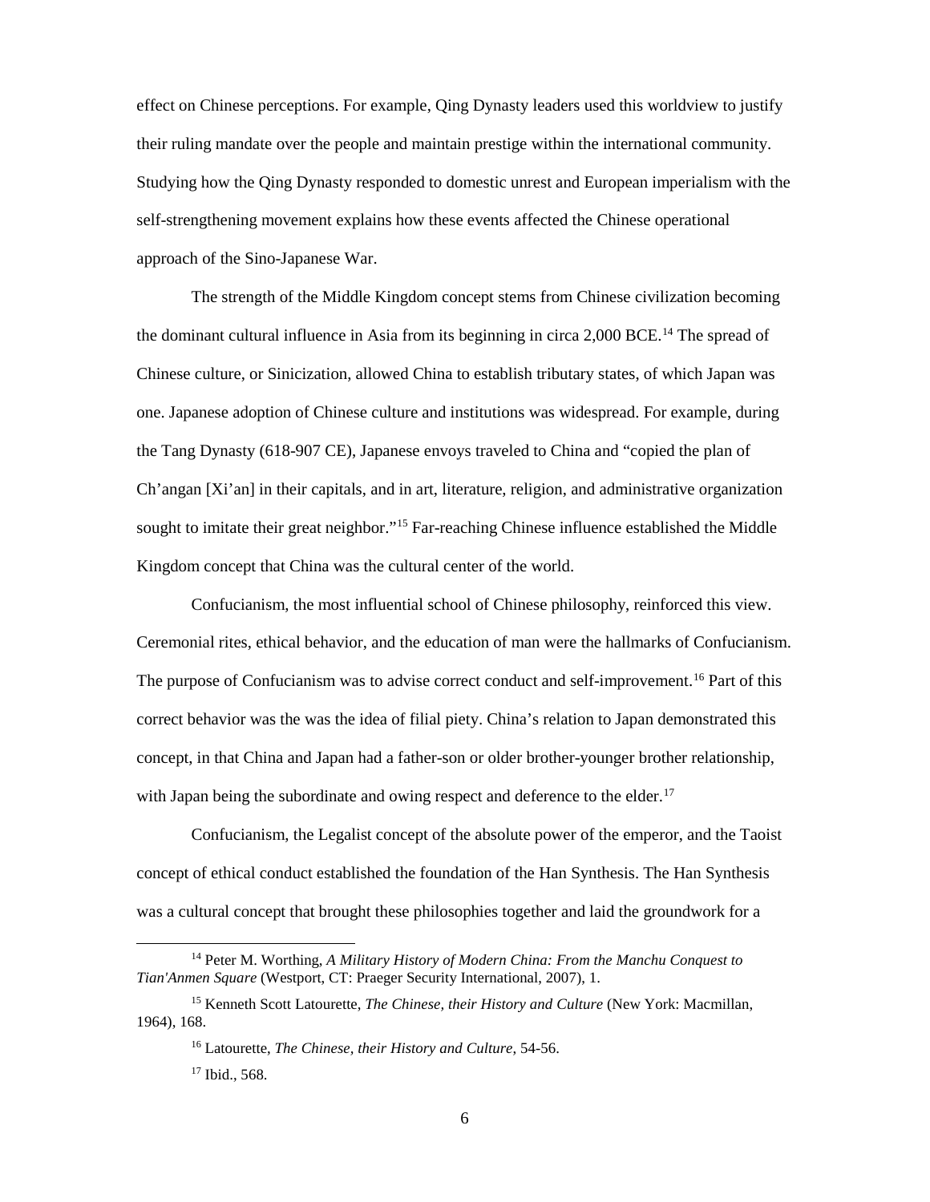effect on Chinese perceptions. For example, Qing Dynasty leaders used this worldview to justify their ruling mandate over the people and maintain prestige within the international community. Studying how the Qing Dynasty responded to domestic unrest and European imperialism with the self-strengthening movement explains how these events affected the Chinese operational approach of the Sino-Japanese War.

The strength of the Middle Kingdom concept stems from Chinese civilization becoming the dominant cultural influence in Asia from its beginning in circa 2,000 BCE.[14] The spread of Chinese culture, or Sinicization, allowed China to establish tributary states, of which Japan was one. Japanese adoption of Chinese culture and institutions was widespread. For example, during the Tang Dynasty (618-907 CE), Japanese envoys traveled to China and "copied the plan of Ch'angan [Xi'an] in their capitals, and in art, literature, religion, and administrative organization sought to imitate their great neighbor."[15] Far-reaching Chinese influence established the Middle Kingdom concept that China was the cultural center of the world.

Confucianism, the most influential school of Chinese philosophy, reinforced this view. Ceremonial rites, ethical behavior, and the education of man were the hallmarks of Confucianism. The purpose of Confucianism was to advise correct conduct and self-improvement.[16] Part of this correct behavior was the was the idea of filial piety. China's relation to Japan demonstrated this concept, in that China and Japan had a father-son or older brother-younger brother relationship, with Japan being the subordinate and owing respect and deference to the elder.[17]

Confucianism, the Legalist concept of the absolute power of the emperor, and the Taoist concept of ethical conduct established the foundation of the Han Synthesis. The Han Synthesis was a cultural concept that brought these philosophies together and laid the groundwork for a

---

[14] Peter M. Worthing, *A Military History of Modern China: From the Manchu Conquest to Tian'Anmen Square* (Westport, CT: Praeger Security International, 2007), 1.

[15] Kenneth Scott Latourette, *The Chinese, their History and Culture* (New York: Macmillan, 1964), 168.

[16] Latourette, *The Chinese, their History and Culture*, 54-56.

[17] Ibid., 568.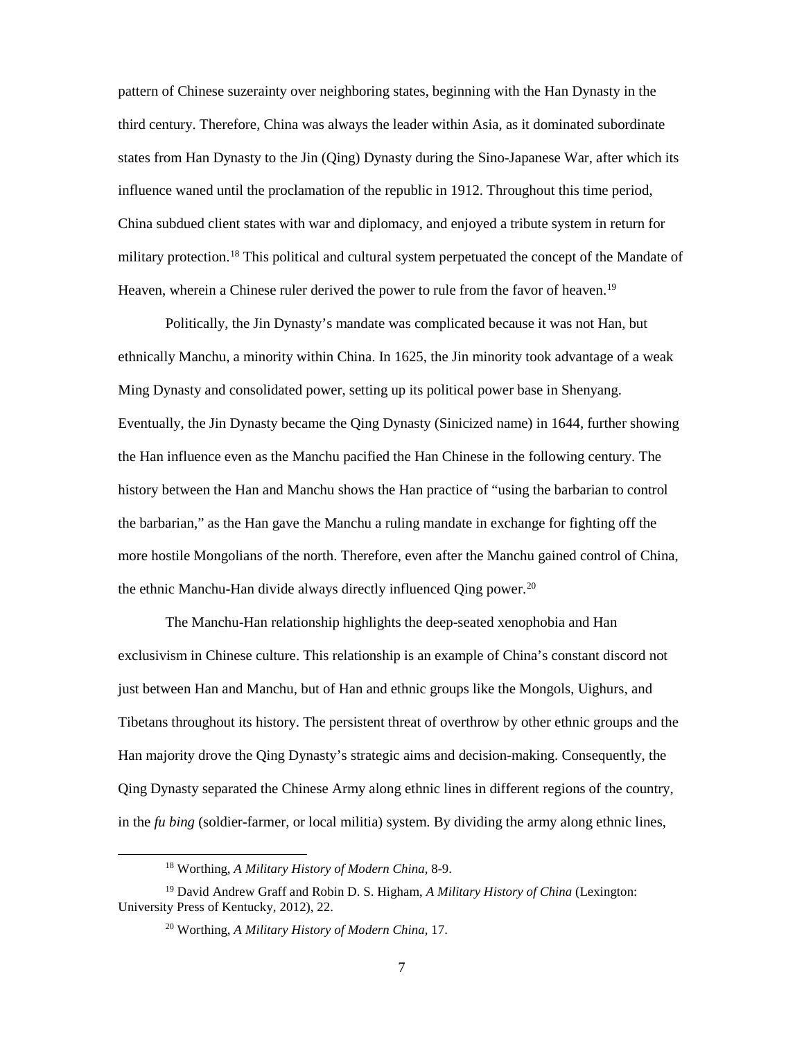pattern of Chinese suzerainty over neighboring states, beginning with the Han Dynasty in the third century. Therefore, China was always the leader within Asia, as it dominated subordinate states from Han Dynasty to the Jin (Qing) Dynasty during the Sino-Japanese War, after which its influence waned until the proclamation of the republic in 1912. Throughout this time period, China subdued client states with war and diplomacy, and enjoyed a tribute system in return for military protection.[18] This political and cultural system perpetuated the concept of the Mandate of Heaven, wherein a Chinese ruler derived the power to rule from the favor of heaven.[19]

Politically, the Jin Dynasty's mandate was complicated because it was not Han, but ethnically Manchu, a minority within China. In 1625, the Jin minority took advantage of a weak Ming Dynasty and consolidated power, setting up its political power base in Shenyang. Eventually, the Jin Dynasty became the Qing Dynasty (Sinicized name) in 1644, further showing the Han influence even as the Manchu pacified the Han Chinese in the following century. The history between the Han and Manchu shows the Han practice of "using the barbarian to control the barbarian," as the Han gave the Manchu a ruling mandate in exchange for fighting off the more hostile Mongolians of the north. Therefore, even after the Manchu gained control of China, the ethnic Manchu-Han divide always directly influenced Qing power.[20]

The Manchu-Han relationship highlights the deep-seated xenophobia and Han exclusivism in Chinese culture. This relationship is an example of China's constant discord not just between Han and Manchu, but of Han and ethnic groups like the Mongols, Uighurs, and Tibetans throughout its history. The persistent threat of overthrow by other ethnic groups and the Han majority drove the Qing Dynasty's strategic aims and decision-making. Consequently, the Qing Dynasty separated the Chinese Army along ethnic lines in different regions of the country, in the *fu bing* (soldier-farmer, or local militia) system. By dividing the army along ethnic lines,

---

[18] Worthing, *A Military History of Modern China*, 8-9.

[19] David Andrew Graff and Robin D. S. Higham, *A Military History of China* (Lexington: University Press of Kentucky, 2012), 22.

[20] Worthing, *A Military History of Modern China*, 17.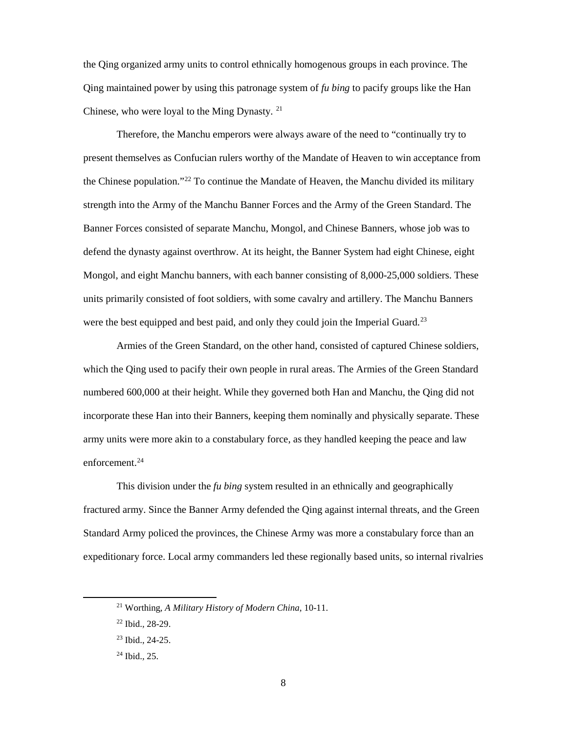the Qing organized army units to control ethnically homogenous groups in each province. The Qing maintained power by using this patronage system of *fu bing* to pacify groups like the Han Chinese, who were loyal to the Ming Dynasty. [21]

Therefore, the Manchu emperors were always aware of the need to "continually try to present themselves as Confucian rulers worthy of the Mandate of Heaven to win acceptance from the Chinese population."[22] To continue the Mandate of Heaven, the Manchu divided its military strength into the Army of the Manchu Banner Forces and the Army of the Green Standard. The Banner Forces consisted of separate Manchu, Mongol, and Chinese Banners, whose job was to defend the dynasty against overthrow. At its height, the Banner System had eight Chinese, eight Mongol, and eight Manchu banners, with each banner consisting of 8,000-25,000 soldiers. These units primarily consisted of foot soldiers, with some cavalry and artillery. The Manchu Banners were the best equipped and best paid, and only they could join the Imperial Guard.[23]

Armies of the Green Standard, on the other hand, consisted of captured Chinese soldiers, which the Qing used to pacify their own people in rural areas. The Armies of the Green Standard numbered 600,000 at their height. While they governed both Han and Manchu, the Qing did not incorporate these Han into their Banners, keeping them nominally and physically separate. These army units were more akin to a constabulary force, as they handled keeping the peace and law enforcement.[24]

This division under the *fu bing* system resulted in an ethnically and geographically fractured army. Since the Banner Army defended the Qing against internal threats, and the Green Standard Army policed the provinces, the Chinese Army was more a constabulary force than an expeditionary force. Local army commanders led these regionally based units, so internal rivalries

---

[21] Worthing, *A Military History of Modern China*, 10-11.

[22] Ibid., 28-29.

[23] Ibid., 24-25.

[24] Ibid., 25.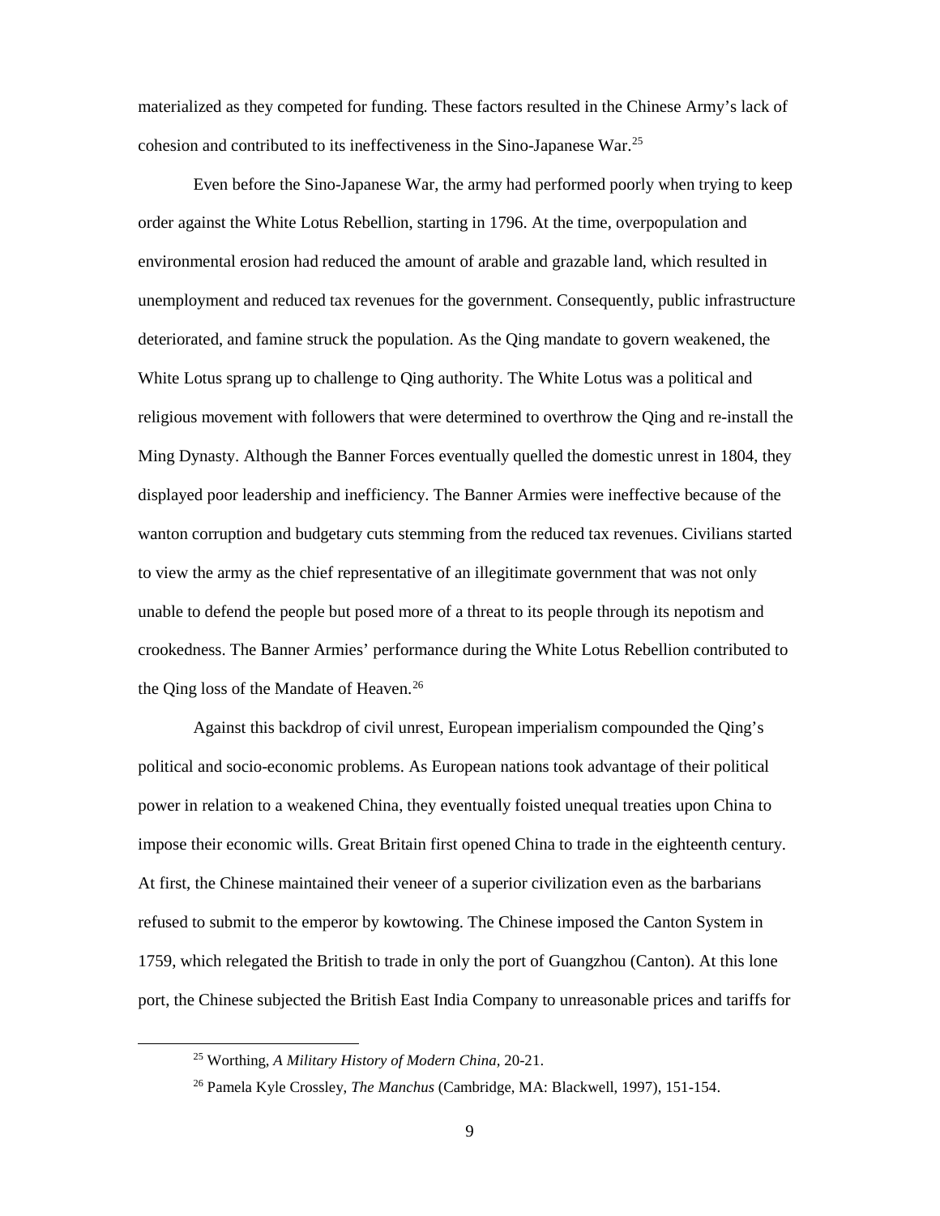materialized as they competed for funding. These factors resulted in the Chinese Army's lack of cohesion and contributed to its ineffectiveness in the Sino-Japanese War.[25]

Even before the Sino-Japanese War, the army had performed poorly when trying to keep order against the White Lotus Rebellion, starting in 1796. At the time, overpopulation and environmental erosion had reduced the amount of arable and grazable land, which resulted in unemployment and reduced tax revenues for the government. Consequently, public infrastructure deteriorated, and famine struck the population. As the Qing mandate to govern weakened, the White Lotus sprang up to challenge to Qing authority. The White Lotus was a political and religious movement with followers that were determined to overthrow the Qing and re-install the Ming Dynasty. Although the Banner Forces eventually quelled the domestic unrest in 1804, they displayed poor leadership and inefficiency. The Banner Armies were ineffective because of the wanton corruption and budgetary cuts stemming from the reduced tax revenues. Civilians started to view the army as the chief representative of an illegitimate government that was not only unable to defend the people but posed more of a threat to its people through its nepotism and crookedness. The Banner Armies' performance during the White Lotus Rebellion contributed to the Qing loss of the Mandate of Heaven.[26]

Against this backdrop of civil unrest, European imperialism compounded the Qing's political and socio-economic problems. As European nations took advantage of their political power in relation to a weakened China, they eventually foisted unequal treaties upon China to impose their economic wills. Great Britain first opened China to trade in the eighteenth century. At first, the Chinese maintained their veneer of a superior civilization even as the barbarians refused to submit to the emperor by kowtowing. The Chinese imposed the Canton System in 1759, which relegated the British to trade in only the port of Guangzhou (Canton). At this lone port, the Chinese subjected the British East India Company to unreasonable prices and tariffs for

---

[25] Worthing, *A Military History of Modern China*, 20-21.

[26] Pamela Kyle Crossley, *The Manchus* (Cambridge, MA: Blackwell, 1997), 151-154.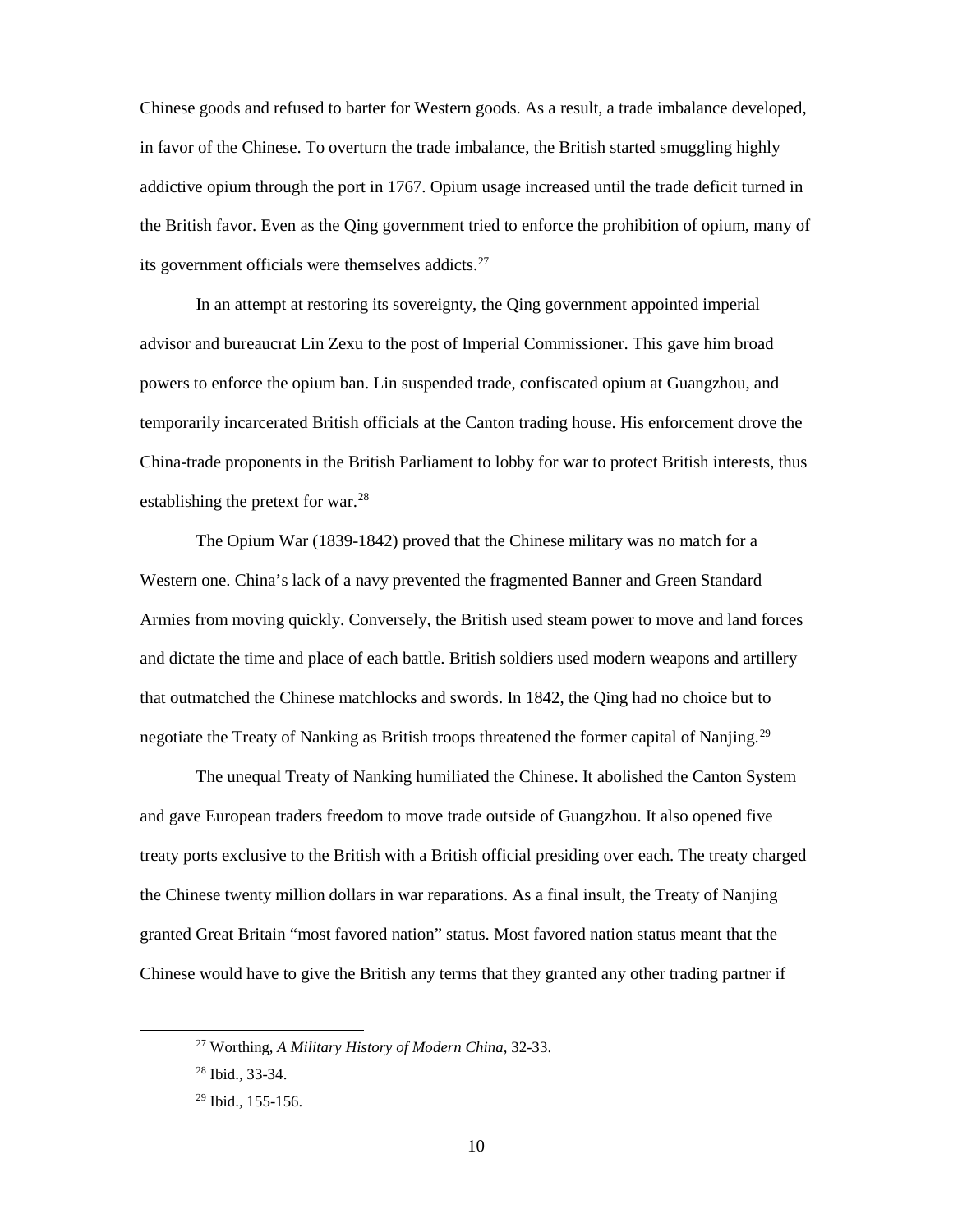Chinese goods and refused to barter for Western goods. As a result, a trade imbalance developed, in favor of the Chinese. To overturn the trade imbalance, the British started smuggling highly addictive opium through the port in 1767. Opium usage increased until the trade deficit turned in the British favor. Even as the Qing government tried to enforce the prohibition of opium, many of its government officials were themselves addicts.[27]

In an attempt at restoring its sovereignty, the Qing government appointed imperial advisor and bureaucrat Lin Zexu to the post of Imperial Commissioner. This gave him broad powers to enforce the opium ban. Lin suspended trade, confiscated opium at Guangzhou, and temporarily incarcerated British officials at the Canton trading house. His enforcement drove the China-trade proponents in the British Parliament to lobby for war to protect British interests, thus establishing the pretext for war.[28]

The Opium War (1839-1842) proved that the Chinese military was no match for a Western one. China's lack of a navy prevented the fragmented Banner and Green Standard Armies from moving quickly. Conversely, the British used steam power to move and land forces and dictate the time and place of each battle. British soldiers used modern weapons and artillery that outmatched the Chinese matchlocks and swords. In 1842, the Qing had no choice but to negotiate the Treaty of Nanking as British troops threatened the former capital of Nanjing.[29]

The unequal Treaty of Nanking humiliated the Chinese. It abolished the Canton System and gave European traders freedom to move trade outside of Guangzhou. It also opened five treaty ports exclusive to the British with a British official presiding over each. The treaty charged the Chinese twenty million dollars in war reparations. As a final insult, the Treaty of Nanjing granted Great Britain "most favored nation" status. Most favored nation status meant that the Chinese would have to give the British any terms that they granted any other trading partner if

[27] Worthing, *A Military History of Modern China*, 32-33.

[28] Ibid., 33-34.

[29] Ibid., 155-156.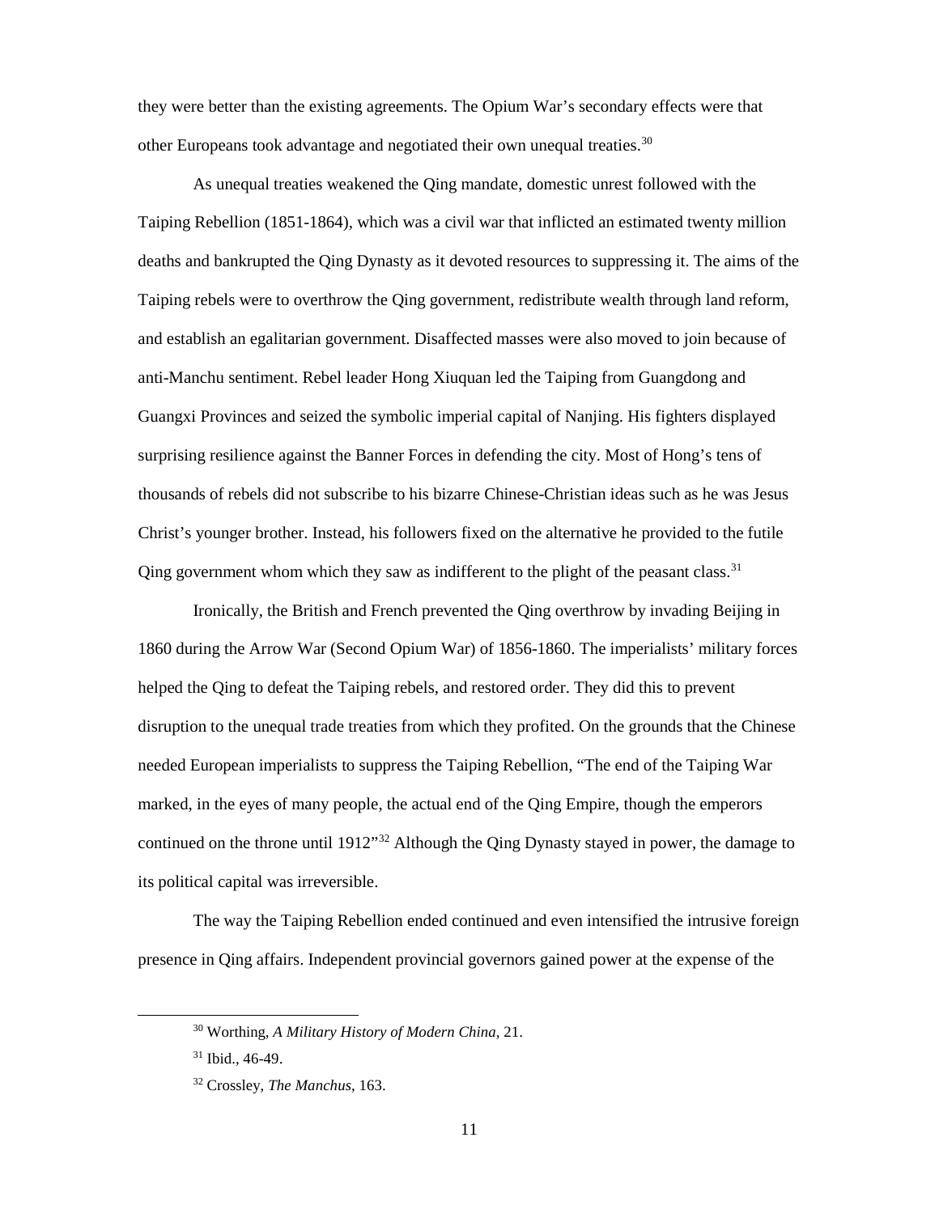they were better than the existing agreements. The Opium War's secondary effects were that other Europeans took advantage and negotiated their own unequal treaties.[30]

As unequal treaties weakened the Qing mandate, domestic unrest followed with the Taiping Rebellion (1851-1864), which was a civil war that inflicted an estimated twenty million deaths and bankrupted the Qing Dynasty as it devoted resources to suppressing it. The aims of the Taiping rebels were to overthrow the Qing government, redistribute wealth through land reform, and establish an egalitarian government. Disaffected masses were also moved to join because of anti-Manchu sentiment. Rebel leader Hong Xiuquan led the Taiping from Guangdong and Guangxi Provinces and seized the symbolic imperial capital of Nanjing. His fighters displayed surprising resilience against the Banner Forces in defending the city. Most of Hong's tens of thousands of rebels did not subscribe to his bizarre Chinese-Christian ideas such as he was Jesus Christ's younger brother. Instead, his followers fixed on the alternative he provided to the futile Qing government whom which they saw as indifferent to the plight of the peasant class.[31]

Ironically, the British and French prevented the Qing overthrow by invading Beijing in 1860 during the Arrow War (Second Opium War) of 1856-1860. The imperialists' military forces helped the Qing to defeat the Taiping rebels, and restored order. They did this to prevent disruption to the unequal trade treaties from which they profited. On the grounds that the Chinese needed European imperialists to suppress the Taiping Rebellion, "The end of the Taiping War marked, in the eyes of many people, the actual end of the Qing Empire, though the emperors continued on the throne until 1912"[32] Although the Qing Dynasty stayed in power, the damage to its political capital was irreversible.

The way the Taiping Rebellion ended continued and even intensified the intrusive foreign presence in Qing affairs. Independent provincial governors gained power at the expense of the

---

[30] Worthing, *A Military History of Modern China*, 21.

[31] Ibid., 46-49.

[32] Crossley, *The Manchus*, 163.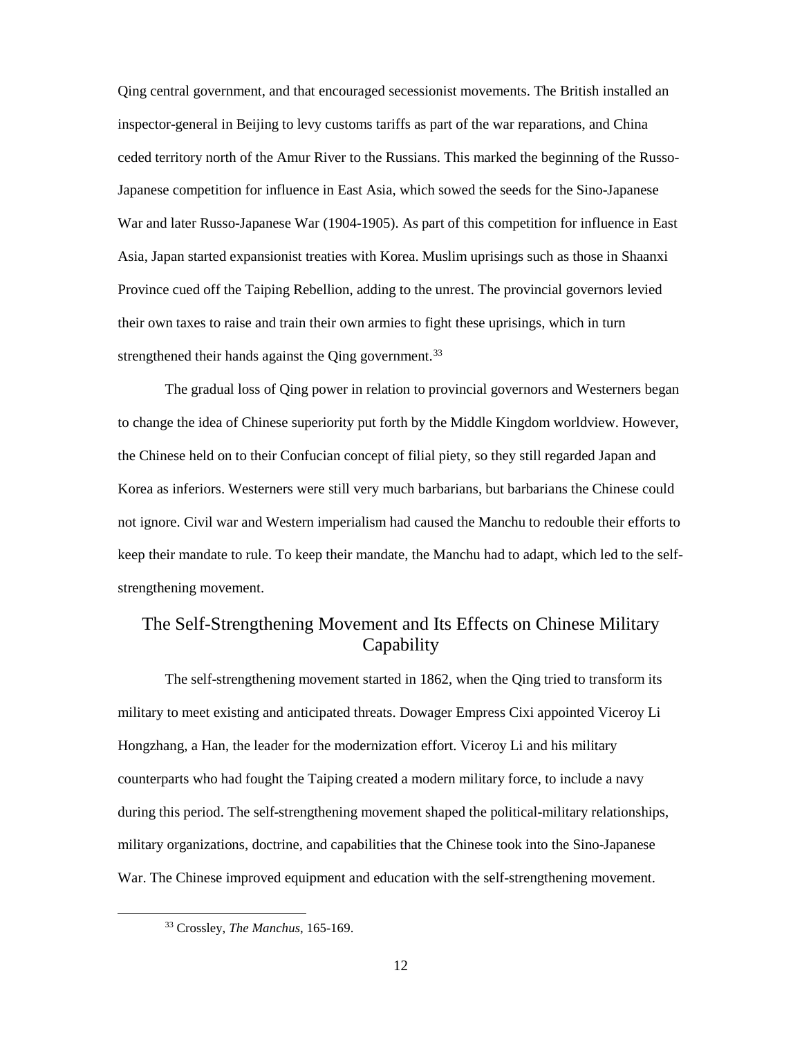Qing central government, and that encouraged secessionist movements. The British installed an inspector-general in Beijing to levy customs tariffs as part of the war reparations, and China ceded territory north of the Amur River to the Russians. This marked the beginning of the Russo-Japanese competition for influence in East Asia, which sowed the seeds for the Sino-Japanese War and later Russo-Japanese War (1904-1905). As part of this competition for influence in East Asia, Japan started expansionist treaties with Korea. Muslim uprisings such as those in Shaanxi Province cued off the Taiping Rebellion, adding to the unrest. The provincial governors levied their own taxes to raise and train their own armies to fight these uprisings, which in turn strengthened their hands against the Qing government.[33]

The gradual loss of Qing power in relation to provincial governors and Westerners began to change the idea of Chinese superiority put forth by the Middle Kingdom worldview. However, the Chinese held on to their Confucian concept of filial piety, so they still regarded Japan and Korea as inferiors. Westerners were still very much barbarians, but barbarians the Chinese could not ignore. Civil war and Western imperialism had caused the Manchu to redouble their efforts to keep their mandate to rule. To keep their mandate, the Manchu had to adapt, which led to the self-strengthening movement.

## The Self-Strengthening Movement and Its Effects on Chinese Military Capability

The self-strengthening movement started in 1862, when the Qing tried to transform its military to meet existing and anticipated threats. Dowager Empress Cixi appointed Viceroy Li Hongzhang, a Han, the leader for the modernization effort. Viceroy Li and his military counterparts who had fought the Taiping created a modern military force, to include a navy during this period. The self-strengthening movement shaped the political-military relationships, military organizations, doctrine, and capabilities that the Chinese took into the Sino-Japanese War. The Chinese improved equipment and education with the self-strengthening movement.

[33] Crossley, *The Manchus*, 165-169.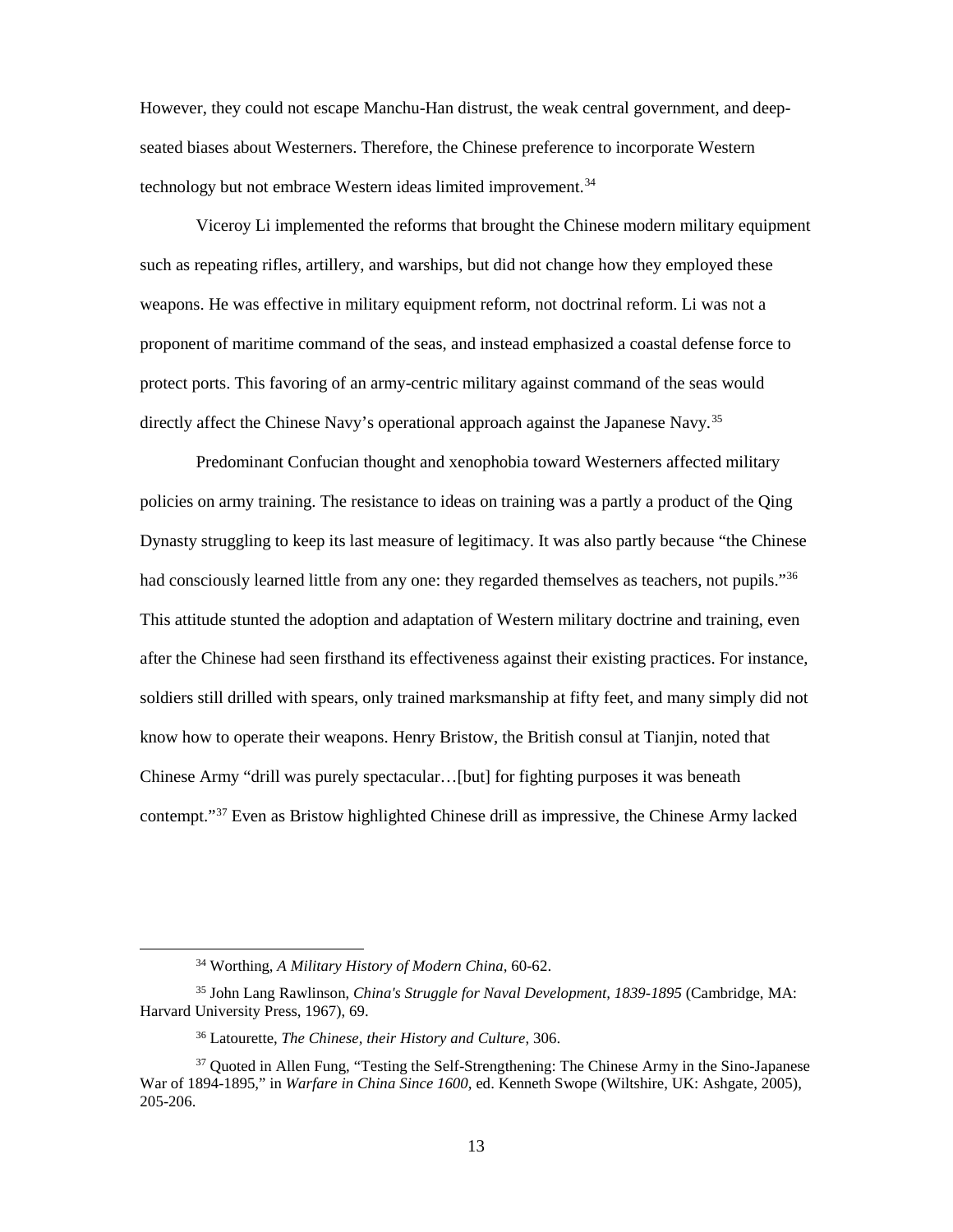However, they could not escape Manchu-Han distrust, the weak central government, and deep-seated biases about Westerners. Therefore, the Chinese preference to incorporate Western technology but not embrace Western ideas limited improvement.[34]

Viceroy Li implemented the reforms that brought the Chinese modern military equipment such as repeating rifles, artillery, and warships, but did not change how they employed these weapons. He was effective in military equipment reform, not doctrinal reform. Li was not a proponent of maritime command of the seas, and instead emphasized a coastal defense force to protect ports. This favoring of an army-centric military against command of the seas would directly affect the Chinese Navy's operational approach against the Japanese Navy.[35]

Predominant Confucian thought and xenophobia toward Westerners affected military policies on army training. The resistance to ideas on training was a partly a product of the Qing Dynasty struggling to keep its last measure of legitimacy. It was also partly because "the Chinese had consciously learned little from any one: they regarded themselves as teachers, not pupils."[36] This attitude stunted the adoption and adaptation of Western military doctrine and training, even after the Chinese had seen firsthand its effectiveness against their existing practices. For instance, soldiers still drilled with spears, only trained marksmanship at fifty feet, and many simply did not know how to operate their weapons. Henry Bristow, the British consul at Tianjin, noted that Chinese Army "drill was purely spectacular…[but] for fighting purposes it was beneath contempt."[37] Even as Bristow highlighted Chinese drill as impressive, the Chinese Army lacked

---

[34] Worthing, *A Military History of Modern China*, 60-62.

[35] John Lang Rawlinson, *China's Struggle for Naval Development, 1839-1895* (Cambridge, MA: Harvard University Press, 1967), 69.

[36] Latourette, *The Chinese, their History and Culture*, 306.

[37] Quoted in Allen Fung, "Testing the Self-Strengthening: The Chinese Army in the Sino-Japanese War of 1894-1895," in *Warfare in China Since 1600*, ed. Kenneth Swope (Wiltshire, UK: Ashgate, 2005), 205-206.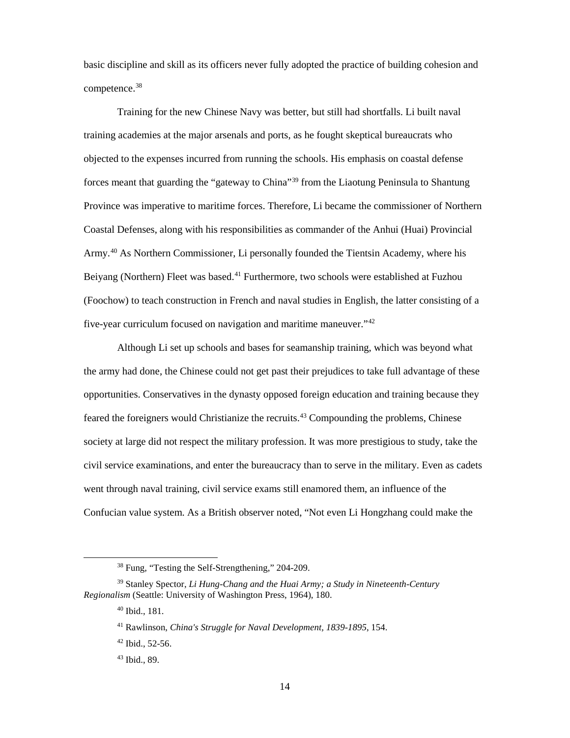basic discipline and skill as its officers never fully adopted the practice of building cohesion and competence.[38]

Training for the new Chinese Navy was better, but still had shortfalls. Li built naval training academies at the major arsenals and ports, as he fought skeptical bureaucrats who objected to the expenses incurred from running the schools. His emphasis on coastal defense forces meant that guarding the "gateway to China"[39] from the Liaotung Peninsula to Shantung Province was imperative to maritime forces. Therefore, Li became the commissioner of Northern Coastal Defenses, along with his responsibilities as commander of the Anhui (Huai) Provincial Army.[40] As Northern Commissioner, Li personally founded the Tientsin Academy, where his Beiyang (Northern) Fleet was based.[41] Furthermore, two schools were established at Fuzhou (Foochow) to teach construction in French and naval studies in English, the latter consisting of a five-year curriculum focused on navigation and maritime maneuver."[42]

Although Li set up schools and bases for seamanship training, which was beyond what the army had done, the Chinese could not get past their prejudices to take full advantage of these opportunities. Conservatives in the dynasty opposed foreign education and training because they feared the foreigners would Christianize the recruits.[43] Compounding the problems, Chinese society at large did not respect the military profession. It was more prestigious to study, take the civil service examinations, and enter the bureaucracy than to serve in the military. Even as cadets went through naval training, civil service exams still enamored them, an influence of the Confucian value system. As a British observer noted, "Not even Li Hongzhang could make the

---

[38] Fung, "Testing the Self-Strengthening," 204-209.

[39] Stanley Spector, *Li Hung-Chang and the Huai Army; a Study in Nineteenth-Century Regionalism* (Seattle: University of Washington Press, 1964), 180.

[40] Ibid., 181.

[41] Rawlinson, *China's Struggle for Naval Development, 1839-1895*, 154.

[42] Ibid., 52-56.

[43] Ibid., 89.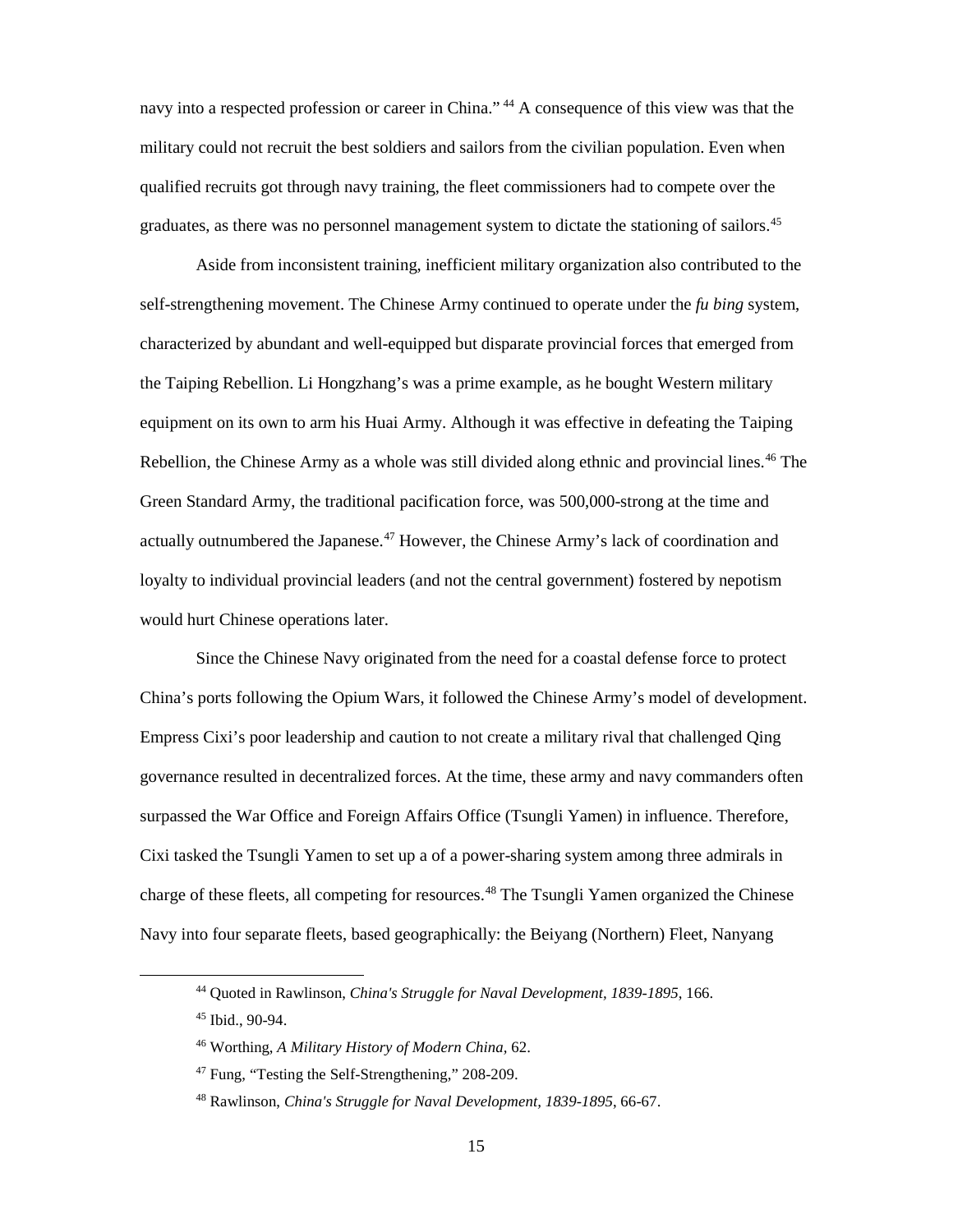navy into a respected profession or career in China." [44] A consequence of this view was that the military could not recruit the best soldiers and sailors from the civilian population. Even when qualified recruits got through navy training, the fleet commissioners had to compete over the graduates, as there was no personnel management system to dictate the stationing of sailors.[45]

Aside from inconsistent training, inefficient military organization also contributed to the self-strengthening movement. The Chinese Army continued to operate under the *fu bing* system, characterized by abundant and well-equipped but disparate provincial forces that emerged from the Taiping Rebellion. Li Hongzhang's was a prime example, as he bought Western military equipment on its own to arm his Huai Army. Although it was effective in defeating the Taiping Rebellion, the Chinese Army as a whole was still divided along ethnic and provincial lines.[46] The Green Standard Army, the traditional pacification force, was 500,000-strong at the time and actually outnumbered the Japanese.[47] However, the Chinese Army's lack of coordination and loyalty to individual provincial leaders (and not the central government) fostered by nepotism would hurt Chinese operations later.

Since the Chinese Navy originated from the need for a coastal defense force to protect China's ports following the Opium Wars, it followed the Chinese Army's model of development. Empress Cixi's poor leadership and caution to not create a military rival that challenged Qing governance resulted in decentralized forces. At the time, these army and navy commanders often surpassed the War Office and Foreign Affairs Office (Tsungli Yamen) in influence. Therefore, Cixi tasked the Tsungli Yamen to set up a of a power-sharing system among three admirals in charge of these fleets, all competing for resources.[48] The Tsungli Yamen organized the Chinese Navy into four separate fleets, based geographically: the Beiyang (Northern) Fleet, Nanyang

[44] Quoted in Rawlinson, *China's Struggle for Naval Development, 1839-1895*, 166.

[45] Ibid., 90-94.

[46] Worthing, *A Military History of Modern China*, 62.

[47] Fung, "Testing the Self-Strengthening," 208-209.

[48] Rawlinson, *China's Struggle for Naval Development, 1839-1895*, 66-67.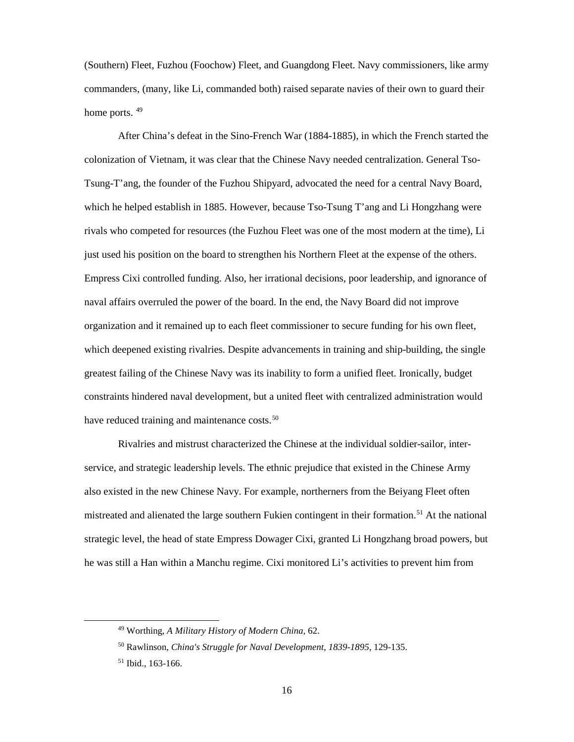(Southern) Fleet, Fuzhou (Foochow) Fleet, and Guangdong Fleet. Navy commissioners, like army commanders, (many, like Li, commanded both) raised separate navies of their own to guard their home ports. [49]

After China's defeat in the Sino-French War (1884-1885), in which the French started the colonization of Vietnam, it was clear that the Chinese Navy needed centralization. General Tso-Tsung-T'ang, the founder of the Fuzhou Shipyard, advocated the need for a central Navy Board, which he helped establish in 1885. However, because Tso-Tsung T'ang and Li Hongzhang were rivals who competed for resources (the Fuzhou Fleet was one of the most modern at the time), Li just used his position on the board to strengthen his Northern Fleet at the expense of the others. Empress Cixi controlled funding. Also, her irrational decisions, poor leadership, and ignorance of naval affairs overruled the power of the board. In the end, the Navy Board did not improve organization and it remained up to each fleet commissioner to secure funding for his own fleet, which deepened existing rivalries. Despite advancements in training and ship-building, the single greatest failing of the Chinese Navy was its inability to form a unified fleet. Ironically, budget constraints hindered naval development, but a united fleet with centralized administration would have reduced training and maintenance costs.[50]

Rivalries and mistrust characterized the Chinese at the individual soldier-sailor, inter-service, and strategic leadership levels. The ethnic prejudice that existed in the Chinese Army also existed in the new Chinese Navy. For example, northerners from the Beiyang Fleet often mistreated and alienated the large southern Fukien contingent in their formation.[51] At the national strategic level, the head of state Empress Dowager Cixi, granted Li Hongzhang broad powers, but he was still a Han within a Manchu regime. Cixi monitored Li's activities to prevent him from

---

[49] Worthing, *A Military History of Modern China*, 62.

[50] Rawlinson, *China's Struggle for Naval Development, 1839-1895*, 129-135.

[51] Ibid., 163-166.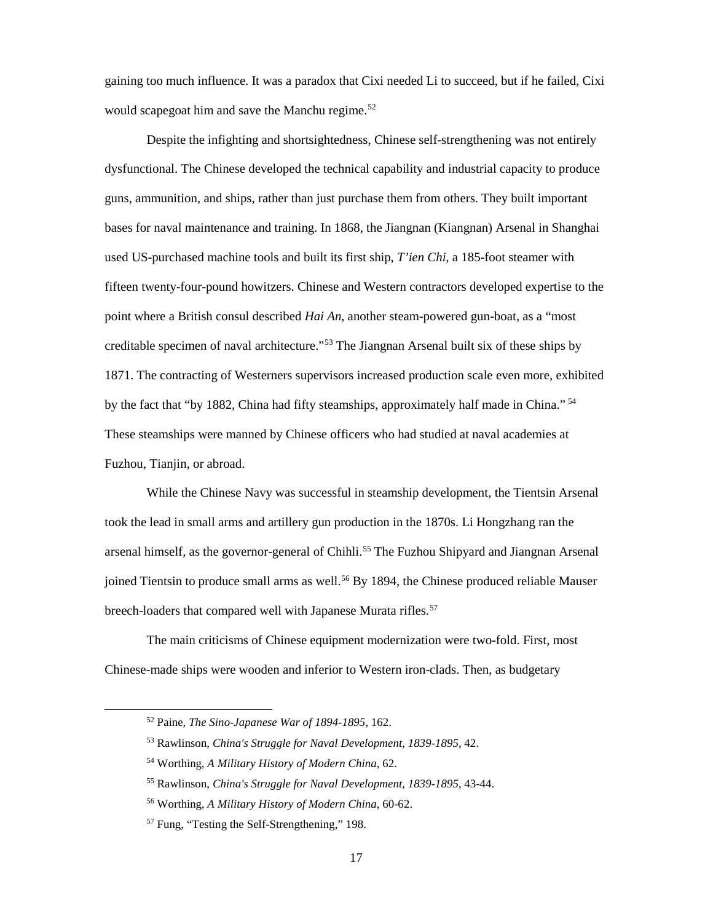gaining too much influence. It was a paradox that Cixi needed Li to succeed, but if he failed, Cixi would scapegoat him and save the Manchu regime.[52]

Despite the infighting and shortsightedness, Chinese self-strengthening was not entirely dysfunctional. The Chinese developed the technical capability and industrial capacity to produce guns, ammunition, and ships, rather than just purchase them from others. They built important bases for naval maintenance and training. In 1868, the Jiangnan (Kiangnan) Arsenal in Shanghai used US-purchased machine tools and built its first ship, *T'ien Chi*, a 185-foot steamer with fifteen twenty-four-pound howitzers. Chinese and Western contractors developed expertise to the point where a British consul described *Hai An*, another steam-powered gun-boat, as a "most creditable specimen of naval architecture."[53] The Jiangnan Arsenal built six of these ships by 1871. The contracting of Westerners supervisors increased production scale even more, exhibited by the fact that "by 1882, China had fifty steamships, approximately half made in China." [54] These steamships were manned by Chinese officers who had studied at naval academies at Fuzhou, Tianjin, or abroad.

While the Chinese Navy was successful in steamship development, the Tientsin Arsenal took the lead in small arms and artillery gun production in the 1870s. Li Hongzhang ran the arsenal himself, as the governor-general of Chihli.[55] The Fuzhou Shipyard and Jiangnan Arsenal joined Tientsin to produce small arms as well.[56] By 1894, the Chinese produced reliable Mauser breech-loaders that compared well with Japanese Murata rifles.[57]

The main criticisms of Chinese equipment modernization were two-fold. First, most Chinese-made ships were wooden and inferior to Western iron-clads. Then, as budgetary

---

[52] Paine, *The Sino-Japanese War of 1894-1895*, 162.

[53] Rawlinson, *China's Struggle for Naval Development, 1839-1895*, 42.

[54] Worthing, *A Military History of Modern China*, 62.

[55] Rawlinson, *China's Struggle for Naval Development, 1839-1895*, 43-44.

[56] Worthing, *A Military History of Modern China*, 60-62.

[57] Fung, "Testing the Self-Strengthening," 198.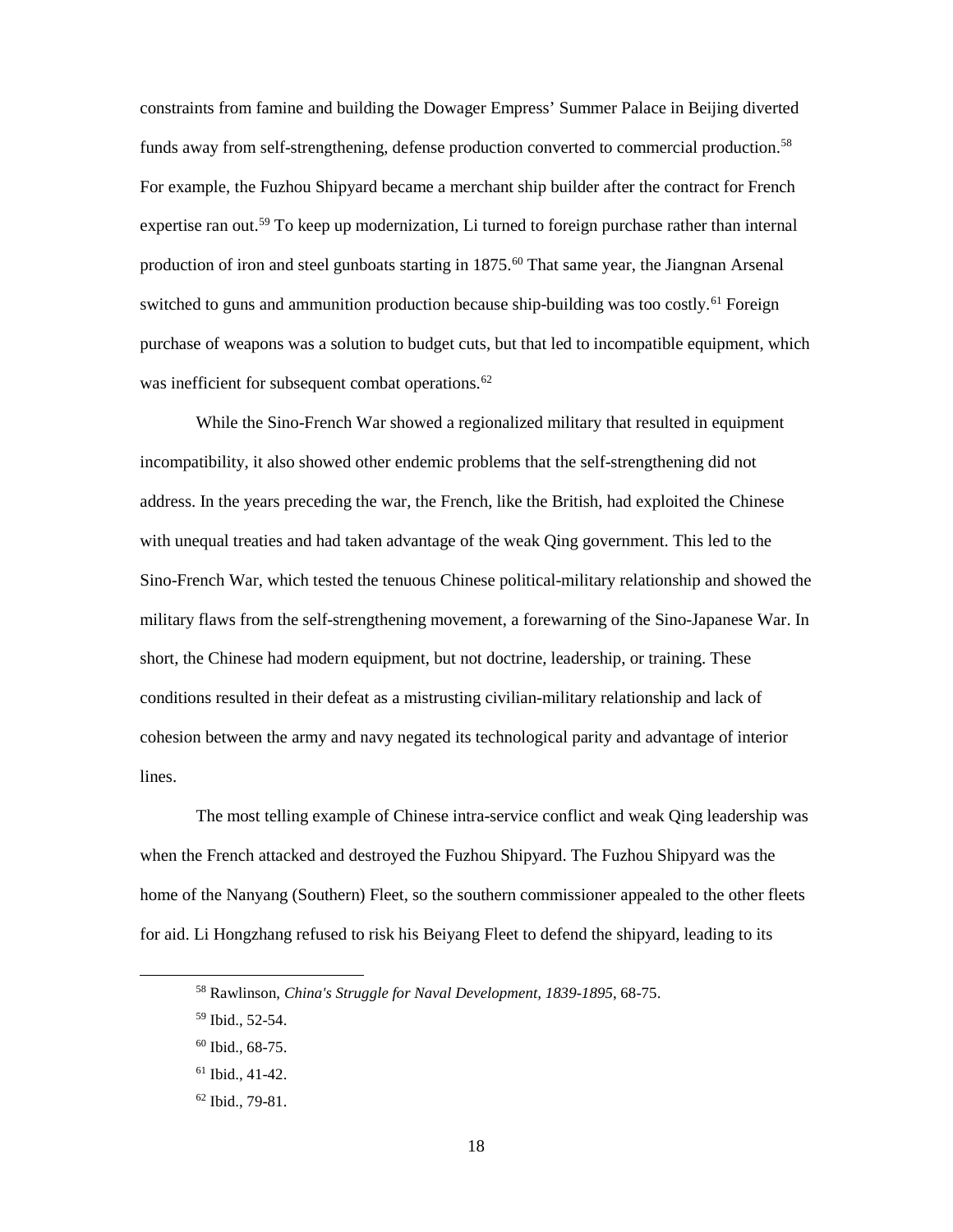constraints from famine and building the Dowager Empress' Summer Palace in Beijing diverted funds away from self-strengthening, defense production converted to commercial production.[58] For example, the Fuzhou Shipyard became a merchant ship builder after the contract for French expertise ran out.[59] To keep up modernization, Li turned to foreign purchase rather than internal production of iron and steel gunboats starting in 1875.[60] That same year, the Jiangnan Arsenal switched to guns and ammunition production because ship-building was too costly.[61] Foreign purchase of weapons was a solution to budget cuts, but that led to incompatible equipment, which was inefficient for subsequent combat operations.[62]

While the Sino-French War showed a regionalized military that resulted in equipment incompatibility, it also showed other endemic problems that the self-strengthening did not address. In the years preceding the war, the French, like the British, had exploited the Chinese with unequal treaties and had taken advantage of the weak Qing government. This led to the Sino-French War, which tested the tenuous Chinese political-military relationship and showed the military flaws from the self-strengthening movement, a forewarning of the Sino-Japanese War. In short, the Chinese had modern equipment, but not doctrine, leadership, or training. These conditions resulted in their defeat as a mistrusting civilian-military relationship and lack of cohesion between the army and navy negated its technological parity and advantage of interior lines.

The most telling example of Chinese intra-service conflict and weak Qing leadership was when the French attacked and destroyed the Fuzhou Shipyard. The Fuzhou Shipyard was the home of the Nanyang (Southern) Fleet, so the southern commissioner appealed to the other fleets for aid. Li Hongzhang refused to risk his Beiyang Fleet to defend the shipyard, leading to its

---

[58] Rawlinson, *China's Struggle for Naval Development, 1839-1895*, 68-75.

[59] Ibid., 52-54.

[60] Ibid., 68-75.

[61] Ibid., 41-42.

[62] Ibid., 79-81.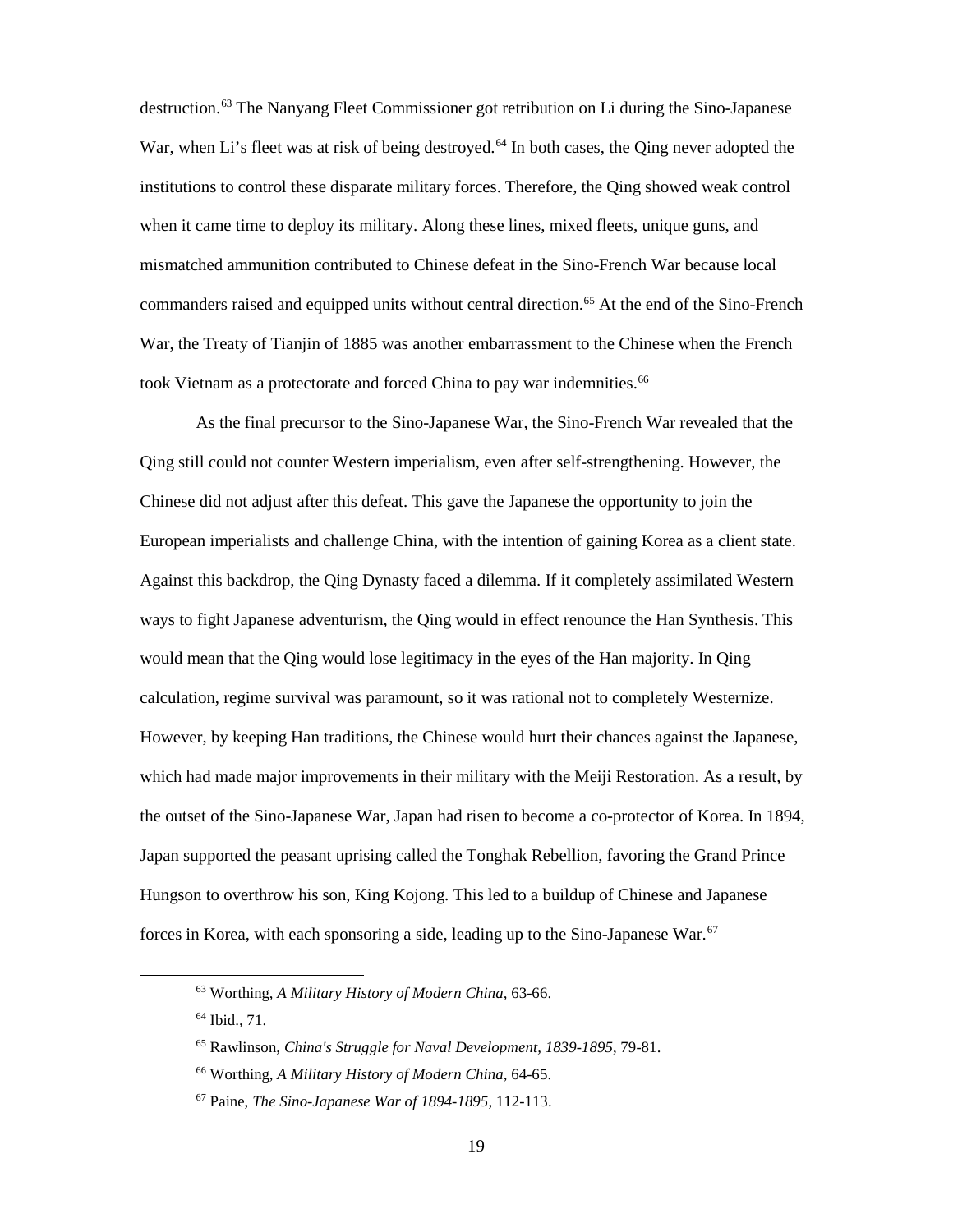destruction.[63] The Nanyang Fleet Commissioner got retribution on Li during the Sino-Japanese War, when Li's fleet was at risk of being destroyed.[64] In both cases, the Qing never adopted the institutions to control these disparate military forces. Therefore, the Qing showed weak control when it came time to deploy its military. Along these lines, mixed fleets, unique guns, and mismatched ammunition contributed to Chinese defeat in the Sino-French War because local commanders raised and equipped units without central direction.[65] At the end of the Sino-French War, the Treaty of Tianjin of 1885 was another embarrassment to the Chinese when the French took Vietnam as a protectorate and forced China to pay war indemnities.[66]

As the final precursor to the Sino-Japanese War, the Sino-French War revealed that the Qing still could not counter Western imperialism, even after self-strengthening. However, the Chinese did not adjust after this defeat. This gave the Japanese the opportunity to join the European imperialists and challenge China, with the intention of gaining Korea as a client state. Against this backdrop, the Qing Dynasty faced a dilemma. If it completely assimilated Western ways to fight Japanese adventurism, the Qing would in effect renounce the Han Synthesis. This would mean that the Qing would lose legitimacy in the eyes of the Han majority. In Qing calculation, regime survival was paramount, so it was rational not to completely Westernize. However, by keeping Han traditions, the Chinese would hurt their chances against the Japanese, which had made major improvements in their military with the Meiji Restoration. As a result, by the outset of the Sino-Japanese War, Japan had risen to become a co-protector of Korea. In 1894, Japan supported the peasant uprising called the Tonghak Rebellion, favoring the Grand Prince Hungson to overthrow his son, King Kojong. This led to a buildup of Chinese and Japanese forces in Korea, with each sponsoring a side, leading up to the Sino-Japanese War.[67]

---

[63] Worthing, *A Military History of Modern China*, 63-66.

[64] Ibid., 71.

[65] Rawlinson, *China's Struggle for Naval Development, 1839-1895*, 79-81.

[66] Worthing, *A Military History of Modern China*, 64-65.

[67] Paine, *The Sino-Japanese War of 1894-1895*, 112-113.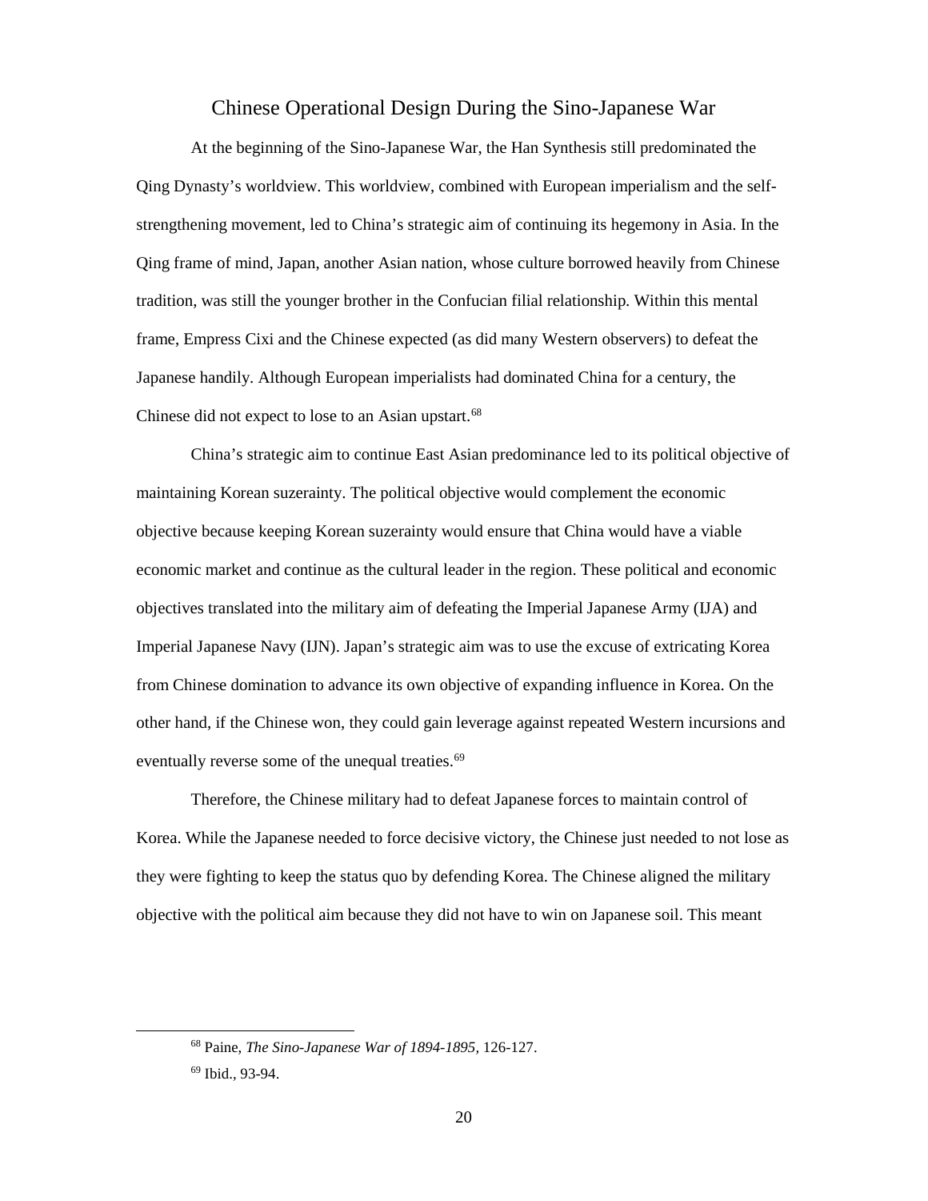## Chinese Operational Design During the Sino-Japanese War

At the beginning of the Sino-Japanese War, the Han Synthesis still predominated the Qing Dynasty's worldview. This worldview, combined with European imperialism and the self-strengthening movement, led to China's strategic aim of continuing its hegemony in Asia. In the Qing frame of mind, Japan, another Asian nation, whose culture borrowed heavily from Chinese tradition, was still the younger brother in the Confucian filial relationship. Within this mental frame, Empress Cixi and the Chinese expected (as did many Western observers) to defeat the Japanese handily. Although European imperialists had dominated China for a century, the Chinese did not expect to lose to an Asian upstart.[68]

China's strategic aim to continue East Asian predominance led to its political objective of maintaining Korean suzerainty. The political objective would complement the economic objective because keeping Korean suzerainty would ensure that China would have a viable economic market and continue as the cultural leader in the region. These political and economic objectives translated into the military aim of defeating the Imperial Japanese Army (IJA) and Imperial Japanese Navy (IJN). Japan's strategic aim was to use the excuse of extricating Korea from Chinese domination to advance its own objective of expanding influence in Korea. On the other hand, if the Chinese won, they could gain leverage against repeated Western incursions and eventually reverse some of the unequal treaties.[69]

Therefore, the Chinese military had to defeat Japanese forces to maintain control of Korea. While the Japanese needed to force decisive victory, the Chinese just needed to not lose as they were fighting to keep the status quo by defending Korea. The Chinese aligned the military objective with the political aim because they did not have to win on Japanese soil. This meant

---

[68] Paine, *The Sino-Japanese War of 1894-1895*, 126-127.

[69] Ibid., 93-94.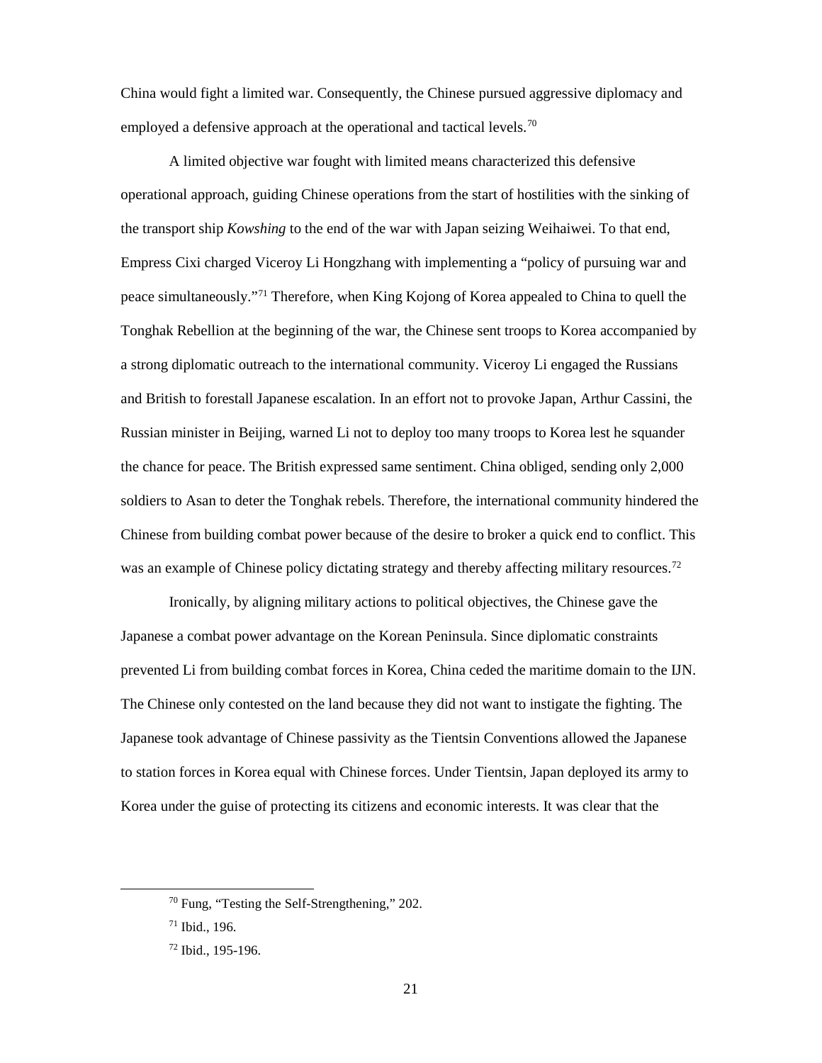China would fight a limited war. Consequently, the Chinese pursued aggressive diplomacy and employed a defensive approach at the operational and tactical levels.[70]

A limited objective war fought with limited means characterized this defensive operational approach, guiding Chinese operations from the start of hostilities with the sinking of the transport ship *Kowshing* to the end of the war with Japan seizing Weihaiwei. To that end, Empress Cixi charged Viceroy Li Hongzhang with implementing a "policy of pursuing war and peace simultaneously."[71] Therefore, when King Kojong of Korea appealed to China to quell the Tonghak Rebellion at the beginning of the war, the Chinese sent troops to Korea accompanied by a strong diplomatic outreach to the international community. Viceroy Li engaged the Russians and British to forestall Japanese escalation. In an effort not to provoke Japan, Arthur Cassini, the Russian minister in Beijing, warned Li not to deploy too many troops to Korea lest he squander the chance for peace. The British expressed same sentiment. China obliged, sending only 2,000 soldiers to Asan to deter the Tonghak rebels. Therefore, the international community hindered the Chinese from building combat power because of the desire to broker a quick end to conflict. This was an example of Chinese policy dictating strategy and thereby affecting military resources.[72]

Ironically, by aligning military actions to political objectives, the Chinese gave the Japanese a combat power advantage on the Korean Peninsula. Since diplomatic constraints prevented Li from building combat forces in Korea, China ceded the maritime domain to the IJN. The Chinese only contested on the land because they did not want to instigate the fighting. The Japanese took advantage of Chinese passivity as the Tientsin Conventions allowed the Japanese to station forces in Korea equal with Chinese forces. Under Tientsin, Japan deployed its army to Korea under the guise of protecting its citizens and economic interests. It was clear that the

---

[70] Fung, "Testing the Self-Strengthening," 202.

[71] Ibid., 196.

[72] Ibid., 195-196.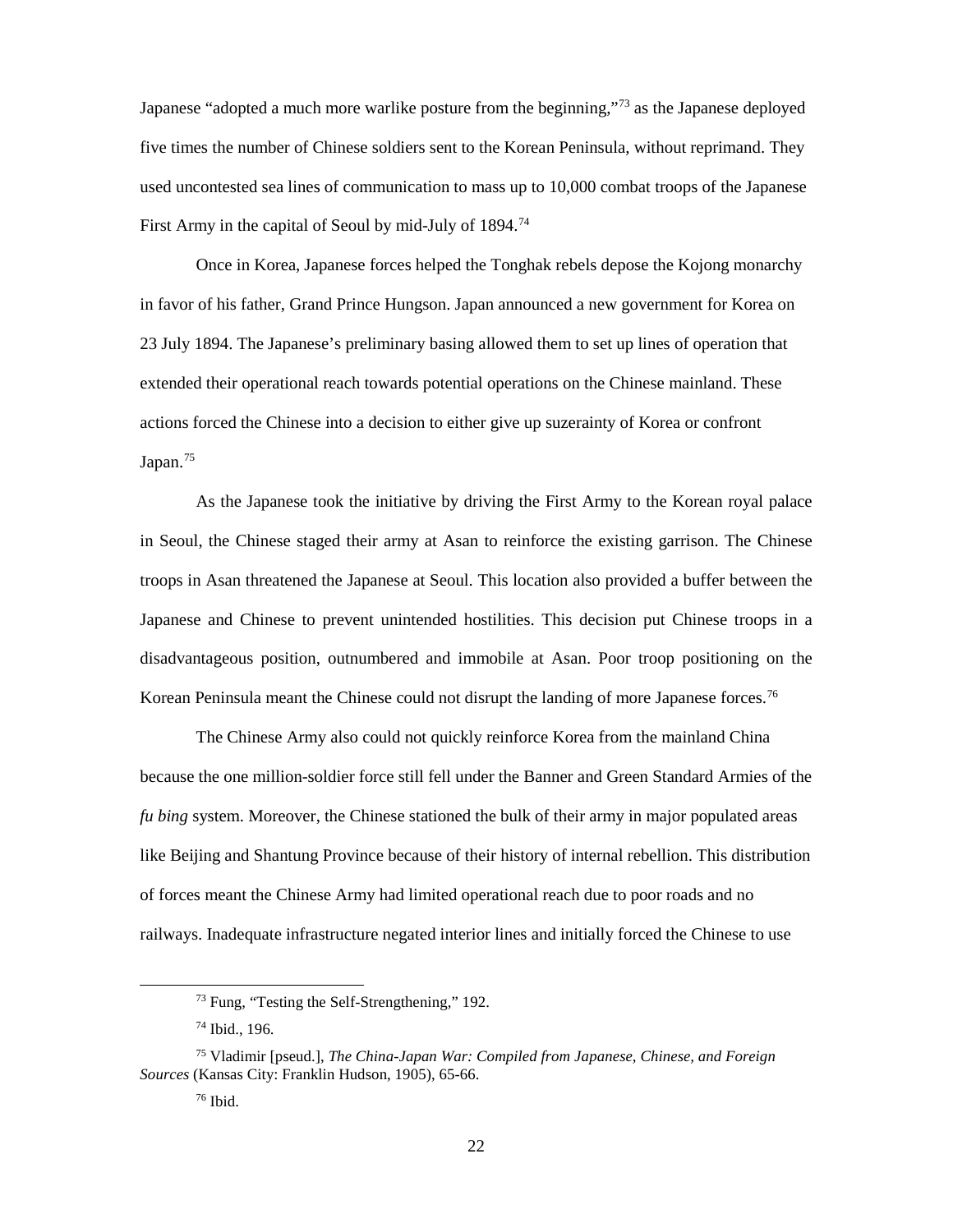Japanese "adopted a much more warlike posture from the beginning,"[73] as the Japanese deployed five times the number of Chinese soldiers sent to the Korean Peninsula, without reprimand. They used uncontested sea lines of communication to mass up to 10,000 combat troops of the Japanese First Army in the capital of Seoul by mid-July of 1894.[74]

Once in Korea, Japanese forces helped the Tonghak rebels depose the Kojong monarchy in favor of his father, Grand Prince Hungson. Japan announced a new government for Korea on 23 July 1894. The Japanese's preliminary basing allowed them to set up lines of operation that extended their operational reach towards potential operations on the Chinese mainland. These actions forced the Chinese into a decision to either give up suzerainty of Korea or confront Japan.[75]

As the Japanese took the initiative by driving the First Army to the Korean royal palace in Seoul, the Chinese staged their army at Asan to reinforce the existing garrison. The Chinese troops in Asan threatened the Japanese at Seoul. This location also provided a buffer between the Japanese and Chinese to prevent unintended hostilities. This decision put Chinese troops in a disadvantageous position, outnumbered and immobile at Asan. Poor troop positioning on the Korean Peninsula meant the Chinese could not disrupt the landing of more Japanese forces.[76]

The Chinese Army also could not quickly reinforce Korea from the mainland China because the one million-soldier force still fell under the Banner and Green Standard Armies of the *fu bing* system. Moreover, the Chinese stationed the bulk of their army in major populated areas like Beijing and Shantung Province because of their history of internal rebellion. This distribution of forces meant the Chinese Army had limited operational reach due to poor roads and no railways. Inadequate infrastructure negated interior lines and initially forced the Chinese to use

---

[73] Fung, "Testing the Self-Strengthening," 192.

[74] Ibid., 196.

[75] Vladimir [pseud.], *The China-Japan War: Compiled from Japanese, Chinese, and Foreign Sources* (Kansas City: Franklin Hudson, 1905), 65-66.

[76] Ibid.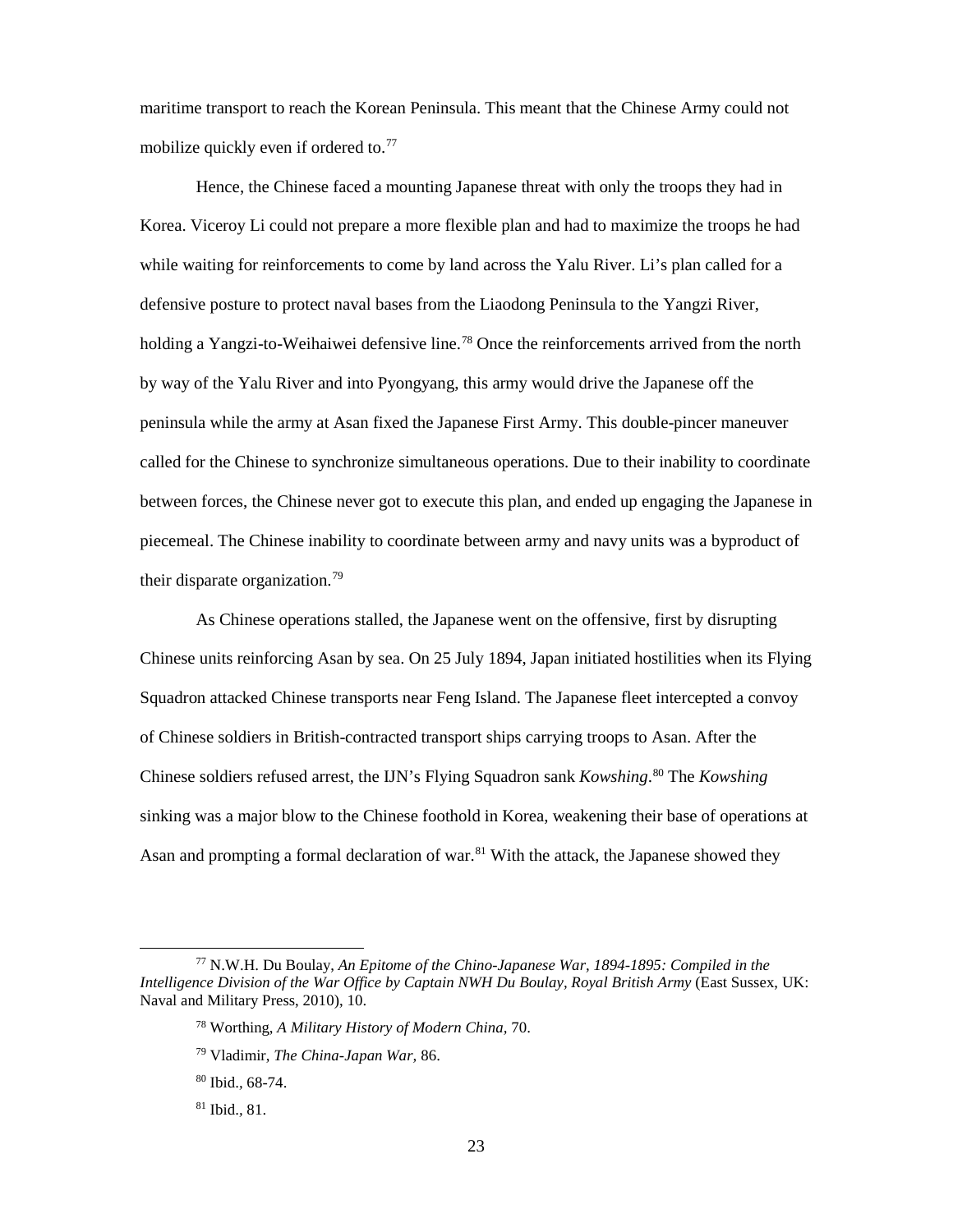maritime transport to reach the Korean Peninsula. This meant that the Chinese Army could not mobilize quickly even if ordered to.[77]

Hence, the Chinese faced a mounting Japanese threat with only the troops they had in Korea. Viceroy Li could not prepare a more flexible plan and had to maximize the troops he had while waiting for reinforcements to come by land across the Yalu River. Li's plan called for a defensive posture to protect naval bases from the Liaodong Peninsula to the Yangzi River, holding a Yangzi-to-Weihaiwei defensive line.[78] Once the reinforcements arrived from the north by way of the Yalu River and into Pyongyang, this army would drive the Japanese off the peninsula while the army at Asan fixed the Japanese First Army. This double-pincer maneuver called for the Chinese to synchronize simultaneous operations. Due to their inability to coordinate between forces, the Chinese never got to execute this plan, and ended up engaging the Japanese in piecemeal. The Chinese inability to coordinate between army and navy units was a byproduct of their disparate organization.[79]

As Chinese operations stalled, the Japanese went on the offensive, first by disrupting Chinese units reinforcing Asan by sea. On 25 July 1894, Japan initiated hostilities when its Flying Squadron attacked Chinese transports near Feng Island. The Japanese fleet intercepted a convoy of Chinese soldiers in British-contracted transport ships carrying troops to Asan. After the Chinese soldiers refused arrest, the IJN's Flying Squadron sank *Kowshing*.[80] The *Kowshing* sinking was a major blow to the Chinese foothold in Korea, weakening their base of operations at Asan and prompting a formal declaration of war.[81] With the attack, the Japanese showed they

---

[77] N.W.H. Du Boulay, *An Epitome of the Chino-Japanese War, 1894-1895: Compiled in the Intelligence Division of the War Office by Captain NWH Du Boulay, Royal British Army* (East Sussex, UK: Naval and Military Press, 2010), 10.

[78] Worthing, *A Military History of Modern China*, 70.

[79] Vladimir, *The China-Japan War,* 86.

[80] Ibid., 68-74.

[81] Ibid., 81.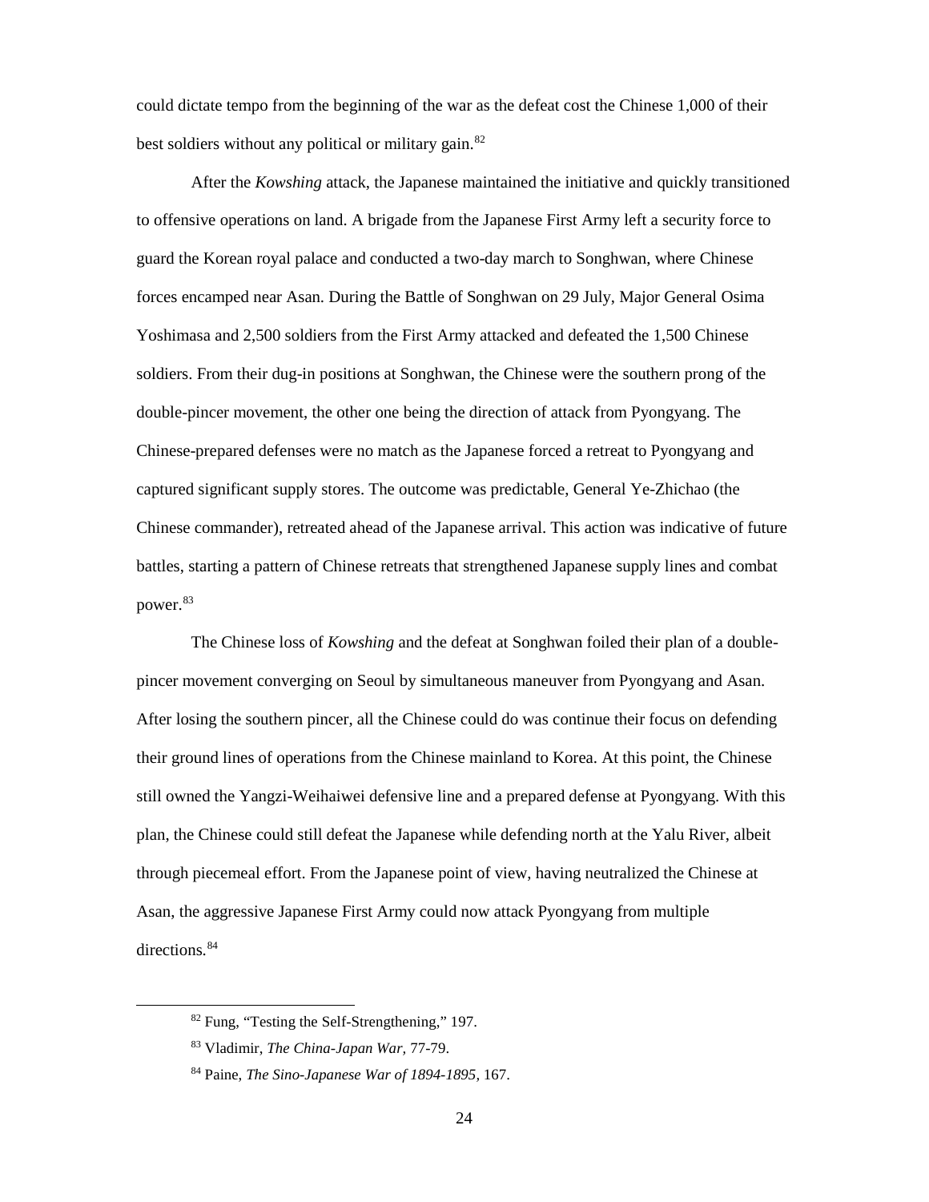could dictate tempo from the beginning of the war as the defeat cost the Chinese 1,000 of their best soldiers without any political or military gain.[82]

After the *Kowshing* attack, the Japanese maintained the initiative and quickly transitioned to offensive operations on land. A brigade from the Japanese First Army left a security force to guard the Korean royal palace and conducted a two-day march to Songhwan, where Chinese forces encamped near Asan. During the Battle of Songhwan on 29 July, Major General Osima Yoshimasa and 2,500 soldiers from the First Army attacked and defeated the 1,500 Chinese soldiers. From their dug-in positions at Songhwan, the Chinese were the southern prong of the double-pincer movement, the other one being the direction of attack from Pyongyang. The Chinese-prepared defenses were no match as the Japanese forced a retreat to Pyongyang and captured significant supply stores. The outcome was predictable, General Ye-Zhichao (the Chinese commander), retreated ahead of the Japanese arrival. This action was indicative of future battles, starting a pattern of Chinese retreats that strengthened Japanese supply lines and combat power.[83]

The Chinese loss of *Kowshing* and the defeat at Songhwan foiled their plan of a double-pincer movement converging on Seoul by simultaneous maneuver from Pyongyang and Asan. After losing the southern pincer, all the Chinese could do was continue their focus on defending their ground lines of operations from the Chinese mainland to Korea. At this point, the Chinese still owned the Yangzi-Weihaiwei defensive line and a prepared defense at Pyongyang. With this plan, the Chinese could still defeat the Japanese while defending north at the Yalu River, albeit through piecemeal effort. From the Japanese point of view, having neutralized the Chinese at Asan, the aggressive Japanese First Army could now attack Pyongyang from multiple directions.[84]

---

[82] Fung, "Testing the Self-Strengthening," 197.

[83] Vladimir, *The China-Japan War*, 77-79.

[84] Paine, *The Sino-Japanese War of 1894-1895*, 167.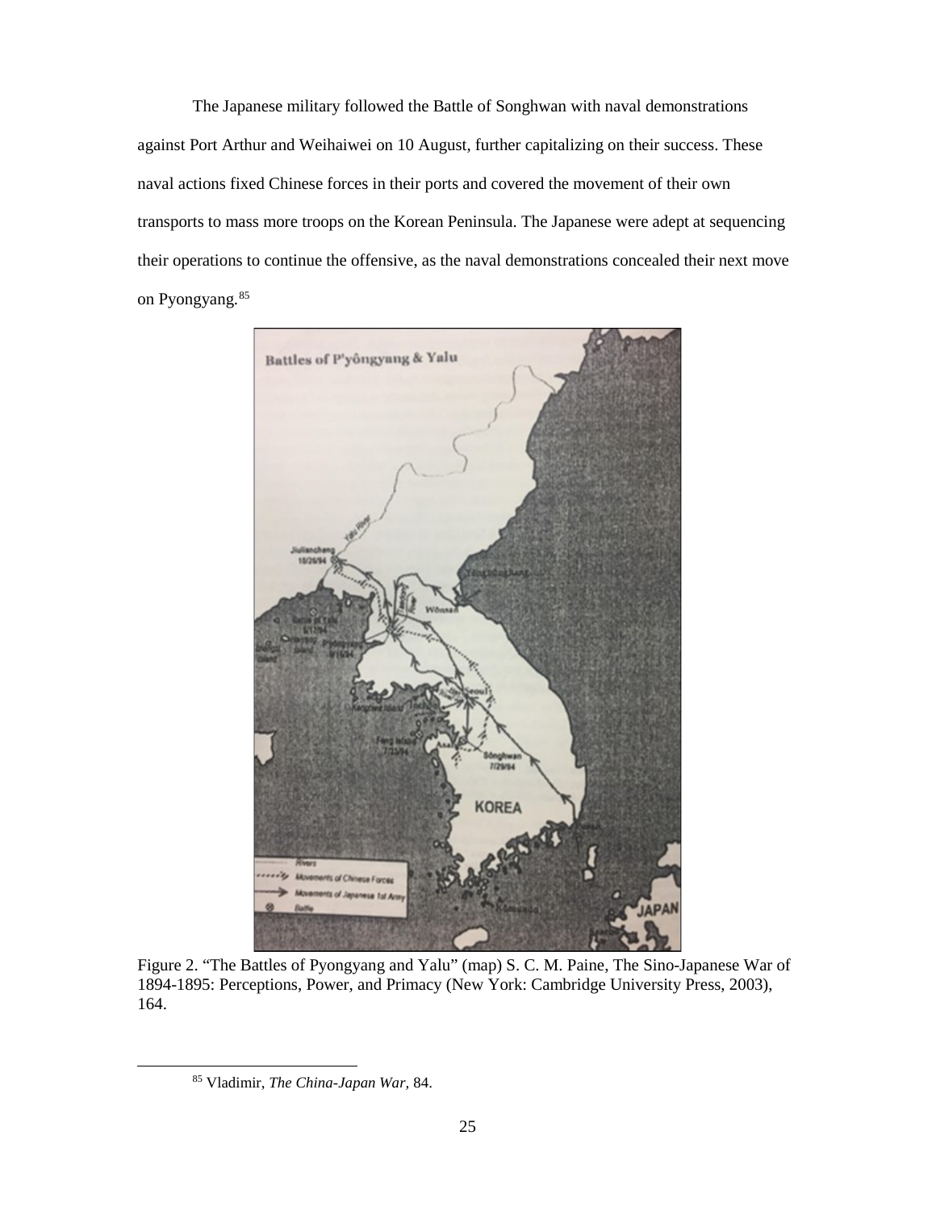The Japanese military followed the Battle of Songhwan with naval demonstrations against Port Arthur and Weihaiwei on 10 August, further capitalizing on their success. These naval actions fixed Chinese forces in their ports and covered the movement of their own transports to mass more troops on the Korean Peninsula. The Japanese were adept at sequencing their operations to continue the offensive, as the naval demonstrations concealed their next move on Pyongyang.[85]

Figure 2. "The Battles of Pyongyang and Yalu" (map) S. C. M. Paine, The Sino-Japanese War of 1894-1895: Perceptions, Power, and Primacy (New York: Cambridge University Press, 2003), 164.

[85] Vladimir, *The China-Japan War,* 84.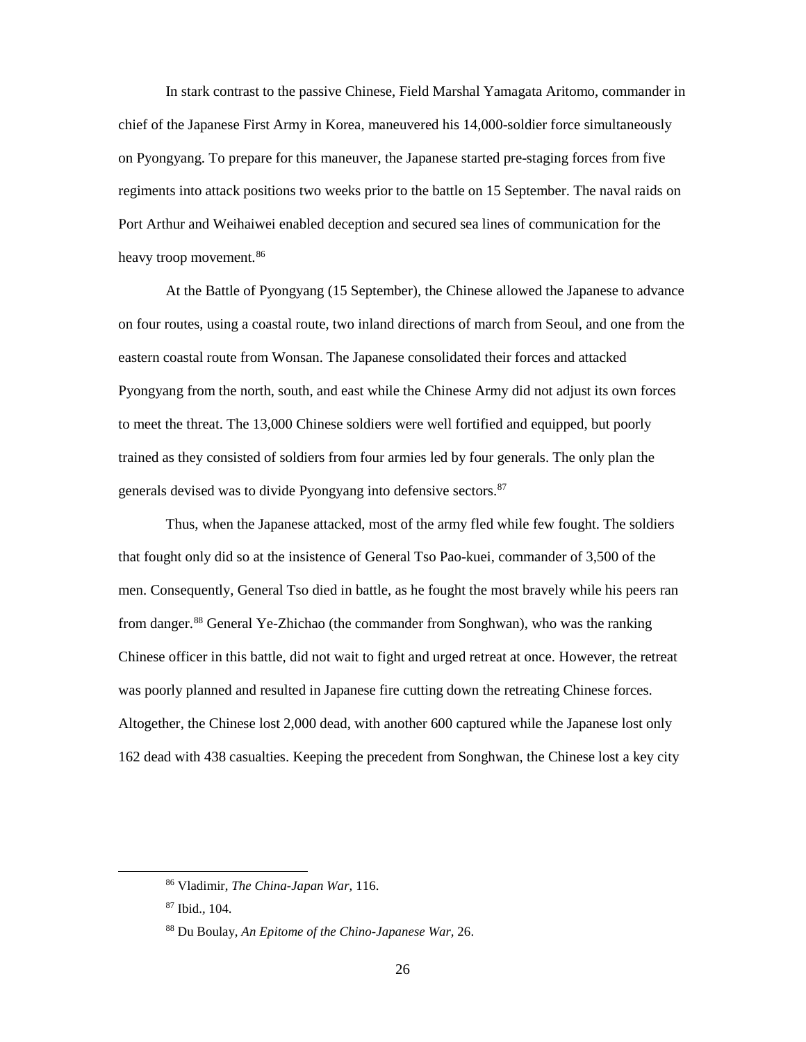In stark contrast to the passive Chinese, Field Marshal Yamagata Aritomo, commander in chief of the Japanese First Army in Korea, maneuvered his 14,000-soldier force simultaneously on Pyongyang. To prepare for this maneuver, the Japanese started pre-staging forces from five regiments into attack positions two weeks prior to the battle on 15 September. The naval raids on Port Arthur and Weihaiwei enabled deception and secured sea lines of communication for the heavy troop movement.[86]

At the Battle of Pyongyang (15 September), the Chinese allowed the Japanese to advance on four routes, using a coastal route, two inland directions of march from Seoul, and one from the eastern coastal route from Wonsan. The Japanese consolidated their forces and attacked Pyongyang from the north, south, and east while the Chinese Army did not adjust its own forces to meet the threat. The 13,000 Chinese soldiers were well fortified and equipped, but poorly trained as they consisted of soldiers from four armies led by four generals. The only plan the generals devised was to divide Pyongyang into defensive sectors.[87]

Thus, when the Japanese attacked, most of the army fled while few fought. The soldiers that fought only did so at the insistence of General Tso Pao-kuei, commander of 3,500 of the men. Consequently, General Tso died in battle, as he fought the most bravely while his peers ran from danger.[88] General Ye-Zhichao (the commander from Songhwan), who was the ranking Chinese officer in this battle, did not wait to fight and urged retreat at once. However, the retreat was poorly planned and resulted in Japanese fire cutting down the retreating Chinese forces. Altogether, the Chinese lost 2,000 dead, with another 600 captured while the Japanese lost only 162 dead with 438 casualties. Keeping the precedent from Songhwan, the Chinese lost a key city

---

[86] Vladimir, *The China-Japan War*, 116.

[87] Ibid., 104.

[88] Du Boulay, *An Epitome of the Chino-Japanese War,* 26.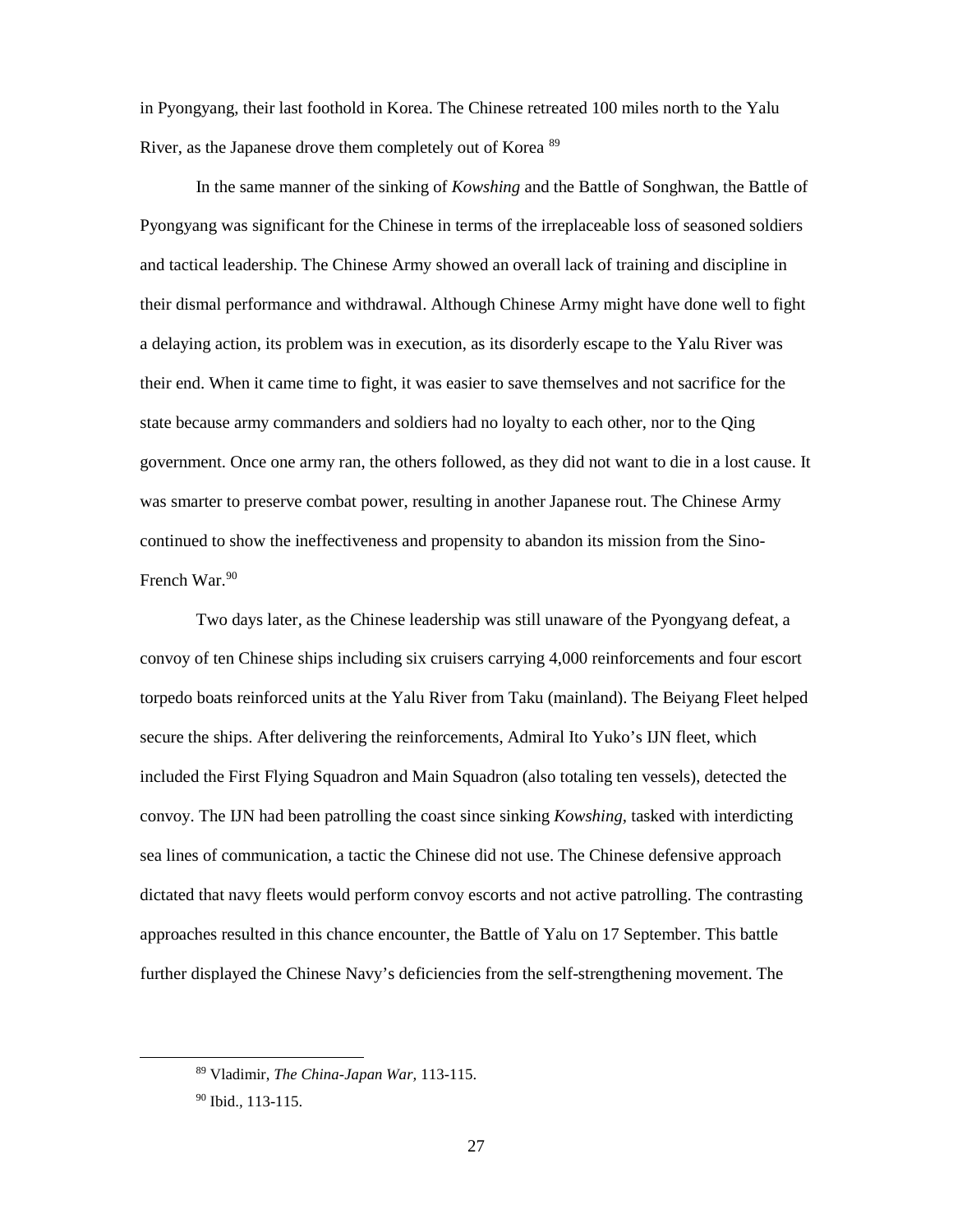in Pyongyang, their last foothold in Korea. The Chinese retreated 100 miles north to the Yalu River, as the Japanese drove them completely out of Korea [89]

In the same manner of the sinking of *Kowshing* and the Battle of Songhwan, the Battle of Pyongyang was significant for the Chinese in terms of the irreplaceable loss of seasoned soldiers and tactical leadership. The Chinese Army showed an overall lack of training and discipline in their dismal performance and withdrawal. Although Chinese Army might have done well to fight a delaying action, its problem was in execution, as its disorderly escape to the Yalu River was their end. When it came time to fight, it was easier to save themselves and not sacrifice for the state because army commanders and soldiers had no loyalty to each other, nor to the Qing government. Once one army ran, the others followed, as they did not want to die in a lost cause. It was smarter to preserve combat power, resulting in another Japanese rout. The Chinese Army continued to show the ineffectiveness and propensity to abandon its mission from the Sino-French War.[90]

Two days later, as the Chinese leadership was still unaware of the Pyongyang defeat, a convoy of ten Chinese ships including six cruisers carrying 4,000 reinforcements and four escort torpedo boats reinforced units at the Yalu River from Taku (mainland). The Beiyang Fleet helped secure the ships. After delivering the reinforcements, Admiral Ito Yuko's IJN fleet, which included the First Flying Squadron and Main Squadron (also totaling ten vessels), detected the convoy. The IJN had been patrolling the coast since sinking *Kowshing*, tasked with interdicting sea lines of communication, a tactic the Chinese did not use. The Chinese defensive approach dictated that navy fleets would perform convoy escorts and not active patrolling. The contrasting approaches resulted in this chance encounter, the Battle of Yalu on 17 September. This battle further displayed the Chinese Navy's deficiencies from the self-strengthening movement. The

---

[89] Vladimir, *The China-Japan War*, 113-115.

[90] Ibid., 113-115.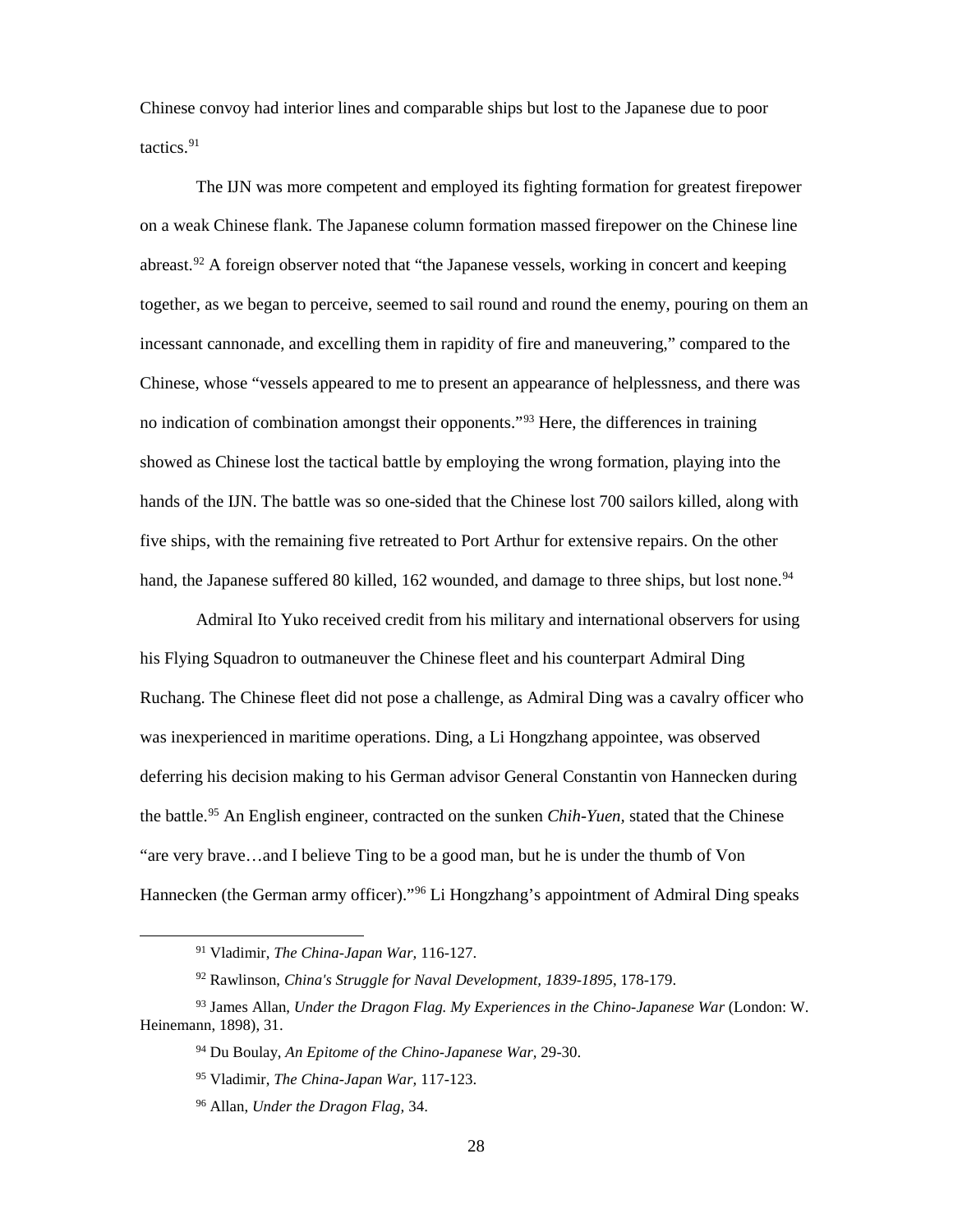Chinese convoy had interior lines and comparable ships but lost to the Japanese due to poor tactics.[91]

The IJN was more competent and employed its fighting formation for greatest firepower on a weak Chinese flank. The Japanese column formation massed firepower on the Chinese line abreast.[92] A foreign observer noted that "the Japanese vessels, working in concert and keeping together, as we began to perceive, seemed to sail round and round the enemy, pouring on them an incessant cannonade, and excelling them in rapidity of fire and maneuvering," compared to the Chinese, whose "vessels appeared to me to present an appearance of helplessness, and there was no indication of combination amongst their opponents."[93] Here, the differences in training showed as Chinese lost the tactical battle by employing the wrong formation, playing into the hands of the IJN. The battle was so one-sided that the Chinese lost 700 sailors killed, along with five ships, with the remaining five retreated to Port Arthur for extensive repairs. On the other hand, the Japanese suffered 80 killed, 162 wounded, and damage to three ships, but lost none.[94]

Admiral Ito Yuko received credit from his military and international observers for using his Flying Squadron to outmaneuver the Chinese fleet and his counterpart Admiral Ding Ruchang. The Chinese fleet did not pose a challenge, as Admiral Ding was a cavalry officer who was inexperienced in maritime operations. Ding, a Li Hongzhang appointee, was observed deferring his decision making to his German advisor General Constantin von Hannecken during the battle.[95] An English engineer, contracted on the sunken *Chih-Yuen,* stated that the Chinese "are very brave…and I believe Ting to be a good man, but he is under the thumb of Von Hannecken (the German army officer)."[96] Li Hongzhang's appointment of Admiral Ding speaks

---

[91] Vladimir, *The China-Japan War,* 116-127.

[92] Rawlinson, *China's Struggle for Naval Development, 1839-1895*, 178-179.

[93] James Allan, *Under the Dragon Flag. My Experiences in the Chino-Japanese War* (London: W. Heinemann, 1898), 31.

[94] Du Boulay, *An Epitome of the Chino-Japanese War,* 29-30.

[95] Vladimir, *The China-Japan War,* 117-123.

[96] Allan, *Under the Dragon Flag,* 34.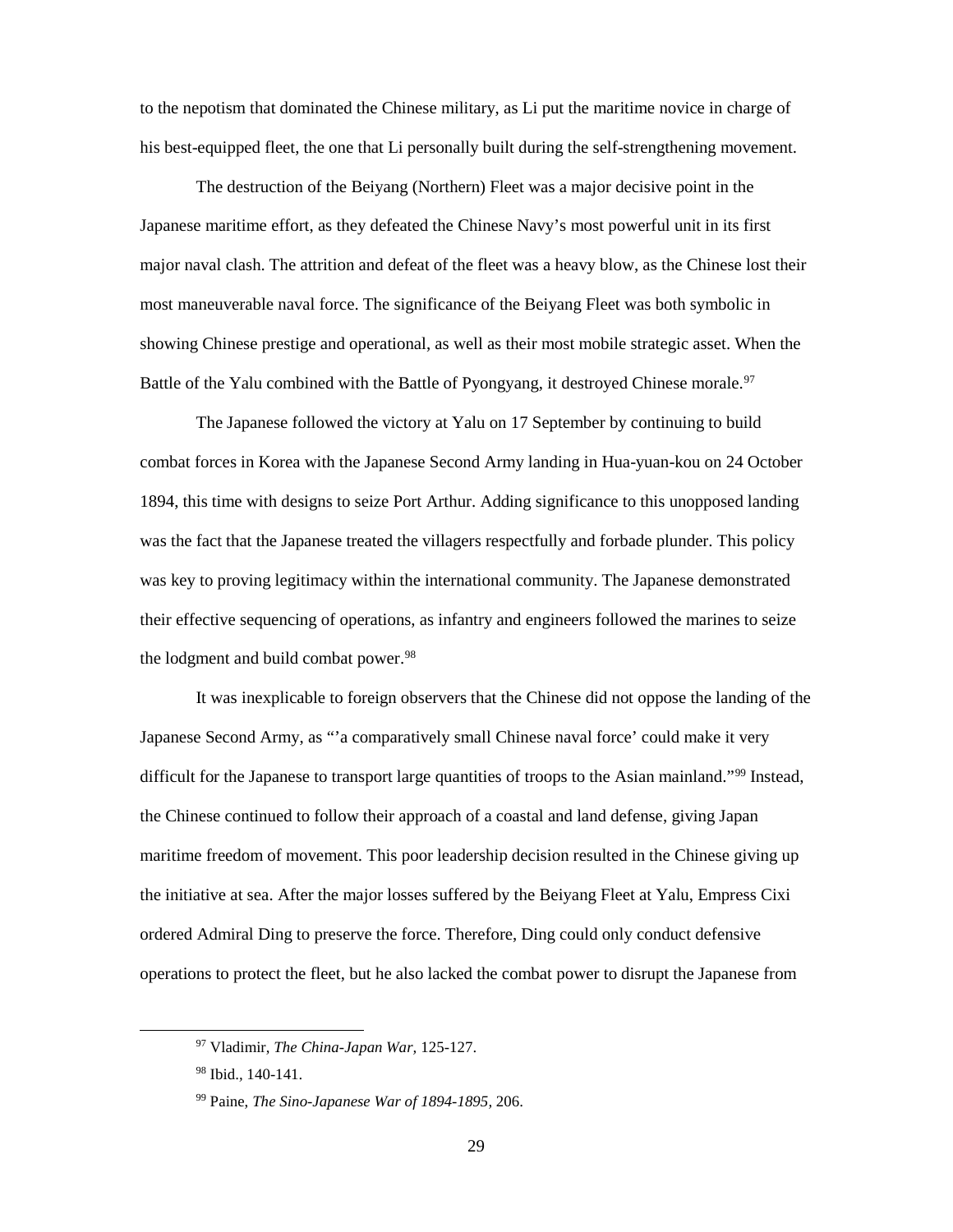to the nepotism that dominated the Chinese military, as Li put the maritime novice in charge of his best-equipped fleet, the one that Li personally built during the self-strengthening movement.

The destruction of the Beiyang (Northern) Fleet was a major decisive point in the Japanese maritime effort, as they defeated the Chinese Navy's most powerful unit in its first major naval clash. The attrition and defeat of the fleet was a heavy blow, as the Chinese lost their most maneuverable naval force. The significance of the Beiyang Fleet was both symbolic in showing Chinese prestige and operational, as well as their most mobile strategic asset. When the Battle of the Yalu combined with the Battle of Pyongyang, it destroyed Chinese morale.[97]

The Japanese followed the victory at Yalu on 17 September by continuing to build combat forces in Korea with the Japanese Second Army landing in Hua-yuan-kou on 24 October 1894, this time with designs to seize Port Arthur. Adding significance to this unopposed landing was the fact that the Japanese treated the villagers respectfully and forbade plunder. This policy was key to proving legitimacy within the international community. The Japanese demonstrated their effective sequencing of operations, as infantry and engineers followed the marines to seize the lodgment and build combat power.[98]

It was inexplicable to foreign observers that the Chinese did not oppose the landing of the Japanese Second Army, as "'a comparatively small Chinese naval force' could make it very difficult for the Japanese to transport large quantities of troops to the Asian mainland."[99] Instead, the Chinese continued to follow their approach of a coastal and land defense, giving Japan maritime freedom of movement. This poor leadership decision resulted in the Chinese giving up the initiative at sea. After the major losses suffered by the Beiyang Fleet at Yalu, Empress Cixi ordered Admiral Ding to preserve the force. Therefore, Ding could only conduct defensive operations to protect the fleet, but he also lacked the combat power to disrupt the Japanese from

[97] Vladimir, *The China-Japan War*, 125-127.

[98] Ibid., 140-141.

[99] Paine, *The Sino-Japanese War of 1894-1895*, 206.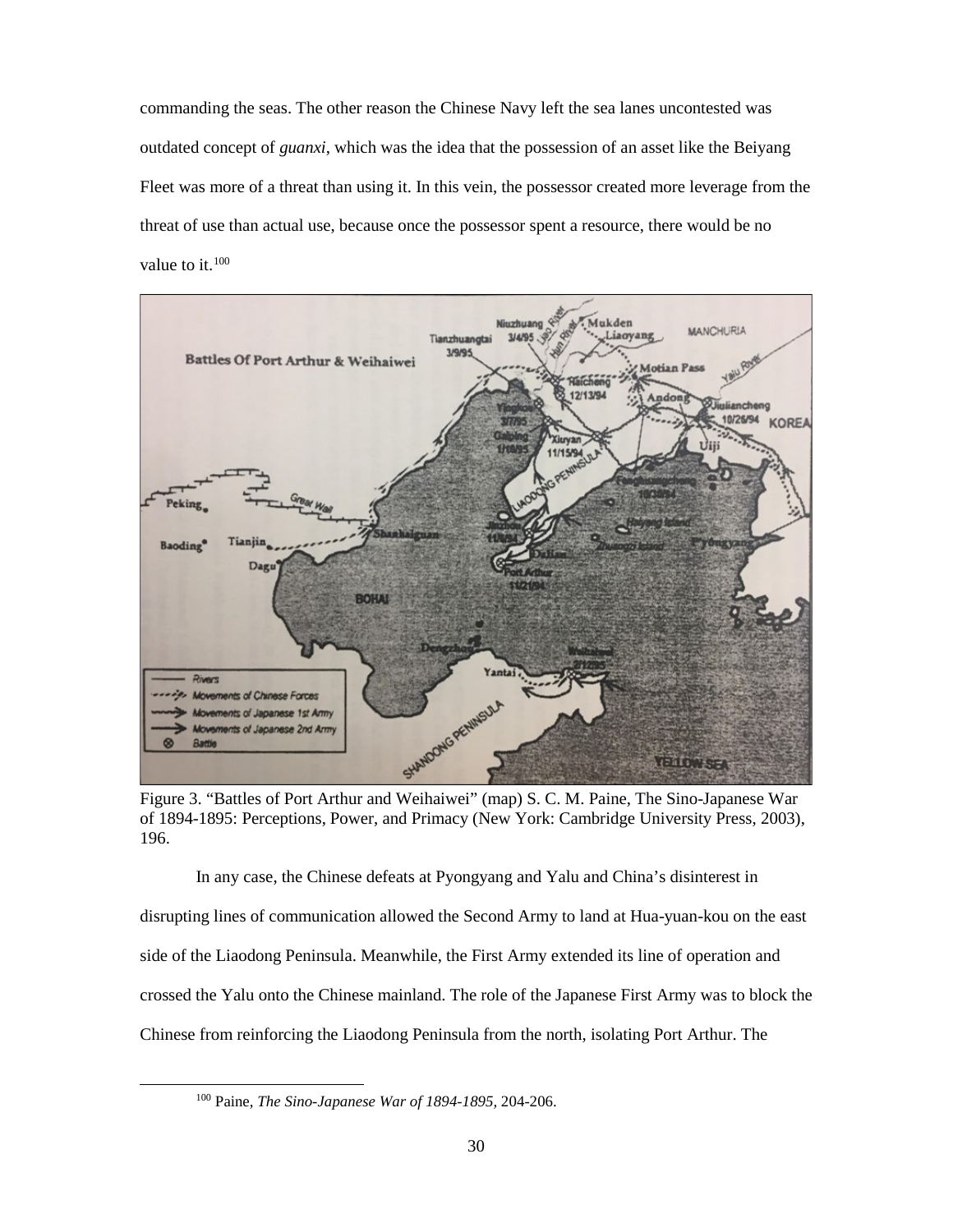commanding the seas. The other reason the Chinese Navy left the sea lanes uncontested was outdated concept of *guanxi*, which was the idea that the possession of an asset like the Beiyang Fleet was more of a threat than using it. In this vein, the possessor created more leverage from the threat of use than actual use, because once the possessor spent a resource, there would be no value to it.[100]

Figure 3. "Battles of Port Arthur and Weihaiwei" (map) S. C. M. Paine, The Sino-Japanese War of 1894-1895: Perceptions, Power, and Primacy (New York: Cambridge University Press, 2003), 196.

In any case, the Chinese defeats at Pyongyang and Yalu and China's disinterest in disrupting lines of communication allowed the Second Army to land at Hua-yuan-kou on the east side of the Liaodong Peninsula. Meanwhile, the First Army extended its line of operation and crossed the Yalu onto the Chinese mainland. The role of the Japanese First Army was to block the Chinese from reinforcing the Liaodong Peninsula from the north, isolating Port Arthur. The

[100] Paine, *The Sino-Japanese War of 1894-1895,* 204-206.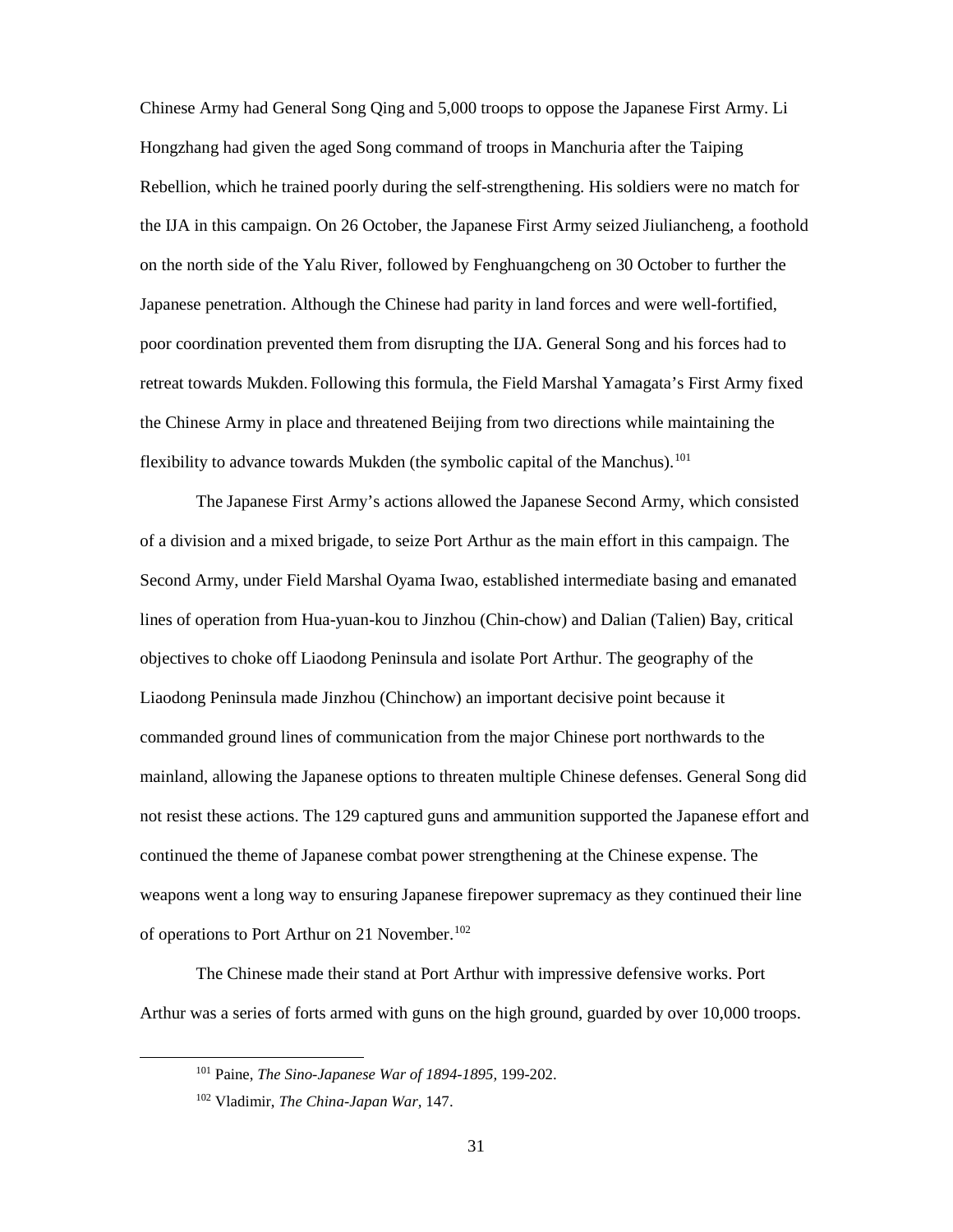Chinese Army had General Song Qing and 5,000 troops to oppose the Japanese First Army. Li Hongzhang had given the aged Song command of troops in Manchuria after the Taiping Rebellion, which he trained poorly during the self-strengthening. His soldiers were no match for the IJA in this campaign. On 26 October, the Japanese First Army seized Jiuliancheng, a foothold on the north side of the Yalu River, followed by Fenghuangcheng on 30 October to further the Japanese penetration. Although the Chinese had parity in land forces and were well-fortified, poor coordination prevented them from disrupting the IJA. General Song and his forces had to retreat towards Mukden. Following this formula, the Field Marshal Yamagata's First Army fixed the Chinese Army in place and threatened Beijing from two directions while maintaining the flexibility to advance towards Mukden (the symbolic capital of the Manchus).[101]

The Japanese First Army's actions allowed the Japanese Second Army, which consisted of a division and a mixed brigade, to seize Port Arthur as the main effort in this campaign. The Second Army, under Field Marshal Oyama Iwao, established intermediate basing and emanated lines of operation from Hua-yuan-kou to Jinzhou (Chin-chow) and Dalian (Talien) Bay, critical objectives to choke off Liaodong Peninsula and isolate Port Arthur. The geography of the Liaodong Peninsula made Jinzhou (Chinchow) an important decisive point because it commanded ground lines of communication from the major Chinese port northwards to the mainland, allowing the Japanese options to threaten multiple Chinese defenses. General Song did not resist these actions. The 129 captured guns and ammunition supported the Japanese effort and continued the theme of Japanese combat power strengthening at the Chinese expense. The weapons went a long way to ensuring Japanese firepower supremacy as they continued their line of operations to Port Arthur on 21 November.[102]

The Chinese made their stand at Port Arthur with impressive defensive works. Port Arthur was a series of forts armed with guns on the high ground, guarded by over 10,000 troops.

---

[101] Paine, *The Sino-Japanese War of 1894-1895,* 199-202.

[102] Vladimir, *The China-Japan War,* 147.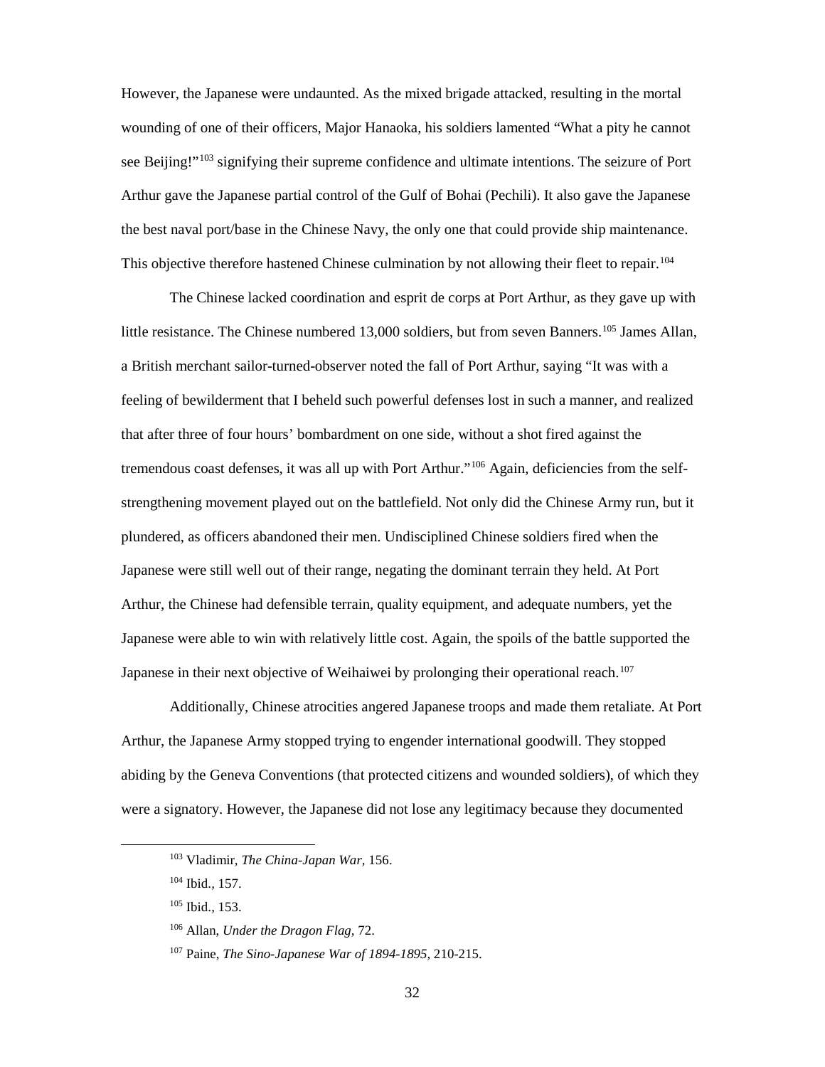However, the Japanese were undaunted. As the mixed brigade attacked, resulting in the mortal wounding of one of their officers, Major Hanaoka, his soldiers lamented "What a pity he cannot see Beijing!"[103] signifying their supreme confidence and ultimate intentions. The seizure of Port Arthur gave the Japanese partial control of the Gulf of Bohai (Pechili). It also gave the Japanese the best naval port/base in the Chinese Navy, the only one that could provide ship maintenance. This objective therefore hastened Chinese culmination by not allowing their fleet to repair.[104]

The Chinese lacked coordination and esprit de corps at Port Arthur, as they gave up with little resistance. The Chinese numbered 13,000 soldiers, but from seven Banners.[105] James Allan, a British merchant sailor-turned-observer noted the fall of Port Arthur, saying "It was with a feeling of bewilderment that I beheld such powerful defenses lost in such a manner, and realized that after three of four hours' bombardment on one side, without a shot fired against the tremendous coast defenses, it was all up with Port Arthur."[106] Again, deficiencies from the self-strengthening movement played out on the battlefield. Not only did the Chinese Army run, but it plundered, as officers abandoned their men. Undisciplined Chinese soldiers fired when the Japanese were still well out of their range, negating the dominant terrain they held. At Port Arthur, the Chinese had defensible terrain, quality equipment, and adequate numbers, yet the Japanese were able to win with relatively little cost. Again, the spoils of the battle supported the Japanese in their next objective of Weihaiwei by prolonging their operational reach.[107]

Additionally, Chinese atrocities angered Japanese troops and made them retaliate. At Port Arthur, the Japanese Army stopped trying to engender international goodwill. They stopped abiding by the Geneva Conventions (that protected citizens and wounded soldiers), of which they were a signatory. However, the Japanese did not lose any legitimacy because they documented

---

[103] Vladimir, *The China-Japan War,* 156.

[104] Ibid., 157.

[105] Ibid., 153.

[106] Allan, *Under the Dragon Flag,* 72.

[107] Paine, *The Sino-Japanese War of 1894-1895,* 210-215.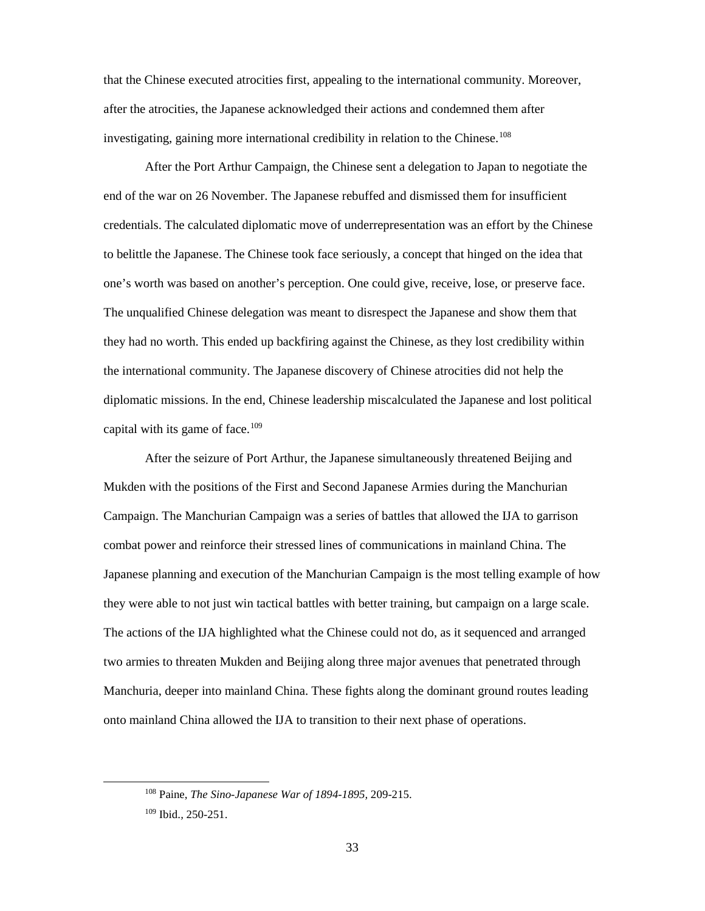that the Chinese executed atrocities first, appealing to the international community. Moreover, after the atrocities, the Japanese acknowledged their actions and condemned them after investigating, gaining more international credibility in relation to the Chinese.[108]

After the Port Arthur Campaign, the Chinese sent a delegation to Japan to negotiate the end of the war on 26 November. The Japanese rebuffed and dismissed them for insufficient credentials. The calculated diplomatic move of underrepresentation was an effort by the Chinese to belittle the Japanese. The Chinese took face seriously, a concept that hinged on the idea that one's worth was based on another's perception. One could give, receive, lose, or preserve face. The unqualified Chinese delegation was meant to disrespect the Japanese and show them that they had no worth. This ended up backfiring against the Chinese, as they lost credibility within the international community. The Japanese discovery of Chinese atrocities did not help the diplomatic missions. In the end, Chinese leadership miscalculated the Japanese and lost political capital with its game of face.[109]

After the seizure of Port Arthur, the Japanese simultaneously threatened Beijing and Mukden with the positions of the First and Second Japanese Armies during the Manchurian Campaign. The Manchurian Campaign was a series of battles that allowed the IJA to garrison combat power and reinforce their stressed lines of communications in mainland China. The Japanese planning and execution of the Manchurian Campaign is the most telling example of how they were able to not just win tactical battles with better training, but campaign on a large scale. The actions of the IJA highlighted what the Chinese could not do, as it sequenced and arranged two armies to threaten Mukden and Beijing along three major avenues that penetrated through Manchuria, deeper into mainland China. These fights along the dominant ground routes leading onto mainland China allowed the IJA to transition to their next phase of operations.

[108] Paine, *The Sino-Japanese War of 1894-1895*, 209-215.

[109] Ibid., 250-251.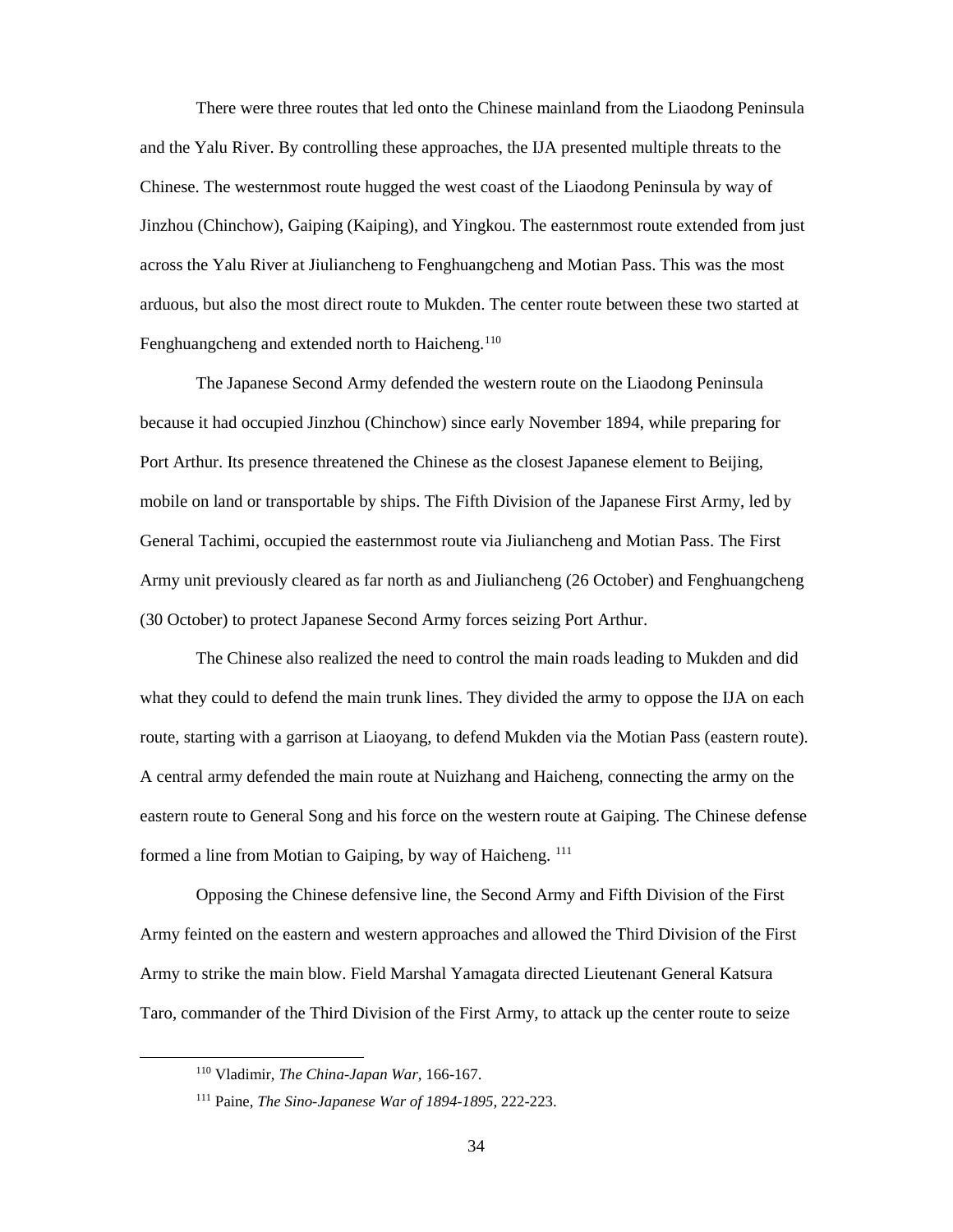There were three routes that led onto the Chinese mainland from the Liaodong Peninsula and the Yalu River. By controlling these approaches, the IJA presented multiple threats to the Chinese. The westernmost route hugged the west coast of the Liaodong Peninsula by way of Jinzhou (Chinchow), Gaiping (Kaiping), and Yingkou. The easternmost route extended from just across the Yalu River at Jiuliancheng to Fenghuangcheng and Motian Pass. This was the most arduous, but also the most direct route to Mukden. The center route between these two started at Fenghuangcheng and extended north to Haicheng.[110]

The Japanese Second Army defended the western route on the Liaodong Peninsula because it had occupied Jinzhou (Chinchow) since early November 1894, while preparing for Port Arthur. Its presence threatened the Chinese as the closest Japanese element to Beijing, mobile on land or transportable by ships. The Fifth Division of the Japanese First Army, led by General Tachimi, occupied the easternmost route via Jiuliancheng and Motian Pass. The First Army unit previously cleared as far north as and Jiuliancheng (26 October) and Fenghuangcheng (30 October) to protect Japanese Second Army forces seizing Port Arthur.

The Chinese also realized the need to control the main roads leading to Mukden and did what they could to defend the main trunk lines. They divided the army to oppose the IJA on each route, starting with a garrison at Liaoyang, to defend Mukden via the Motian Pass (eastern route). A central army defended the main route at Nuizhang and Haicheng, connecting the army on the eastern route to General Song and his force on the western route at Gaiping. The Chinese defense formed a line from Motian to Gaiping, by way of Haicheng. [111]

Opposing the Chinese defensive line, the Second Army and Fifth Division of the First Army feinted on the eastern and western approaches and allowed the Third Division of the First Army to strike the main blow. Field Marshal Yamagata directed Lieutenant General Katsura Taro, commander of the Third Division of the First Army, to attack up the center route to seize

[110] Vladimir, *The China-Japan War,* 166-167.

[111] Paine, *The Sino-Japanese War of 1894-1895,* 222-223.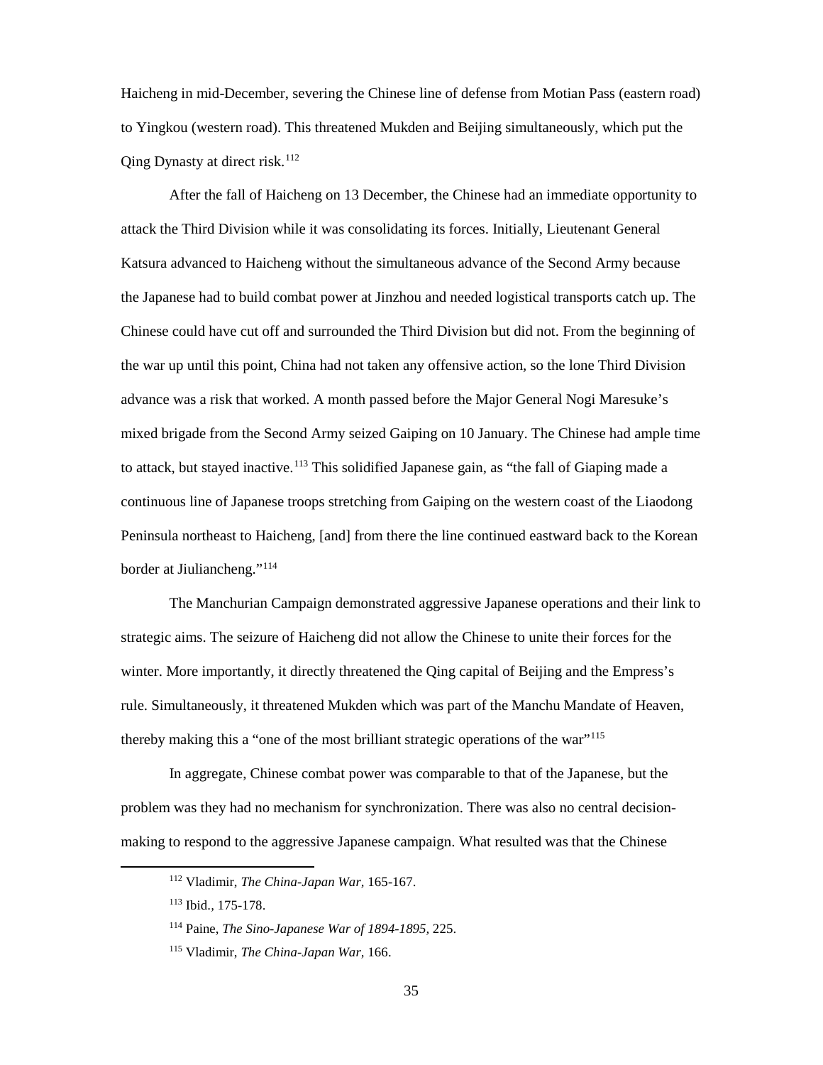Haicheng in mid-December, severing the Chinese line of defense from Motian Pass (eastern road) to Yingkou (western road). This threatened Mukden and Beijing simultaneously, which put the Qing Dynasty at direct risk.[112]

After the fall of Haicheng on 13 December, the Chinese had an immediate opportunity to attack the Third Division while it was consolidating its forces. Initially, Lieutenant General Katsura advanced to Haicheng without the simultaneous advance of the Second Army because the Japanese had to build combat power at Jinzhou and needed logistical transports catch up. The Chinese could have cut off and surrounded the Third Division but did not. From the beginning of the war up until this point, China had not taken any offensive action, so the lone Third Division advance was a risk that worked. A month passed before the Major General Nogi Maresuke's mixed brigade from the Second Army seized Gaiping on 10 January. The Chinese had ample time to attack, but stayed inactive.[113] This solidified Japanese gain, as "the fall of Giaping made a continuous line of Japanese troops stretching from Gaiping on the western coast of the Liaodong Peninsula northeast to Haicheng, [and] from there the line continued eastward back to the Korean border at Jiuliancheng."[114]

The Manchurian Campaign demonstrated aggressive Japanese operations and their link to strategic aims. The seizure of Haicheng did not allow the Chinese to unite their forces for the winter. More importantly, it directly threatened the Qing capital of Beijing and the Empress's rule. Simultaneously, it threatened Mukden which was part of the Manchu Mandate of Heaven, thereby making this a "one of the most brilliant strategic operations of the war"[115]

In aggregate, Chinese combat power was comparable to that of the Japanese, but the problem was they had no mechanism for synchronization. There was also no central decision-making to respond to the aggressive Japanese campaign. What resulted was that the Chinese

---

[112] Vladimir, *The China-Japan War,* 165-167.

[113] Ibid., 175-178.

[114] Paine, *The Sino-Japanese War of 1894-1895,* 225.

[115] Vladimir, *The China-Japan War,* 166.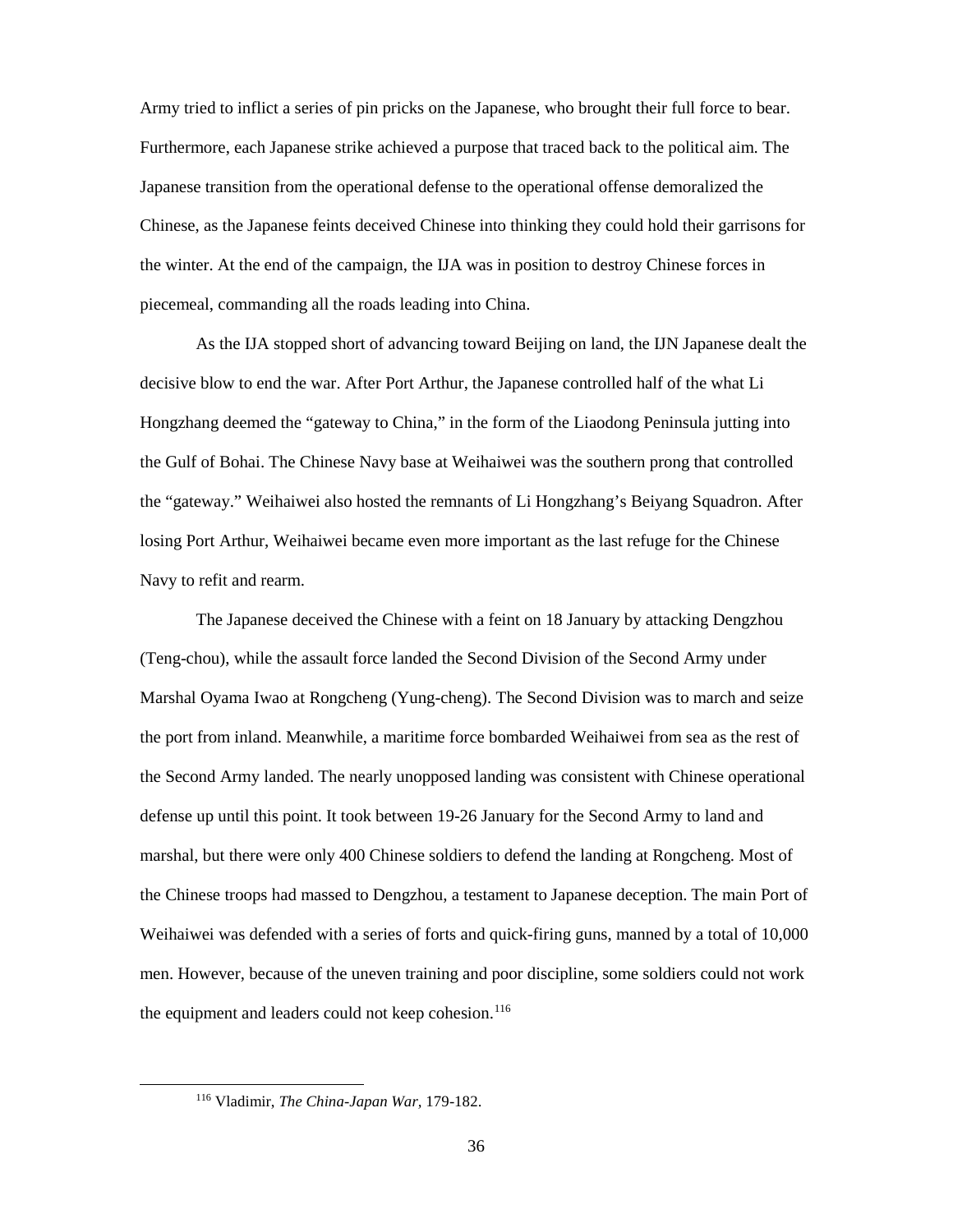Army tried to inflict a series of pin pricks on the Japanese, who brought their full force to bear. Furthermore, each Japanese strike achieved a purpose that traced back to the political aim. The Japanese transition from the operational defense to the operational offense demoralized the Chinese, as the Japanese feints deceived Chinese into thinking they could hold their garrisons for the winter. At the end of the campaign, the IJA was in position to destroy Chinese forces in piecemeal, commanding all the roads leading into China.

As the IJA stopped short of advancing toward Beijing on land, the IJN Japanese dealt the decisive blow to end the war. After Port Arthur, the Japanese controlled half of the what Li Hongzhang deemed the "gateway to China," in the form of the Liaodong Peninsula jutting into the Gulf of Bohai. The Chinese Navy base at Weihaiwei was the southern prong that controlled the "gateway." Weihaiwei also hosted the remnants of Li Hongzhang's Beiyang Squadron. After losing Port Arthur, Weihaiwei became even more important as the last refuge for the Chinese Navy to refit and rearm.

The Japanese deceived the Chinese with a feint on 18 January by attacking Dengzhou (Teng-chou), while the assault force landed the Second Division of the Second Army under Marshal Oyama Iwao at Rongcheng (Yung-cheng). The Second Division was to march and seize the port from inland. Meanwhile, a maritime force bombarded Weihaiwei from sea as the rest of the Second Army landed. The nearly unopposed landing was consistent with Chinese operational defense up until this point. It took between 19-26 January for the Second Army to land and marshal, but there were only 400 Chinese soldiers to defend the landing at Rongcheng. Most of the Chinese troops had massed to Dengzhou, a testament to Japanese deception. The main Port of Weihaiwei was defended with a series of forts and quick-firing guns, manned by a total of 10,000 men. However, because of the uneven training and poor discipline, some soldiers could not work the equipment and leaders could not keep cohesion.[116]

[116] Vladimir, *The China-Japan War,* 179-182.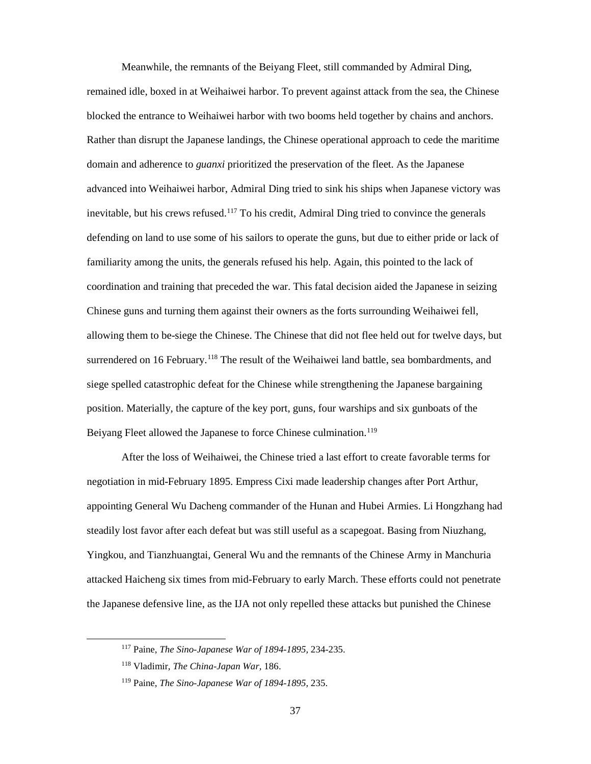Meanwhile, the remnants of the Beiyang Fleet, still commanded by Admiral Ding, remained idle, boxed in at Weihaiwei harbor. To prevent against attack from the sea, the Chinese blocked the entrance to Weihaiwei harbor with two booms held together by chains and anchors. Rather than disrupt the Japanese landings, the Chinese operational approach to cede the maritime domain and adherence to *guanxi* prioritized the preservation of the fleet. As the Japanese advanced into Weihaiwei harbor, Admiral Ding tried to sink his ships when Japanese victory was inevitable, but his crews refused.[117] To his credit, Admiral Ding tried to convince the generals defending on land to use some of his sailors to operate the guns, but due to either pride or lack of familiarity among the units, the generals refused his help. Again, this pointed to the lack of coordination and training that preceded the war. This fatal decision aided the Japanese in seizing Chinese guns and turning them against their owners as the forts surrounding Weihaiwei fell, allowing them to be-siege the Chinese. The Chinese that did not flee held out for twelve days, but surrendered on 16 February.[118] The result of the Weihaiwei land battle, sea bombardments, and siege spelled catastrophic defeat for the Chinese while strengthening the Japanese bargaining position. Materially, the capture of the key port, guns, four warships and six gunboats of the Beiyang Fleet allowed the Japanese to force Chinese culmination.[119]

After the loss of Weihaiwei, the Chinese tried a last effort to create favorable terms for negotiation in mid-February 1895. Empress Cixi made leadership changes after Port Arthur, appointing General Wu Dacheng commander of the Hunan and Hubei Armies. Li Hongzhang had steadily lost favor after each defeat but was still useful as a scapegoat. Basing from Niuzhang, Yingkou, and Tianzhuangtai, General Wu and the remnants of the Chinese Army in Manchuria attacked Haicheng six times from mid-February to early March. These efforts could not penetrate the Japanese defensive line, as the IJA not only repelled these attacks but punished the Chinese

---

[117] Paine, *The Sino-Japanese War of 1894-1895,* 234-235.

[118] Vladimir, *The China-Japan War,* 186.

[119] Paine, *The Sino-Japanese War of 1894-1895,* 235.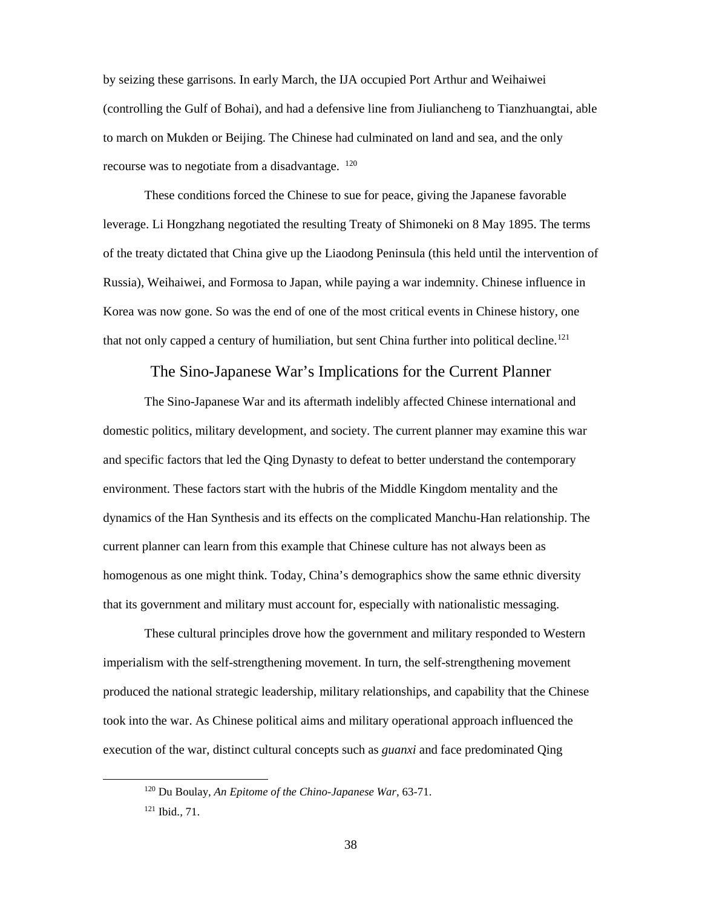by seizing these garrisons. In early March, the IJA occupied Port Arthur and Weihaiwei (controlling the Gulf of Bohai), and had a defensive line from Jiuliancheng to Tianzhuangtai, able to march on Mukden or Beijing. The Chinese had culminated on land and sea, and the only recourse was to negotiate from a disadvantage. [120]

These conditions forced the Chinese to sue for peace, giving the Japanese favorable leverage. Li Hongzhang negotiated the resulting Treaty of Shimoneki on 8 May 1895. The terms of the treaty dictated that China give up the Liaodong Peninsula (this held until the intervention of Russia), Weihaiwei, and Formosa to Japan, while paying a war indemnity. Chinese influence in Korea was now gone. So was the end of one of the most critical events in Chinese history, one that not only capped a century of humiliation, but sent China further into political decline.[121]

## The Sino-Japanese War's Implications for the Current Planner

The Sino-Japanese War and its aftermath indelibly affected Chinese international and domestic politics, military development, and society. The current planner may examine this war and specific factors that led the Qing Dynasty to defeat to better understand the contemporary environment. These factors start with the hubris of the Middle Kingdom mentality and the dynamics of the Han Synthesis and its effects on the complicated Manchu-Han relationship. The current planner can learn from this example that Chinese culture has not always been as homogenous as one might think. Today, China's demographics show the same ethnic diversity that its government and military must account for, especially with nationalistic messaging.

These cultural principles drove how the government and military responded to Western imperialism with the self-strengthening movement. In turn, the self-strengthening movement produced the national strategic leadership, military relationships, and capability that the Chinese took into the war. As Chinese political aims and military operational approach influenced the execution of the war, distinct cultural concepts such as *guanxi* and face predominated Qing

---

[120] Du Boulay, *An Epitome of the Chino-Japanese War*, 63-71.

[121] Ibid., 71.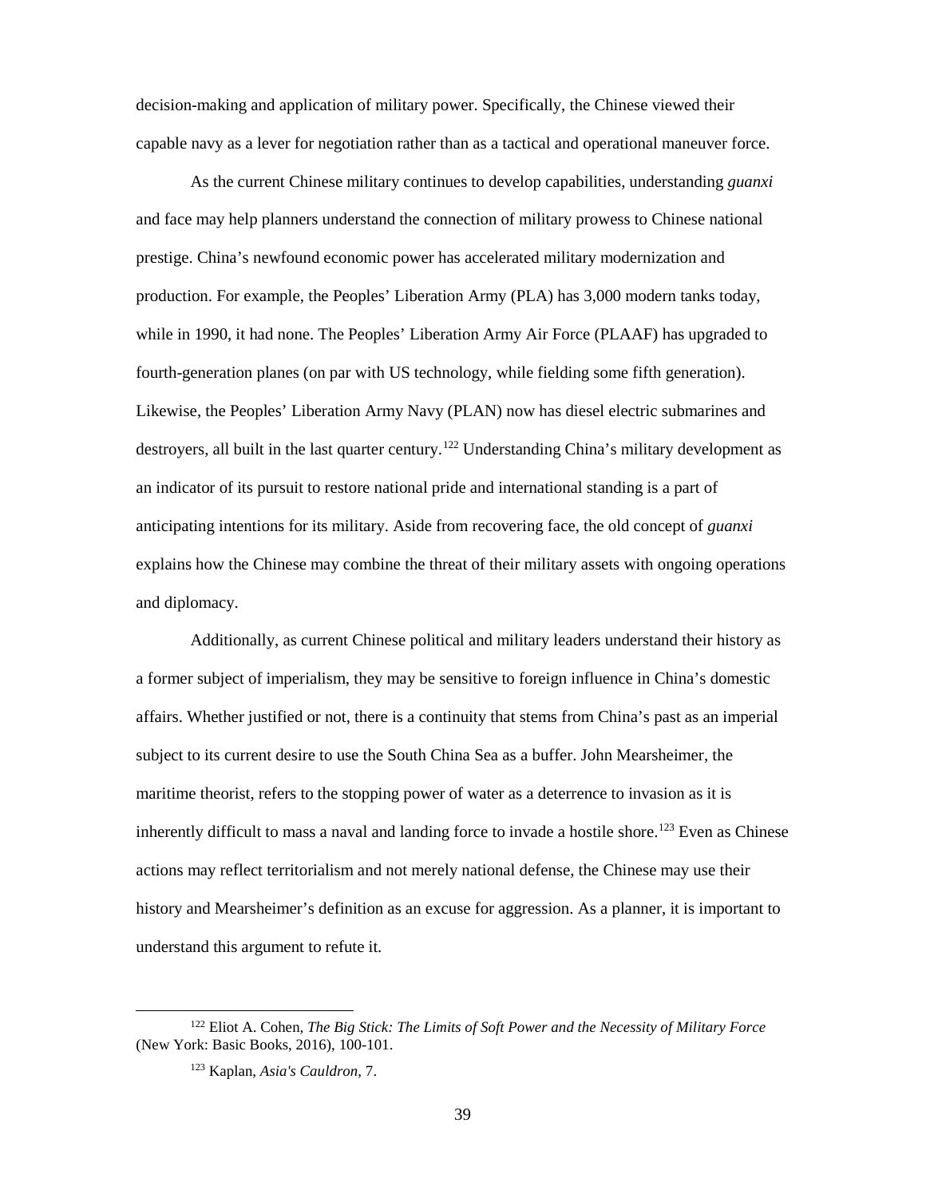decision-making and application of military power. Specifically, the Chinese viewed their capable navy as a lever for negotiation rather than as a tactical and operational maneuver force.

As the current Chinese military continues to develop capabilities, understanding *guanxi* and face may help planners understand the connection of military prowess to Chinese national prestige. China's newfound economic power has accelerated military modernization and production. For example, the Peoples' Liberation Army (PLA) has 3,000 modern tanks today, while in 1990, it had none. The Peoples' Liberation Army Air Force (PLAAF) has upgraded to fourth-generation planes (on par with US technology, while fielding some fifth generation). Likewise, the Peoples' Liberation Army Navy (PLAN) now has diesel electric submarines and destroyers, all built in the last quarter century.[122] Understanding China's military development as an indicator of its pursuit to restore national pride and international standing is a part of anticipating intentions for its military. Aside from recovering face, the old concept of *guanxi* explains how the Chinese may combine the threat of their military assets with ongoing operations and diplomacy.

Additionally, as current Chinese political and military leaders understand their history as a former subject of imperialism, they may be sensitive to foreign influence in China's domestic affairs. Whether justified or not, there is a continuity that stems from China's past as an imperial subject to its current desire to use the South China Sea as a buffer. John Mearsheimer, the maritime theorist, refers to the stopping power of water as a deterrence to invasion as it is inherently difficult to mass a naval and landing force to invade a hostile shore.[123] Even as Chinese actions may reflect territorialism and not merely national defense, the Chinese may use their history and Mearsheimer's definition as an excuse for aggression. As a planner, it is important to understand this argument to refute it.

---

[122] Eliot A. Cohen, *The Big Stick: The Limits of Soft Power and the Necessity of Military Force* (New York: Basic Books, 2016), 100-101.

[123] Kaplan, *Asia's Cauldron*, 7.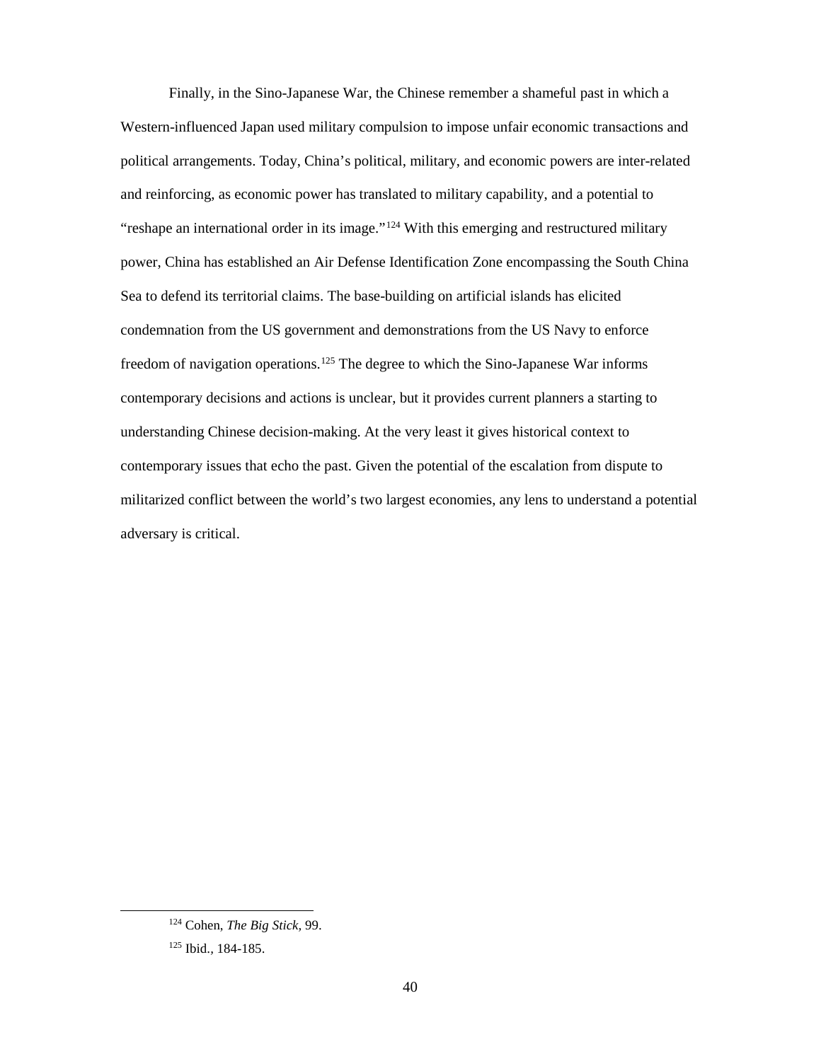Finally, in the Sino-Japanese War, the Chinese remember a shameful past in which a Western-influenced Japan used military compulsion to impose unfair economic transactions and political arrangements. Today, China's political, military, and economic powers are inter-related and reinforcing, as economic power has translated to military capability, and a potential to "reshape an international order in its image."[124] With this emerging and restructured military power, China has established an Air Defense Identification Zone encompassing the South China Sea to defend its territorial claims. The base-building on artificial islands has elicited condemnation from the US government and demonstrations from the US Navy to enforce freedom of navigation operations.[125] The degree to which the Sino-Japanese War informs contemporary decisions and actions is unclear, but it provides current planners a starting to understanding Chinese decision-making. At the very least it gives historical context to contemporary issues that echo the past. Given the potential of the escalation from dispute to militarized conflict between the world's two largest economies, any lens to understand a potential adversary is critical.

---

[124] Cohen, *The Big Stick*, 99.

[125] Ibid., 184-185.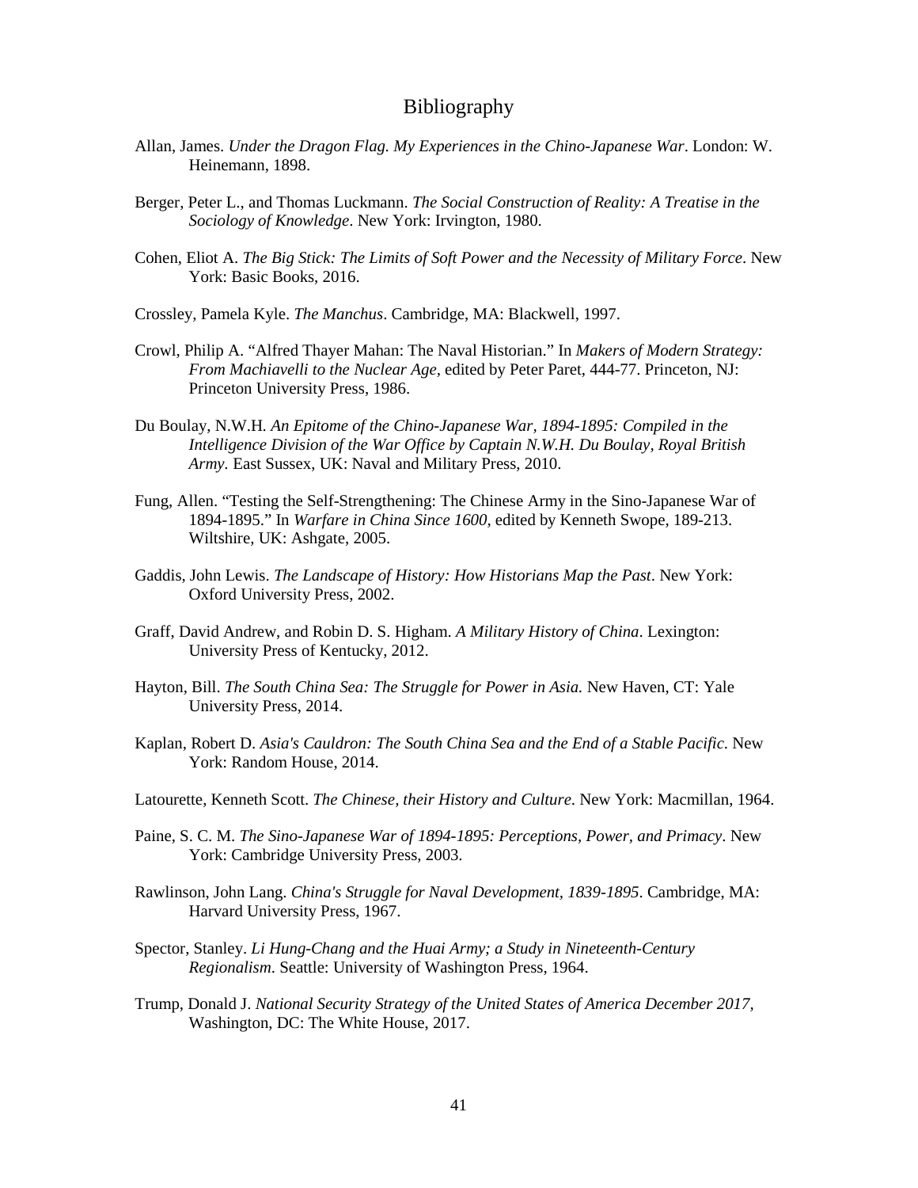# Bibliography

Allan, James. *Under the Dragon Flag. My Experiences in the Chino-Japanese War*. London: W. Heinemann, 1898.

Berger, Peter L., and Thomas Luckmann. *The Social Construction of Reality: A Treatise in the Sociology of Knowledge*. New York: Irvington, 1980.

Cohen, Eliot A. *The Big Stick: The Limits of Soft Power and the Necessity of Military Force*. New York: Basic Books, 2016.

Crossley, Pamela Kyle. *The Manchus*. Cambridge, MA: Blackwell, 1997.

Crowl, Philip A. "Alfred Thayer Mahan: The Naval Historian." In *Makers of Modern Strategy: From Machiavelli to the Nuclear Age*, edited by Peter Paret, 444-77. Princeton, NJ: Princeton University Press, 1986.

Du Boulay, N.W.H. *An Epitome of the Chino-Japanese War, 1894-1895: Compiled in the Intelligence Division of the War Office by Captain N.W.H. Du Boulay, Royal British Army*. East Sussex, UK: Naval and Military Press, 2010.

Fung, Allen. "Testing the Self-Strengthening: The Chinese Army in the Sino-Japanese War of 1894-1895." In *Warfare in China Since 1600*, edited by Kenneth Swope, 189-213. Wiltshire, UK: Ashgate, 2005.

Gaddis, John Lewis. *The Landscape of History: How Historians Map the Past*. New York: Oxford University Press, 2002.

Graff, David Andrew, and Robin D. S. Higham. *A Military History of China*. Lexington: University Press of Kentucky, 2012.

Hayton, Bill. *The South China Sea: The Struggle for Power in Asia.* New Haven, CT: Yale University Press, 2014.

Kaplan, Robert D. *Asia's Cauldron: The South China Sea and the End of a Stable Pacific*. New York: Random House, 2014.

Latourette, Kenneth Scott. *The Chinese, their History and Culture*. New York: Macmillan, 1964.

Paine, S. C. M. *The Sino-Japanese War of 1894-1895: Perceptions, Power, and Primacy*. New York: Cambridge University Press, 2003.

Rawlinson, John Lang. *China's Struggle for Naval Development, 1839-1895*. Cambridge, MA: Harvard University Press, 1967.

Spector, Stanley. *Li Hung-Chang and the Huai Army; a Study in Nineteenth-Century Regionalism*. Seattle: University of Washington Press, 1964.

Trump, Donald J. *National Security Strategy of the United States of America December 2017*, Washington, DC: The White House, 2017.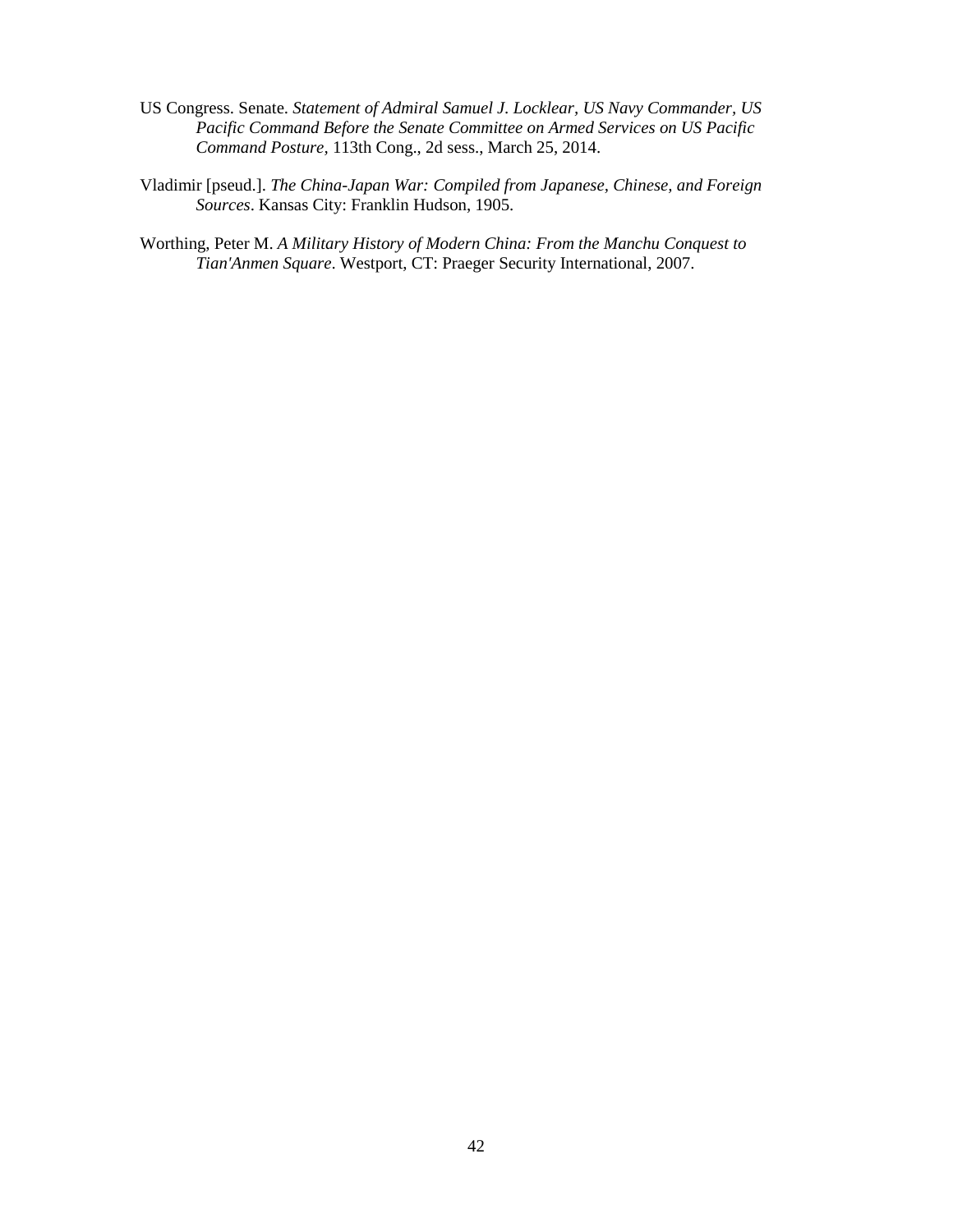US Congress. Senate. *Statement of Admiral Samuel J. Locklear, US Navy Commander, US Pacific Command Before the Senate Committee on Armed Services on US Pacific Command Posture,* 113th Cong., 2d sess., March 25, 2014.

Vladimir [pseud.]. *The China-Japan War: Compiled from Japanese, Chinese, and Foreign Sources*. Kansas City: Franklin Hudson, 1905.

Worthing, Peter M. *A Military History of Modern China: From the Manchu Conquest to Tian'Anmen Square*. Westport, CT: Praeger Security International, 2007.